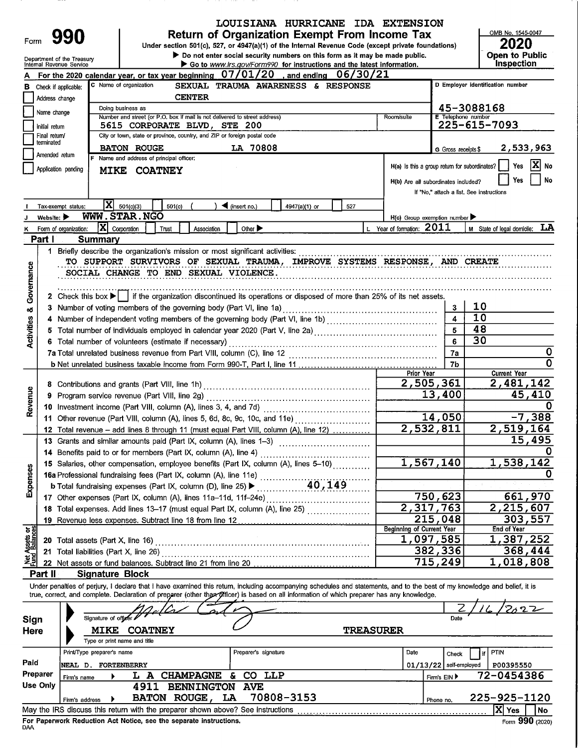LOUISIANA HURRICANE IDA EXTENSION

# Form 990 Return of Organization Exempt From Income Tax

Under section 501(c), 527, or 4947(a)(1) of the Internal Revenue Code (except private foundations)

▶ Do not enter social security numbers on this form as it may be made public.

▶ Go to www.irs.gov/Form990 for instructions and the latest information.

Department of the Treasury
Internal Revenue Service

OMB No. 1545-0047

**2020**

**Open to Public Inspection**

**A** For the 2020 calendar year, or tax year beginning 07/01/20, and ending 06/30/21

**B** Check if applicable:
- [ ] Address change
- [ ] Name change
- [ ] Initial return
- [ ] Final return/terminated
- [ ] Amended return
- [ ] Application pending

**C** Name of organization: SEXUAL TRAUMA AWARENESS & RESPONSE CENTER

Doing business as

Number and street (or P.O. box if mail is not delivered to street address): 5615 CORPORATE BLVD, STE 200 | Room/suite

City or town, state or province, country, and ZIP or foreign postal code: BATON ROUGE LA 70808

**D** Employer identification number: 45-3088168

**E** Telephone number: 225-615-7093

**G** Gross receipts $ 2,533,963

**F** Name and address of principal officer: MIKE COATNEY

H(a) Is this a group return for subordinates? [ ] Yes [X] No

H(b) Are all subordinates included? [ ] Yes [ ] No
If "No," attach a list. See instructions

**I** Tax-exempt status: [X] 501(c)(3) [ ] 501(c) ( ) ◀ (insert no.) [ ] 4947(a)(1) or [ ] 527

**J** Website: ▶ WWW.STAR.NGO

H(c) Group exemption number ▶

**K** Form of organization: [X] Corporation [ ] Trust [ ] Association [ ] Other ▶

**L** Year of formation: 2011

**M** State of legal domicile: LA

## Part I Summary

**Activities & Governance**

1 Briefly describe the organization's mission or most significant activities:
TO SUPPORT SURVIVORS OF SEXUAL TRAUMA, IMPROVE SYSTEMS RESPONSE, AND CREATE SOCIAL CHANGE TO END SEXUAL VIOLENCE.

2 Check this box ▶ [ ] if the organization discontinued its operations or disposed of more than 25% of its net assets.

| | | | |
|---|---|---|---|
| 3 | Number of voting members of the governing body (Part VI, line 1a) | 3 | 10 |
| 4 | Number of independent voting members of the governing body (Part VI, line 1b) | 4 | 10 |
| 5 | Total number of individuals employed in calendar year 2020 (Part V, line 2a) | 5 | 48 |
| 6 | Total number of volunteers (estimate if necessary) | 6 | 30 |
| 7a | Total unrelated business revenue from Part VIII, column (C), line 12 | 7a | 0 |
| b | Net unrelated business taxable income from Form 990-T, Part I, line 11 | 7b | 0 |

| | | Prior Year | Current Year |
|---|---|---|---|
| **Revenue** | | | |
| 8 | Contributions and grants (Part VIII, line 1h) | 2,505,361 | 2,481,142 |
| 9 | Program service revenue (Part VIII, line 2g) | 13,400 | 45,410 |
| 10 | Investment income (Part VIII, column (A), lines 3, 4, and 7d) | | 0 |
| 11 | Other revenue (Part VIII, column (A), lines 5, 6d, 8c, 9c, 10c, and 11e) | 14,050 | -7,388 |
| 12 | Total revenue – add lines 8 through 11 (must equal Part VIII, column (A), line 12) | 2,532,811 | 2,519,164 |
| **Expenses** | | | |
| 13 | Grants and similar amounts paid (Part IX, column (A), lines 1–3) | | 15,495 |
| 14 | Benefits paid to or for members (Part IX, column (A), line 4) | | 0 |
| 15 | Salaries, other compensation, employee benefits (Part IX, column (A), lines 5–10) | 1,567,140 | 1,538,142 |
| 16a | Professional fundraising fees (Part IX, column (A), line 11e) | | 0 |
| b | Total fundraising expenses (Part IX, column (D), line 25) ▶ 40,149 | | |
| 17 | Other expenses (Part IX, column (A), lines 11a–11d, 11f–24e) | 750,623 | 661,970 |
| 18 | Total expenses. Add lines 13–17 (must equal Part IX, column (A), line 25) | 2,317,763 | 2,215,607 |
| 19 | Revenue less expenses. Subtract line 18 from line 12 | 215,048 | 303,557 |
| **Net Assets or Fund Balances** | | **Beginning of Current Year** | **End of Year** |
| 20 | Total assets (Part X, line 16) | 1,097,585 | 1,387,252 |
| 21 | Total liabilities (Part X, line 26) | 382,336 | 368,444 |
| 22 | Net assets or fund balances. Subtract line 21 from line 20 | 715,249 | 1,018,808 |

## Part II Signature Block

Under penalties of perjury, I declare that I have examined this return, including accompanying schedules and statements, and to the best of my knowledge and belief, it is true, correct, and complete. Declaration of preparer (other than officer) is based on all information of which preparer has any knowledge.

**Sign Here**

Signature of officer: [signature] | Date: 2/16/2022

MIKE COATNEY TREASURER
Type or print name and title

**Paid Preparer Use Only**

| Print/Type preparer's name | Preparer's signature | Date | Check [ ] if self-employed | PTIN |
|---|---|---|---|---|
| NEAL D. FORTENBERRY | | 01/13/22 | | P00395550 |

Firm's name ▶ L A CHAMPAGNE & CO LLP | Firm's EIN ▶ 72-0454386

Firm's address ▶ 4911 BENNINGTON AVE BATON ROUGE, LA 70808-3153 | Phone no. 225-925-1120

May the IRS discuss this return with the preparer shown above? See instructions [X] Yes [ ] No

For Paperwork Reduction Act Notice, see the separate instructions.

DAA Form 990 (2020)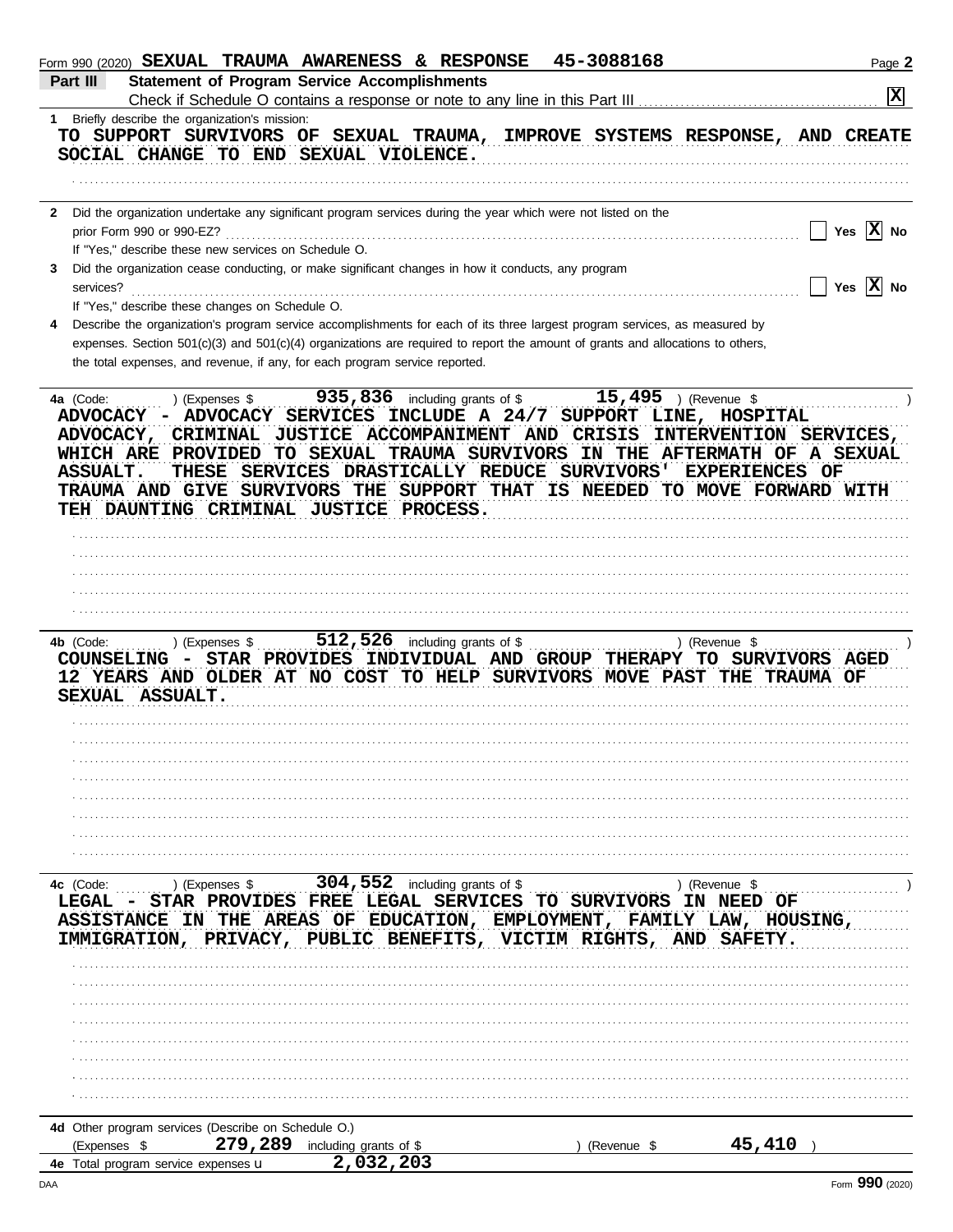Form 990 (2020) **SEXUAL TRAUMA AWARENESS & RESPONSE 45-3088168**

**Part III Statement of Program Service Accomplishments**

Check if Schedule O contains a response or note to any line in this Part III . . . . . . [X]

1 Briefly describe the organization's mission:

TO SUPPORT SURVIVORS OF SEXUAL TRAUMA, IMPROVE SYSTEMS RESPONSE, AND CREATE SOCIAL CHANGE TO END SEXUAL VIOLENCE.

2 Did the organization undertake any significant program services during the year which were not listed on the prior Form 990 or 990-EZ? . . . [ ] Yes [X] No

If "Yes," describe these new services on Schedule O.

3 Did the organization cease conducting, or make significant changes in how it conducts, any program services? . . . [ ] Yes [X] No

If "Yes," describe these changes on Schedule O.

4 Describe the organization's program service accomplishments for each of its three largest program services, as measured by expenses. Section 501(c)(3) and 501(c)(4) organizations are required to report the amount of grants and allocations to others, the total expenses, and revenue, if any, for each program service reported.

4a (Code: ) (Expenses $ 935,836 including grants of $ 15,495 ) (Revenue $ )

ADVOCACY - ADVOCACY SERVICES INCLUDE A 24/7 SUPPORT LINE, HOSPITAL ADVOCACY, CRIMINAL JUSTICE ACCOMPANIMENT AND CRISIS INTERVENTION SERVICES, WHICH ARE PROVIDED TO SEXUAL TRAUMA SURVIVORS IN THE AFTERMATH OF A SEXUAL ASSUALT. THESE SERVICES DRASTICALLY REDUCE SURVIVORS' EXPERIENCES OF TRAUMA AND GIVE SURVIVORS THE SUPPORT THAT IS NEEDED TO MOVE FORWARD WITH TEH DAUNTING CRIMINAL JUSTICE PROCESS.

4b (Code: ) (Expenses $ 512,526 including grants of $ ) (Revenue $ )

COUNSELING - STAR PROVIDES INDIVIDUAL AND GROUP THERAPY TO SURVIVORS AGED 12 YEARS AND OLDER AT NO COST TO HELP SURVIVORS MOVE PAST THE TRAUMA OF SEXUAL ASSUALT.

4c (Code: ) (Expenses $ 304,552 including grants of $ ) (Revenue $ )

LEGAL - STAR PROVIDES FREE LEGAL SERVICES TO SURVIVORS IN NEED OF ASSISTANCE IN THE AREAS OF EDUCATION, EMPLOYMENT, FAMILY LAW, HOUSING, IMMIGRATION, PRIVACY, PUBLIC BENEFITS, VICTIM RIGHTS, AND SAFETY.

4d Other program services (Describe on Schedule O.)

(Expenses $ 279,289 including grants of $ ) (Revenue $ 45,410 )

4e Total program service expenses ▸ 2,032,203

Form **990** (2020)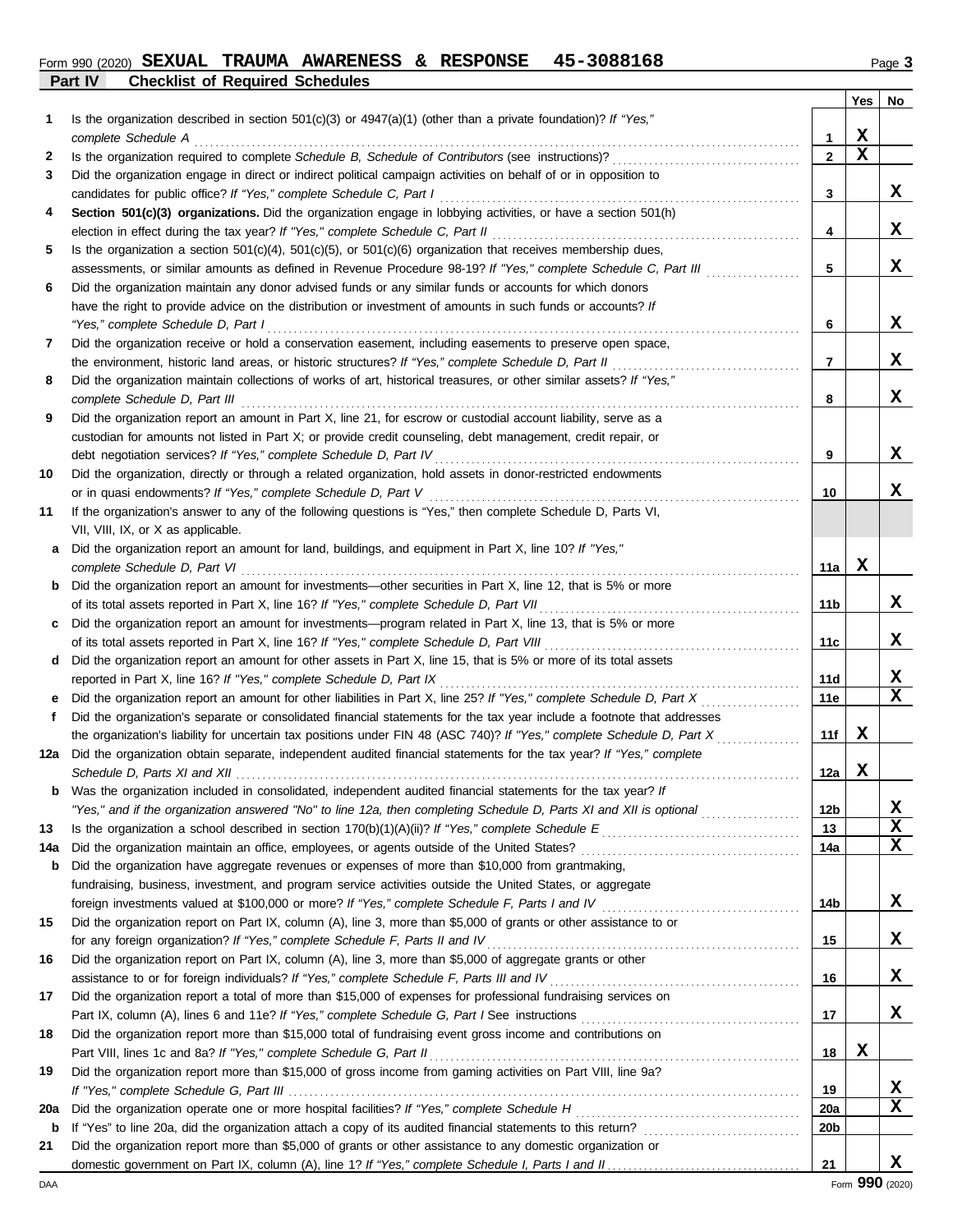Form 990 (2020) **SEXUAL TRAUMA AWARENESS & RESPONSE 45-3088168** Page 3

**Part IV Checklist of Required Schedules**

| | | | Yes | No |
|---|---|---|---|---|
| 1 | Is the organization described in section 501(c)(3) or 4947(a)(1) (other than a private foundation)? *If "Yes," complete Schedule A* | 1 | X | |
| 2 | Is the organization required to complete *Schedule B, Schedule of Contributors* (see instructions)? | 2 | X | |
| 3 | Did the organization engage in direct or indirect political campaign activities on behalf of or in opposition to candidates for public office? *If "Yes," complete Schedule C, Part I* | 3 | | X |
| 4 | **Section 501(c)(3) organizations.** Did the organization engage in lobbying activities, or have a section 501(h) election in effect during the tax year? *If "Yes," complete Schedule C, Part II* | 4 | | X |
| 5 | Is the organization a section 501(c)(4), 501(c)(5), or 501(c)(6) organization that receives membership dues, assessments, or similar amounts as defined in Revenue Procedure 98-19? *If "Yes," complete Schedule C, Part III* | 5 | | X |
| 6 | Did the organization maintain any donor advised funds or any similar funds or accounts for which donors have the right to provide advice on the distribution or investment of amounts in such funds or accounts? *If "Yes," complete Schedule D, Part I* | 6 | | X |
| 7 | Did the organization receive or hold a conservation easement, including easements to preserve open space, the environment, historic land areas, or historic structures? *If "Yes," complete Schedule D, Part II* | 7 | | X |
| 8 | Did the organization maintain collections of works of art, historical treasures, or other similar assets? *If "Yes," complete Schedule D, Part III* | 8 | | X |
| 9 | Did the organization report an amount in Part X, line 21, for escrow or custodial account liability, serve as a custodian for amounts not listed in Part X; or provide credit counseling, debt management, credit repair, or debt negotiation services? *If "Yes," complete Schedule D, Part IV* | 9 | | X |
| 10 | Did the organization, directly or through a related organization, hold assets in donor-restricted endowments or in quasi endowments? *If "Yes," complete Schedule D, Part V* | 10 | | X |
| 11 | If the organization's answer to any of the following questions is "Yes," then complete Schedule D, Parts VI, VII, VIII, IX, or X as applicable. | | | |
| a | Did the organization report an amount for land, buildings, and equipment in Part X, line 10? *If "Yes," complete Schedule D, Part VI* | 11a | X | |
| b | Did the organization report an amount for investments—other securities in Part X, line 12, that is 5% or more of its total assets reported in Part X, line 16? *If "Yes," complete Schedule D, Part VII* | 11b | | X |
| c | Did the organization report an amount for investments—program related in Part X, line 13, that is 5% or more of its total assets reported in Part X, line 16? *If "Yes," complete Schedule D, Part VIII* | 11c | | X |
| d | Did the organization report an amount for other assets in Part X, line 15, that is 5% or more of its total assets reported in Part X, line 16? *If "Yes," complete Schedule D, Part IX* | 11d | | X |
| e | Did the organization report an amount for other liabilities in Part X, line 25? *If "Yes," complete Schedule D, Part X* | 11e | | X |
| f | Did the organization's separate or consolidated financial statements for the tax year include a footnote that addresses the organization's liability for uncertain tax positions under FIN 48 (ASC 740)? *If "Yes," complete Schedule D, Part X* | 11f | X | |
| 12a | Did the organization obtain separate, independent audited financial statements for the tax year? *If "Yes," complete Schedule D, Parts XI and XII* | 12a | X | |
| b | Was the organization included in consolidated, independent audited financial statements for the tax year? *If "Yes," and if the organization answered "No" to line 12a, then completing Schedule D, Parts XI and XII is optional* | 12b | | X |
| 13 | Is the organization a school described in section 170(b)(1)(A)(ii)? *If "Yes," complete Schedule E* | 13 | | X |
| 14a | Did the organization maintain an office, employees, or agents outside of the United States? | 14a | | X |
| b | Did the organization have aggregate revenues or expenses of more than $10,000 from grantmaking, fundraising, business, investment, and program service activities outside the United States, or aggregate foreign investments valued at $100,000 or more? *If "Yes," complete Schedule F, Parts I and IV* | 14b | | X |
| 15 | Did the organization report on Part IX, column (A), line 3, more than $5,000 of grants or other assistance to or for any foreign organization? *If "Yes," complete Schedule F, Parts II and IV* | 15 | | X |
| 16 | Did the organization report on Part IX, column (A), line 3, more than $5,000 of aggregate grants or other assistance to or for foreign individuals? *If "Yes," complete Schedule F, Parts III and IV* | 16 | | X |
| 17 | Did the organization report a total of more than $15,000 of expenses for professional fundraising services on Part IX, column (A), lines 6 and 11e? *If "Yes," complete Schedule G, Part I* See instructions | 17 | | X |
| 18 | Did the organization report more than $15,000 total of fundraising event gross income and contributions on Part VIII, lines 1c and 8a? *If "Yes," complete Schedule G, Part II* | 18 | X | |
| 19 | Did the organization report more than $15,000 of gross income from gaming activities on Part VIII, line 9a? *If "Yes," complete Schedule G, Part III* | 19 | | X |
| 20a | Did the organization operate one or more hospital facilities? *If "Yes," complete Schedule H* | 20a | | X |
| b | If "Yes" to line 20a, did the organization attach a copy of its audited financial statements to this return? | 20b | | |
| 21 | Did the organization report more than $5,000 of grants or other assistance to any domestic organization or domestic government on Part IX, column (A), line 1? *If "Yes," complete Schedule I, Parts I and II* | 21 | | X |

DAA Form **990** (2020)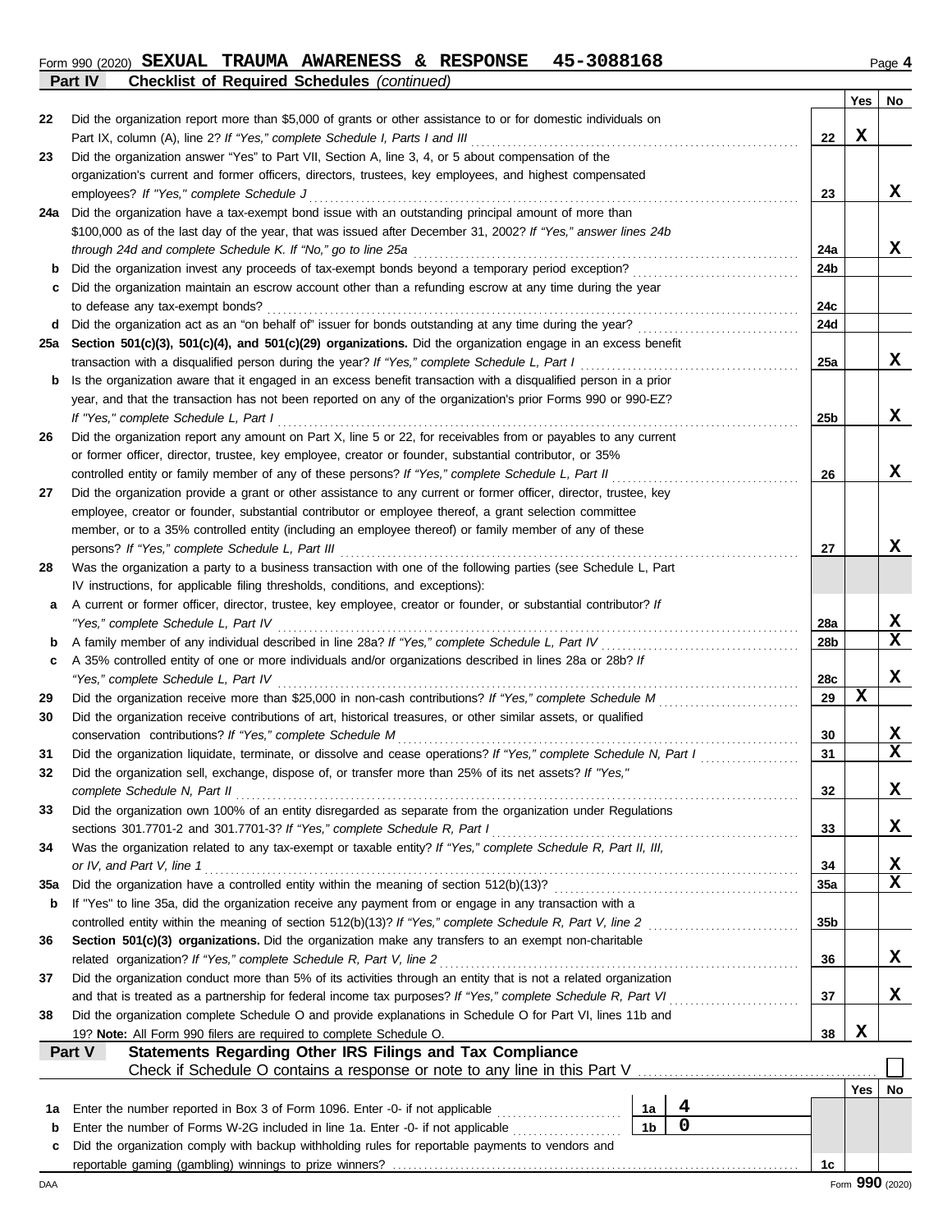Form 990 (2020) **SEXUAL TRAUMA AWARENESS & RESPONSE 45-3088168** Page **4**

**Part IV Checklist of Required Schedules** *(continued)*

| | | | Yes | No |
|---|---|---|---|---|
| 22 | Did the organization report more than $5,000 of grants or other assistance to or for domestic individuals on Part IX, column (A), line 2? *If "Yes," complete Schedule I, Parts I and III* | 22 | X | |
| 23 | Did the organization answer "Yes" to Part VII, Section A, line 3, 4, or 5 about compensation of the organization's current and former officers, directors, trustees, key employees, and highest compensated employees? *If "Yes," complete Schedule J* | 23 | | X |
| 24a | Did the organization have a tax-exempt bond issue with an outstanding principal amount of more than $100,000 as of the last day of the year, that was issued after December 31, 2002? *If "Yes," answer lines 24b through 24d and complete Schedule K. If "No," go to line 25a* | 24a | | X |
| b | Did the organization invest any proceeds of tax-exempt bonds beyond a temporary period exception? | 24b | | |
| c | Did the organization maintain an escrow account other than a refunding escrow at any time during the year to defease any tax-exempt bonds? | 24c | | |
| d | Did the organization act as an "on behalf of" issuer for bonds outstanding at any time during the year? | 24d | | |
| 25a | **Section 501(c)(3), 501(c)(4), and 501(c)(29) organizations.** Did the organization engage in an excess benefit transaction with a disqualified person during the year? *If "Yes," complete Schedule L, Part I* | 25a | | X |
| b | Is the organization aware that it engaged in an excess benefit transaction with a disqualified person in a prior year, and that the transaction has not been reported on any of the organization's prior Forms 990 or 990-EZ? *If "Yes," complete Schedule L, Part I* | 25b | | X |
| 26 | Did the organization report any amount on Part X, line 5 or 22, for receivables from or payables to any current or former officer, director, trustee, key employee, creator or founder, substantial contributor, or 35% controlled entity or family member of any of these persons? *If "Yes," complete Schedule L, Part II* | 26 | | X |
| 27 | Did the organization provide a grant or other assistance to any current or former officer, director, trustee, key employee, creator or founder, substantial contributor or employee thereof, a grant selection committee member, or to a 35% controlled entity (including an employee thereof) or family member of any of these persons? *If "Yes," complete Schedule L, Part III* | 27 | | X |
| 28 | Was the organization a party to a business transaction with one of the following parties (see Schedule L, Part IV instructions, for applicable filing thresholds, conditions, and exceptions): | | | |
| a | A current or former officer, director, trustee, key employee, creator or founder, or substantial contributor? *If "Yes," complete Schedule L, Part IV* | 28a | | X |
| b | A family member of any individual described in line 28a? *If "Yes," complete Schedule L, Part IV* | 28b | | X |
| c | A 35% controlled entity of one or more individuals and/or organizations described in lines 28a or 28b? *If "Yes," complete Schedule L, Part IV* | 28c | | X |
| 29 | Did the organization receive more than $25,000 in non-cash contributions? *If "Yes," complete Schedule M* | 29 | X | |
| 30 | Did the organization receive contributions of art, historical treasures, or other similar assets, or qualified conservation contributions? *If "Yes," complete Schedule M* | 30 | | X |
| 31 | Did the organization liquidate, terminate, or dissolve and cease operations? *If "Yes," complete Schedule N, Part I* | 31 | | X |
| 32 | Did the organization sell, exchange, dispose of, or transfer more than 25% of its net assets? *If "Yes," complete Schedule N, Part II* | 32 | | X |
| 33 | Did the organization own 100% of an entity disregarded as separate from the organization under Regulations sections 301.7701-2 and 301.7701-3? *If "Yes," complete Schedule R, Part I* | 33 | | X |
| 34 | Was the organization related to any tax-exempt or taxable entity? *If "Yes," complete Schedule R, Part II, III, or IV, and Part V, line 1* | 34 | | X |
| 35a | Did the organization have a controlled entity within the meaning of section 512(b)(13)? | 35a | | X |
| b | If "Yes" to line 35a, did the organization receive any payment from or engage in any transaction with a controlled entity within the meaning of section 512(b)(13)? *If "Yes," complete Schedule R, Part V, line 2* | 35b | | |
| 36 | **Section 501(c)(3) organizations.** Did the organization make any transfers to an exempt non-charitable related organization? *If "Yes," complete Schedule R, Part V, line 2* | 36 | | X |
| 37 | Did the organization conduct more than 5% of its activities through an entity that is not a related organization and that is treated as a partnership for federal income tax purposes? *If "Yes," complete Schedule R, Part VI* | 37 | | X |
| 38 | Did the organization complete Schedule O and provide explanations in Schedule O for Part VI, lines 11b and 19? **Note:** All Form 990 filers are required to complete Schedule O. | 38 | X | |

**Part V Statements Regarding Other IRS Filings and Tax Compliance**

Check if Schedule O contains a response or note to any line in this Part V ☐

| | | | | | Yes | No |
|---|---|---|---|---|---|---|
| 1a | Enter the number reported in Box 3 of Form 1096. Enter -0- if not applicable | 1a | 4 | | | |
| b | Enter the number of Forms W-2G included in line 1a. Enter -0- if not applicable | 1b | 0 | | | |
| c | Did the organization comply with backup withholding rules for reportable payments to vendors and reportable gaming (gambling) winnings to prize winners? | | | 1c | | |

DAA Form **990** (2020)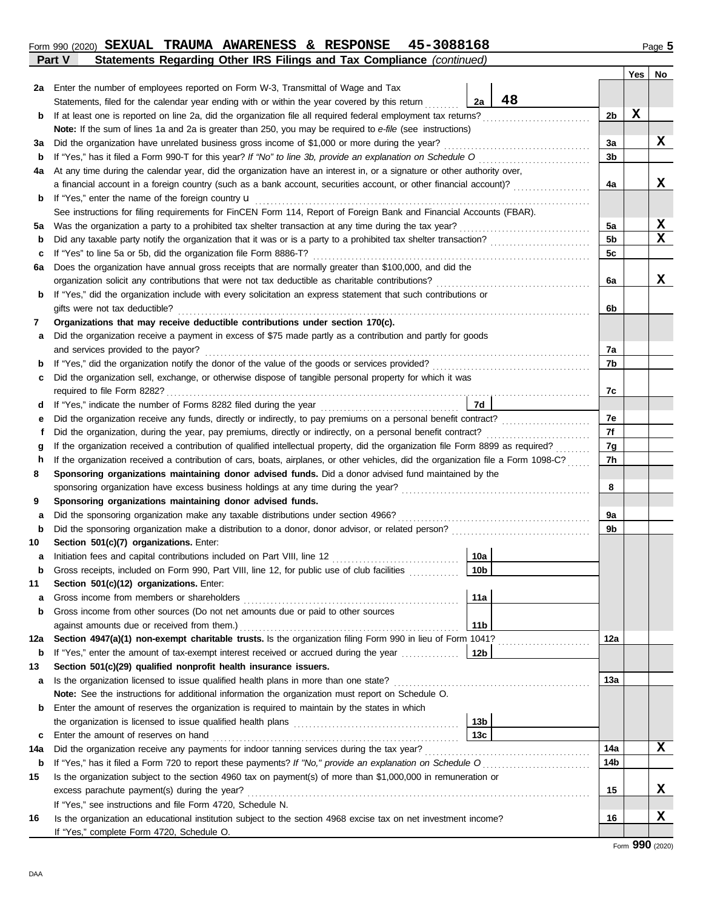Form 990 (2020) **SEXUAL TRAUMA AWARENESS & RESPONSE 45-3088168** Page 5

**Part V Statements Regarding Other IRS Filings and Tax Compliance** *(continued)*

| | | | | Yes | No |
|---|---|---|---|---|---|
| **2a** | Enter the number of employees reported on Form W-3, Transmittal of Wage and Tax Statements, filed for the calendar year ending with or within the year covered by this return | 2a: 48 | | | |
| **b** | If at least one is reported on line 2a, did the organization file all required federal employment tax returns? | | 2b | X | |
| | **Note:** If the sum of lines 1a and 2a is greater than 250, you may be required to *e-file* (see instructions) | | | | |
| **3a** | Did the organization have unrelated business gross income of $1,000 or more during the year? | | 3a | | X |
| **b** | If "Yes," has it filed a Form 990-T for this year? *If "No" to line 3b, provide an explanation on Schedule O* | | 3b | | |
| **4a** | At any time during the calendar year, did the organization have an interest in, or a signature or other authority over, a financial account in a foreign country (such as a bank account, securities account, or other financial account)? | | 4a | | X |
| **b** | If "Yes," enter the name of the foreign country u | | | | |
| | See instructions for filing requirements for FinCEN Form 114, Report of Foreign Bank and Financial Accounts (FBAR). | | | | |
| **5a** | Was the organization a party to a prohibited tax shelter transaction at any time during the tax year? | | 5a | | X |
| **b** | Did any taxable party notify the organization that it was or is a party to a prohibited tax shelter transaction? | | 5b | | X |
| **c** | If "Yes" to line 5a or 5b, did the organization file Form 8886-T? | | 5c | | |
| **6a** | Does the organization have annual gross receipts that are normally greater than $100,000, and did the organization solicit any contributions that were not tax deductible as charitable contributions? | | 6a | | X |
| **b** | If "Yes," did the organization include with every solicitation an express statement that such contributions or gifts were not tax deductible? | | 6b | | |
| **7** | **Organizations that may receive deductible contributions under section 170(c).** | | | | |
| **a** | Did the organization receive a payment in excess of $75 made partly as a contribution and partly for goods and services provided to the payor? | | 7a | | |
| **b** | If "Yes," did the organization notify the donor of the value of the goods or services provided? | | 7b | | |
| **c** | Did the organization sell, exchange, or otherwise dispose of tangible personal property for which it was required to file Form 8282? | | 7c | | |
| **d** | If "Yes," indicate the number of Forms 8282 filed during the year | 7d | | | |
| **e** | Did the organization receive any funds, directly or indirectly, to pay premiums on a personal benefit contract? | | 7e | | |
| **f** | Did the organization, during the year, pay premiums, directly or indirectly, on a personal benefit contract? | | 7f | | |
| **g** | If the organization received a contribution of qualified intellectual property, did the organization file Form 8899 as required? | | 7g | | |
| **h** | If the organization received a contribution of cars, boats, airplanes, or other vehicles, did the organization file a Form 1098-C? | | 7h | | |
| **8** | **Sponsoring organizations maintaining donor advised funds.** Did a donor advised fund maintained by the sponsoring organization have excess business holdings at any time during the year? | | 8 | | |
| **9** | **Sponsoring organizations maintaining donor advised funds.** | | | | |
| **a** | Did the sponsoring organization make any taxable distributions under section 4966? | | 9a | | |
| **b** | Did the sponsoring organization make a distribution to a donor, donor advisor, or related person? | | 9b | | |
| **10** | **Section 501(c)(7) organizations.** Enter: | | | | |
| **a** | Initiation fees and capital contributions included on Part VIII, line 12 | 10a | | | |
| **b** | Gross receipts, included on Form 990, Part VIII, line 12, for public use of club facilities | 10b | | | |
| **11** | **Section 501(c)(12) organizations.** Enter: | | | | |
| **a** | Gross income from members or shareholders | 11a | | | |
| **b** | Gross income from other sources (Do not net amounts due or paid to other sources against amounts due or received from them.) | 11b | | | |
| **12a** | **Section 4947(a)(1) non-exempt charitable trusts.** Is the organization filing Form 990 in lieu of Form 1041? | | 12a | | |
| **b** | If "Yes," enter the amount of tax-exempt interest received or accrued during the year | 12b | | | |
| **13** | **Section 501(c)(29) qualified nonprofit health insurance issuers.** | | | | |
| **a** | Is the organization licensed to issue qualified health plans in more than one state? | | 13a | | |
| | **Note:** See the instructions for additional information the organization must report on Schedule O. | | | | |
| **b** | Enter the amount of reserves the organization is required to maintain by the states in which the organization is licensed to issue qualified health plans | 13b | | | |
| **c** | Enter the amount of reserves on hand | 13c | | | |
| **14a** | Did the organization receive any payments for indoor tanning services during the tax year? | | 14a | | X |
| **b** | If "Yes," has it filed a Form 720 to report these payments? *If "No," provide an explanation on Schedule O* | | 14b | | |
| **15** | Is the organization subject to the section 4960 tax on payment(s) of more than $1,000,000 in remuneration or excess parachute payment(s) during the year? | | 15 | | X |
| | If "Yes," see instructions and file Form 4720, Schedule N. | | | | |
| **16** | Is the organization an educational institution subject to the section 4968 excise tax on net investment income? | | 16 | | X |
| | If "Yes," complete Form 4720, Schedule O. | | | | |

Form **990** (2020)

DAA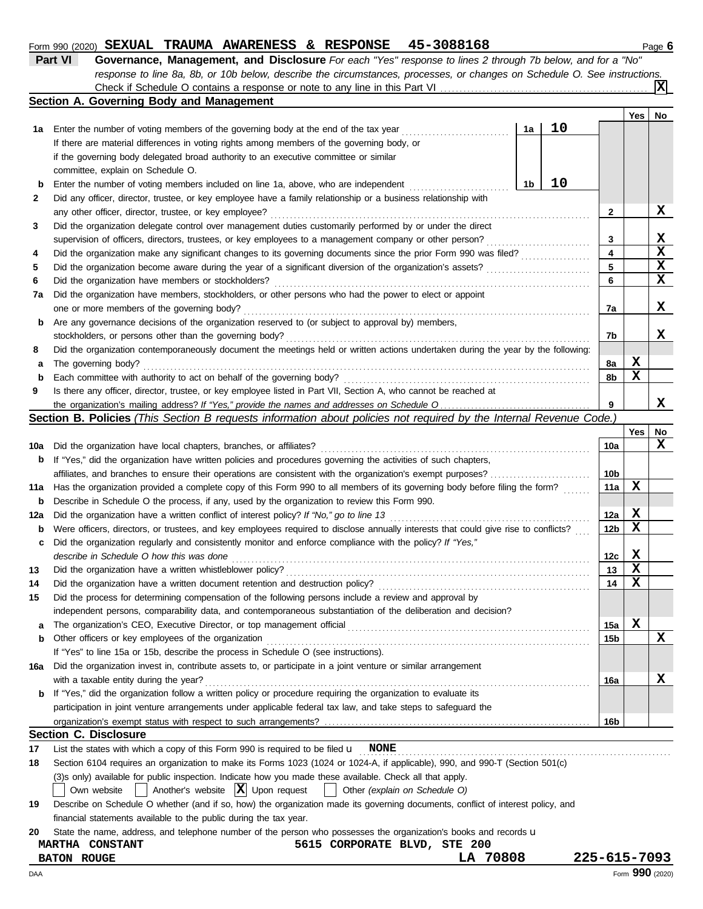Form 990 (2020) **SEXUAL TRAUMA AWARENESS & RESPONSE 45-3088168**

**Part VI Governance, Management, and Disclosure** *For each "Yes" response to lines 2 through 7b below, and for a "No" response to line 8a, 8b, or 10b below, describe the circumstances, processes, or changes on Schedule O. See instructions.*

Check if Schedule O contains a response or note to any line in this Part VI . . . . . [X]

## Section A. Governing Body and Management

| | | | | Yes | No |
|---|---|---|---|---|---|
| 1a | Enter the number of voting members of the governing body at the end of the tax year | 1a | 10 | | |
| | If there are material differences in voting rights among members of the governing body, or if the governing body delegated broad authority to an executive committee or similar committee, explain on Schedule O. | | | | |
| b | Enter the number of voting members included on line 1a, above, who are independent | 1b | 10 | | |
| 2 | Did any officer, director, trustee, or key employee have a family relationship or a business relationship with any other officer, director, trustee, or key employee? | 2 | | | X |
| 3 | Did the organization delegate control over management duties customarily performed by or under the direct supervision of officers, directors, trustees, or key employees to a management company or other person? | 3 | | | X |
| 4 | Did the organization make any significant changes to its governing documents since the prior Form 990 was filed? | 4 | | | X |
| 5 | Did the organization become aware during the year of a significant diversion of the organization's assets? | 5 | | | X |
| 6 | Did the organization have members or stockholders? | 6 | | | X |
| 7a | Did the organization have members, stockholders, or other persons who had the power to elect or appoint one or more members of the governing body? | 7a | | | X |
| b | Are any governance decisions of the organization reserved to (or subject to approval by) members, stockholders, or persons other than the governing body? | 7b | | | X |
| 8 | Did the organization contemporaneously document the meetings held or written actions undertaken during the year by the following: | | | | |
| a | The governing body? | 8a | | X | |
| b | Each committee with authority to act on behalf of the governing body? | 8b | | X | |
| 9 | Is there any officer, director, trustee, or key employee listed in Part VII, Section A, who cannot be reached at the organization's mailing address? *If "Yes," provide the names and addresses on Schedule O* | 9 | | | X |

## Section B. Policies *(This Section B requests information about policies not required by the Internal Revenue Code.)*

| | | | Yes | No |
|---|---|---|---|---|
| 10a | Did the organization have local chapters, branches, or affiliates? | 10a | | X |
| b | If "Yes," did the organization have written policies and procedures governing the activities of such chapters, affiliates, and branches to ensure their operations are consistent with the organization's exempt purposes? | 10b | | |
| 11a | Has the organization provided a complete copy of this Form 990 to all members of its governing body before filing the form? | 11a | X | |
| b | Describe in Schedule O the process, if any, used by the organization to review this Form 990. | | | |
| 12a | Did the organization have a written conflict of interest policy? *If "No," go to line 13* | 12a | X | |
| b | Were officers, directors, or trustees, and key employees required to disclose annually interests that could give rise to conflicts? | 12b | X | |
| c | Did the organization regularly and consistently monitor and enforce compliance with the policy? *If "Yes," describe in Schedule O how this was done* | 12c | X | |
| 13 | Did the organization have a written whistleblower policy? | 13 | X | |
| 14 | Did the organization have a written document retention and destruction policy? | 14 | X | |
| 15 | Did the process for determining compensation of the following persons include a review and approval by independent persons, comparability data, and contemporaneous substantiation of the deliberation and decision? | | | |
| a | The organization's CEO, Executive Director, or top management official | 15a | X | |
| b | Other officers or key employees of the organization | 15b | | X |
| | If "Yes" to line 15a or 15b, describe the process in Schedule O (see instructions). | | | |
| 16a | Did the organization invest in, contribute assets to, or participate in a joint venture or similar arrangement with a taxable entity during the year? | 16a | | X |
| b | If "Yes," did the organization follow a written policy or procedure requiring the organization to evaluate its participation in joint venture arrangements under applicable federal tax law, and take steps to safeguard the organization's exempt status with respect to such arrangements? | 16b | | |

## Section C. Disclosure

17 List the states with which a copy of this Form 990 is required to be filed **NONE**

18 Section 6104 requires an organization to make its Forms 1023 (1024 or 1024-A, if applicable), 990, and 990-T (Section 501(c)(3)s only) available for public inspection. Indicate how you made these available. Check all that apply.

[ ] Own website [ ] Another's website [X] Upon request [ ] Other *(explain on Schedule O)*

19 Describe on Schedule O whether (and if so, how) the organization made its governing documents, conflict of interest policy, and financial statements available to the public during the tax year.

20 State the name, address, and telephone number of the person who possesses the organization's books and records

**MARTHA CONSTANT** **5615 CORPORATE BLVD, STE 200**
**BATON ROUGE** **LA 70808** **225-615-7093**

DAA Form **990** (2020)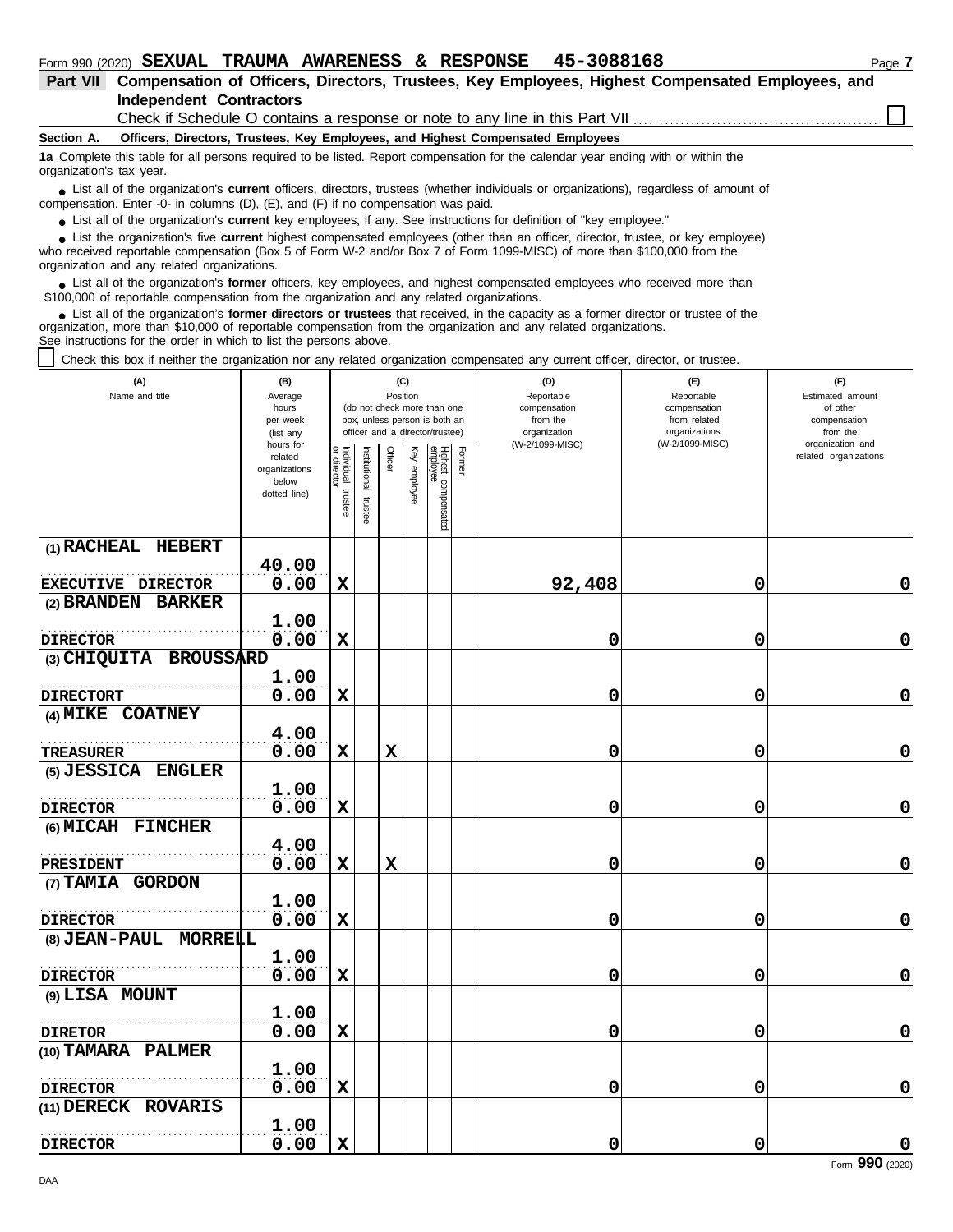Form 990 (2020) **SEXUAL TRAUMA AWARENESS & RESPONSE 45-3088168** Page **7**

**Part VII Compensation of Officers, Directors, Trustees, Key Employees, Highest Compensated Employees, and Independent Contractors**

Check if Schedule O contains a response or note to any line in this Part VII ☐

**Section A. Officers, Directors, Trustees, Key Employees, and Highest Compensated Employees**

**1a** Complete this table for all persons required to be listed. Report compensation for the calendar year ending with or within the organization's tax year.

- List all of the organization's **current** officers, directors, trustees (whether individuals or organizations), regardless of amount of compensation. Enter -0- in columns (D), (E), and (F) if no compensation was paid.
- List all of the organization's **current** key employees, if any. See instructions for definition of "key employee."
- List the organization's five **current** highest compensated employees (other than an officer, director, trustee, or key employee) who received reportable compensation (Box 5 of Form W-2 and/or Box 7 of Form 1099-MISC) of more than $100,000 from the organization and any related organizations.
- List all of the organization's **former** officers, key employees, and highest compensated employees who received more than $100,000 of reportable compensation from the organization and any related organizations.
- List all of the organization's **former directors or trustees** that received, in the capacity as a former director or trustee of the organization, more than $10,000 of reportable compensation from the organization and any related organizations.

See instructions for the order in which to list the persons above.

☐ Check this box if neither the organization nor any related organization compensated any current officer, director, or trustee.

| (A) Name and title | (B) Average hours per week (list any hours for related organizations below dotted line) | (C) Position: Individual trustee or director | Institutional trustee | Officer | Key employee | Highest compensated employee | Former | (D) Reportable compensation from the organization (W-2/1099-MISC) | (E) Reportable compensation from related organizations (W-2/1099-MISC) | (F) Estimated amount of other compensation from the organization and related organizations |
|---|---|---|---|---|---|---|---|---|---|---|
| (1) RACHEAL HEBERT<br>EXECUTIVE DIRECTOR | 40.00<br>0.00 | X | | | | | | 92,408 | 0 | 0 |
| (2) BRANDEN BARKER<br>DIRECTOR | 1.00<br>0.00 | X | | | | | | 0 | 0 | 0 |
| (3) CHIQUITA BROUSSARD<br>DIRECTORT | 1.00<br>0.00 | X | | | | | | 0 | 0 | 0 |
| (4) MIKE COATNEY<br>TREASURER | 4.00<br>0.00 | X | | X | | | | 0 | 0 | 0 |
| (5) JESSICA ENGLER<br>DIRECTOR | 1.00<br>0.00 | X | | | | | | 0 | 0 | 0 |
| (6) MICAH FINCHER<br>PRESIDENT | 4.00<br>0.00 | X | | X | | | | 0 | 0 | 0 |
| (7) TAMIA GORDON<br>DIRECTOR | 1.00<br>0.00 | X | | | | | | 0 | 0 | 0 |
| (8) JEAN-PAUL MORRELL<br>DIRECTOR | 1.00<br>0.00 | X | | | | | | 0 | 0 | 0 |
| (9) LISA MOUNT<br>DIRETOR | 1.00<br>0.00 | X | | | | | | 0 | 0 | 0 |
| (10) TAMARA PALMER<br>DIRECTOR | 1.00<br>0.00 | X | | | | | | 0 | 0 | 0 |
| (11) DERECK ROVARIS<br>DIRECTOR | 1.00<br>0.00 | X | | | | | | 0 | 0 | 0 |

Form **990** (2020)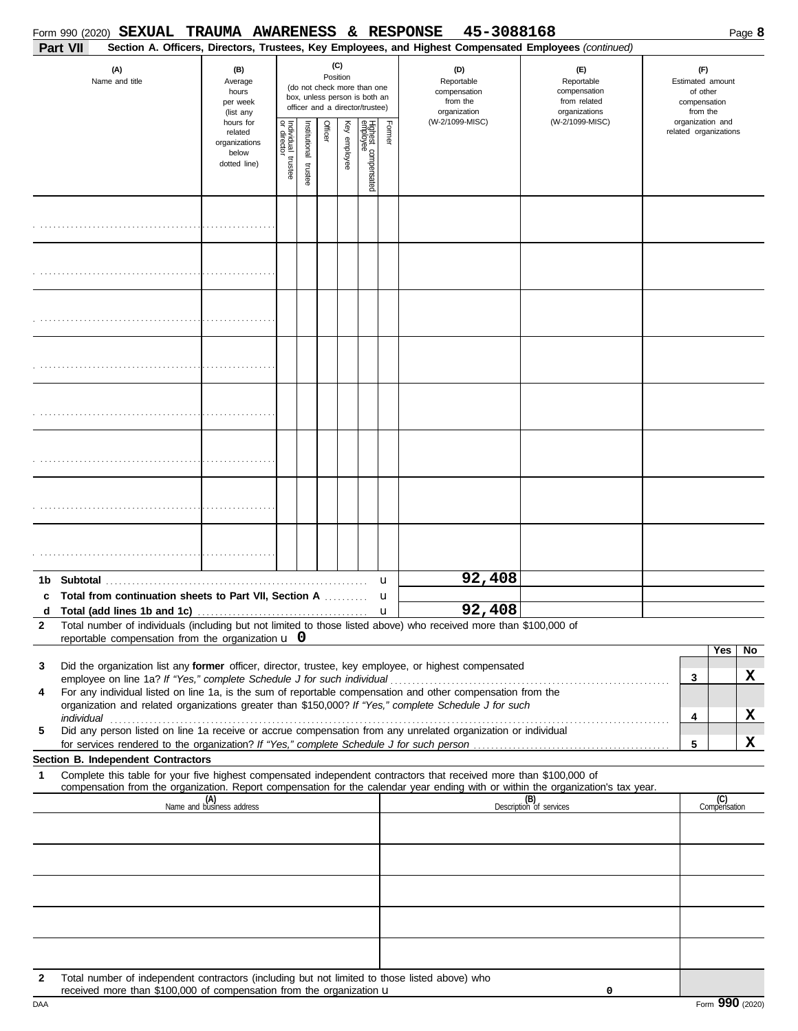Form 990 (2020) **SEXUAL TRAUMA AWARENESS & RESPONSE 45-3088168**

**Part VII** **Section A. Officers, Directors, Trustees, Key Employees, and Highest Compensated Employees** *(continued)*

| (A) Name and title | (B) Average hours per week (list any hours for related organizations below dotted line) | (C) Position (do not check more than one box, unless person is both an officer and a director/trustee): Individual trustee or director | Institutional trustee | Officer | Key employee | Highest compensated employee | Former | (D) Reportable compensation from the organization (W-2/1099-MISC) | (E) Reportable compensation from related organizations (W-2/1099-MISC) | (F) Estimated amount of other compensation from the organization and related organizations |
|---|---|---|---|---|---|---|---|---|---|---|
| | | | | | | | | | | |
| | | | | | | | | | | |
| | | | | | | | | | | |
| | | | | | | | | | | |
| | | | | | | | | | | |
| | | | | | | | | | | |
| | | | | | | | | | | |
| | | | | | | | | | | |

| | | (D) | (E) | (F) |
|---|---|---|---|---|
| **1b** | **Subtotal** | 92,408 | | |
| **c** | **Total from continuation sheets to Part VII, Section A** | | | |
| **d** | **Total (add lines 1b and 1c)** | 92,408 | | |

**2** Total number of individuals (including but not limited to those listed above) who received more than $100,000 of reportable compensation from the organization u **0**

| | | | Yes | No |
|---|---|---|---|---|
| **3** | Did the organization list any **former** officer, director, trustee, key employee, or highest compensated employee on line 1a? *If "Yes," complete Schedule J for such individual* | 3 | | X |
| **4** | For any individual listed on line 1a, is the sum of reportable compensation and other compensation from the organization and related organizations greater than $150,000? *If "Yes," complete Schedule J for such individual* | 4 | | X |
| **5** | Did any person listed on line 1a receive or accrue compensation from any unrelated organization or individual for services rendered to the organization? *If "Yes," complete Schedule J for such person* | 5 | | X |

**Section B. Independent Contractors**

**1** Complete this table for your five highest compensated independent contractors that received more than $100,000 of compensation from the organization. Report compensation for the calendar year ending with or within the organization's tax year.

| (A) Name and business address | (B) Description of services | (C) Compensation |
|---|---|---|
| | | |
| | | |
| | | |
| | | |
| | | |

**2** Total number of independent contractors (including but not limited to those listed above) who received more than $100,000 of compensation from the organization u **0**

DAA Form **990** (2020)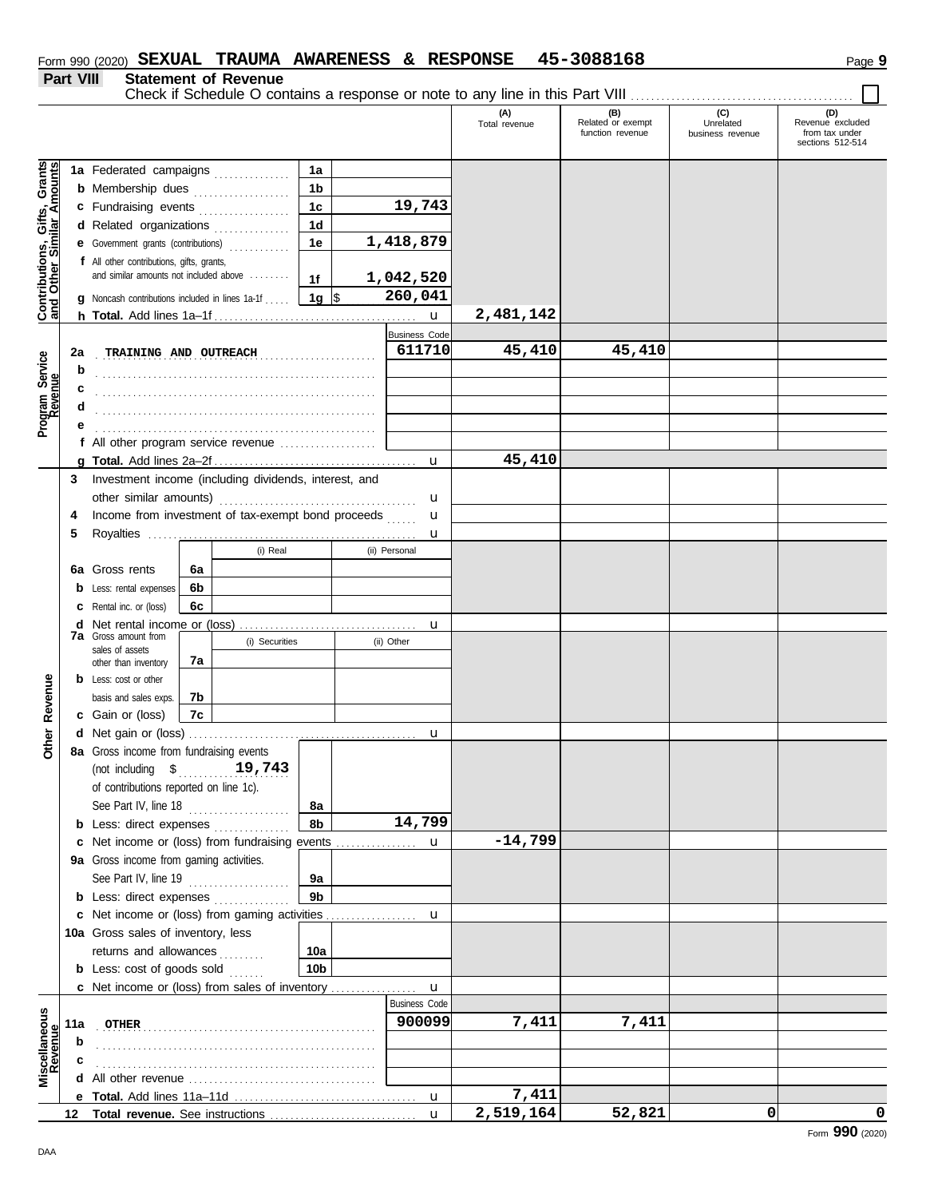Form 990 (2020) **SEXUAL TRAUMA AWARENESS & RESPONSE 45-3088168** Page **9**

## Part VIII Statement of Revenue

Check if Schedule O contains a response or note to any line in this Part VIII ☐

| | | | | (A) Total revenue | (B) Related or exempt function revenue | (C) Unrelated business revenue | (D) Revenue excluded from tax under sections 512-514 |
|---|---|---|---|---|---|---|---|
| **Contributions, Gifts, Grants and Other Similar Amounts** | **1a** Federated campaigns | 1a | | | | | |
| | **b** Membership dues | 1b | | | | | |
| | **c** Fundraising events | 1c | 19,743 | | | | |
| | **d** Related organizations | 1d | | | | | |
| | **e** Government grants (contributions) | 1e | 1,418,879 | | | | |
| | **f** All other contributions, gifts, grants, and similar amounts not included above | 1f | 1,042,520 | | | | |
| | **g** Noncash contributions included in lines 1a-1f | 1g | $ 260,041 | | | | |
| | **h Total.** Add lines 1a–1f | | | 2,481,142 | | | |
| **Program Service Revenue** | | | Business Code | | | | |
| | **2a** TRAINING AND OUTREACH | | 611710 | 45,410 | 45,410 | | |
| | **b** | | | | | | |
| | **c** | | | | | | |
| | **d** | | | | | | |
| | **e** | | | | | | |
| | **f** All other program service revenue | | | | | | |
| | **g Total.** Add lines 2a–2f | | | 45,410 | | | |
| **Other Revenue** | **3** Investment income (including dividends, interest, and other similar amounts) | | | | | | |
| | **4** Income from investment of tax-exempt bond proceeds | | | | | | |
| | **5** Royalties | | | | | | |
| | | (i) Real | (ii) Personal | | | | |
| | **6a** Gross rents | 6a | | | | | |
| | **b** Less: rental expenses | 6b | | | | | |
| | **c** Rental inc. or (loss) | 6c | | | | | |
| | **d** Net rental income or (loss) | | | | | | |
| | | (i) Securities | (ii) Other | | | | |
| | **7a** Gross amount from sales of assets other than inventory | 7a | | | | | |
| | **b** Less: cost or other basis and sales exps. | 7b | | | | | |
| | **c** Gain or (loss) | 7c | | | | | |
| | **d** Net gain or (loss) | | | | | | |
| | **8a** Gross income from fundraising events (not including $ 19,743 of contributions reported on line 1c). See Part IV, line 18 | 8a | | | | | |
| | **b** Less: direct expenses | 8b | 14,799 | | | | |
| | **c** Net income or (loss) from fundraising events | | | -14,799 | | | |
| | **9a** Gross income from gaming activities. See Part IV, line 19 | 9a | | | | | |
| | **b** Less: direct expenses | 9b | | | | | |
| | **c** Net income or (loss) from gaming activities | | | | | | |
| | **10a** Gross sales of inventory, less returns and allowances | 10a | | | | | |
| | **b** Less: cost of goods sold | 10b | | | | | |
| | **c** Net income or (loss) from sales of inventory | | | | | | |
| **Miscellaneous Revenue** | | | Business Code | | | | |
| | **11a** OTHER | | 900099 | 7,411 | 7,411 | | |
| | **b** | | | | | | |
| | **c** | | | | | | |
| | **d** All other revenue | | | | | | |
| | **e Total.** Add lines 11a–11d | | | 7,411 | | | |
| | **12 Total revenue.** See instructions | | | 2,519,164 | 52,821 | 0 | 0 |

Form **990** (2020)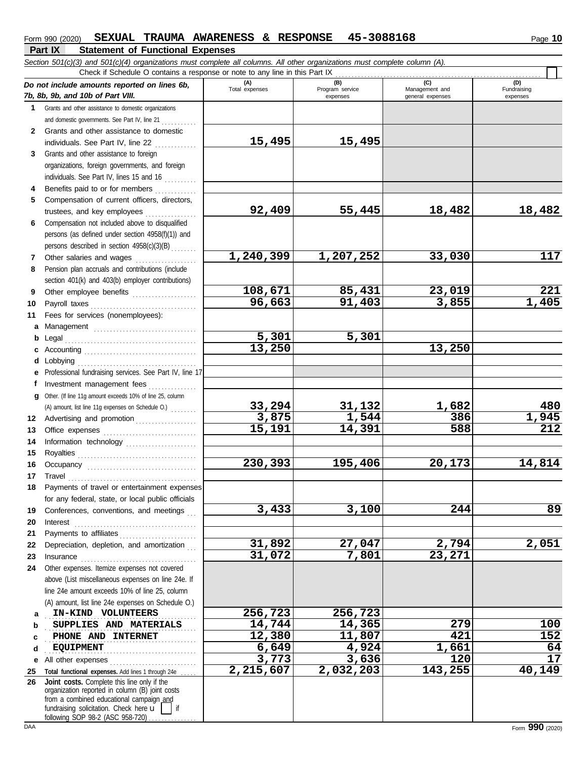Form 990 (2020) **SEXUAL TRAUMA AWARENESS & RESPONSE 45-3088168**

## Part IX Statement of Functional Expenses

*Section 501(c)(3) and 501(c)(4) organizations must complete all columns. All other organizations must complete column (A).*

Check if Schedule O contains a response or note to any line in this Part IX

| *Do not include amounts reported on lines 6b, 7b, 8b, 9b, and 10b of Part VIII.* | (A) Total expenses | (B) Program service expenses | (C) Management and general expenses | (D) Fundraising expenses |
|---|---|---|---|---|
| **1** Grants and other assistance to domestic organizations and domestic governments. See Part IV, line 21 | | | | |
| **2** Grants and other assistance to domestic individuals. See Part IV, line 22 | 15,495 | 15,495 | | |
| **3** Grants and other assistance to foreign organizations, foreign governments, and foreign individuals. See Part IV, lines 15 and 16 | | | | |
| **4** Benefits paid to or for members | | | | |
| **5** Compensation of current officers, directors, trustees, and key employees | 92,409 | 55,445 | 18,482 | 18,482 |
| **6** Compensation not included above to disqualified persons (as defined under section 4958(f)(1)) and persons described in section 4958(c)(3)(B) | | | | |
| **7** Other salaries and wages | 1,240,399 | 1,207,252 | 33,030 | 117 |
| **8** Pension plan accruals and contributions (include section 401(k) and 403(b) employer contributions) | | | | |
| **9** Other employee benefits | 108,671 | 85,431 | 23,019 | 221 |
| **10** Payroll taxes | 96,663 | 91,403 | 3,855 | 1,405 |
| **11** Fees for services (nonemployees): | | | | |
| **a** Management | | | | |
| **b** Legal | 5,301 | 5,301 | | |
| **c** Accounting | 13,250 | | 13,250 | |
| **d** Lobbying | | | | |
| **e** Professional fundraising services. See Part IV, line 17 | | | | |
| **f** Investment management fees | | | | |
| **g** Other. (If line 11g amount exceeds 10% of line 25, column (A) amount, list line 11g expenses on Schedule O.) | 33,294 | 31,132 | 1,682 | 480 |
| **12** Advertising and promotion | 3,875 | 1,544 | 386 | 1,945 |
| **13** Office expenses | 15,191 | 14,391 | 588 | 212 |
| **14** Information technology | | | | |
| **15** Royalties | | | | |
| **16** Occupancy | 230,393 | 195,406 | 20,173 | 14,814 |
| **17** Travel | | | | |
| **18** Payments of travel or entertainment expenses for any federal, state, or local public officials | | | | |
| **19** Conferences, conventions, and meetings | 3,433 | 3,100 | 244 | 89 |
| **20** Interest | | | | |
| **21** Payments to affiliates | | | | |
| **22** Depreciation, depletion, and amortization | 31,892 | 27,047 | 2,794 | 2,051 |
| **23** Insurance | 31,072 | 7,801 | 23,271 | |
| **24** Other expenses. Itemize expenses not covered above (List miscellaneous expenses on line 24e. If line 24e amount exceeds 10% of line 25, column (A) amount, list line 24e expenses on Schedule O.) | | | | |
| **a** IN-KIND VOLUNTEERS | 256,723 | 256,723 | | |
| **b** SUPPLIES AND MATERIALS | 14,744 | 14,365 | 279 | 100 |
| **c** PHONE AND INTERNET | 12,380 | 11,807 | 421 | 152 |
| **d** EQUIPMENT | 6,649 | 4,924 | 1,661 | 64 |
| **e** All other expenses | 3,773 | 3,636 | 120 | 17 |
| **25** **Total functional expenses.** Add lines 1 through 24e | 2,215,607 | 2,032,203 | 143,255 | 40,149 |
| **26** **Joint costs.** Complete this line only if the organization reported in column (B) joint costs from a combined educational campaign and fundraising solicitation. Check here ☐ if following SOP 98-2 (ASC 958-720) | | | | |

Form **990** (2020)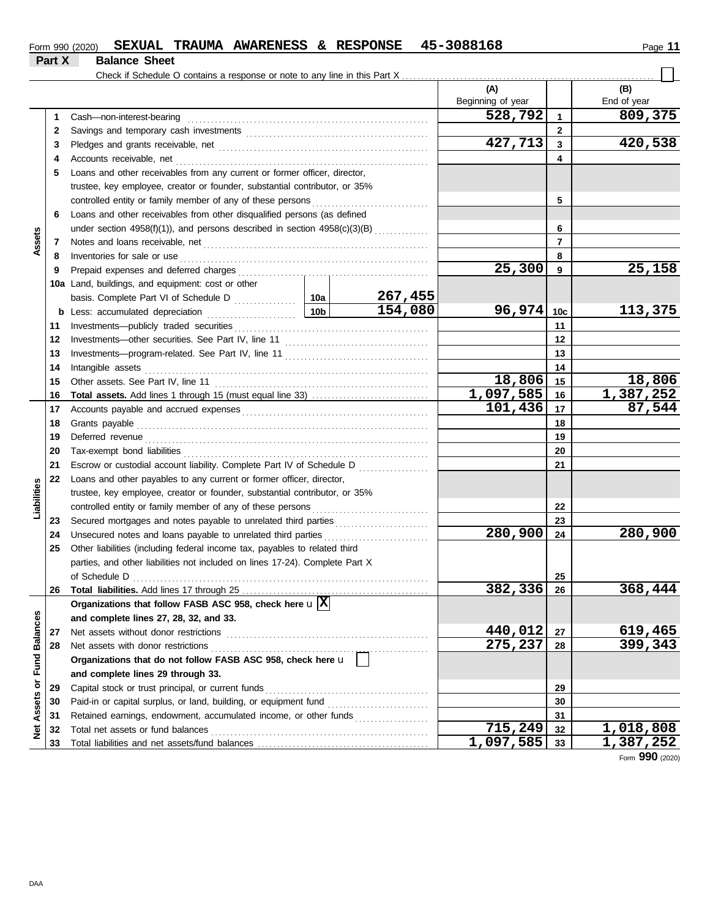Form 990 (2020) **SEXUAL TRAUMA AWARENESS & RESPONSE 45-3088168**

## Part X Balance Sheet

Check if Schedule O contains a response or note to any line in this Part X ☐

| Section | Line | Description | | | (A) Beginning of year | Line | (B) End of year |
|---|---|---|---|---|---|---|---|
| Assets | 1 | Cash—non-interest-bearing | | | 528,792 | 1 | 809,375 |
| | 2 | Savings and temporary cash investments | | | | 2 | |
| | 3 | Pledges and grants receivable, net | | | 427,713 | 3 | 420,538 |
| | 4 | Accounts receivable, net | | | | 4 | |
| | 5 | Loans and other receivables from any current or former officer, director, trustee, key employee, creator or founder, substantial contributor, or 35% controlled entity or family member of any of these persons | | | | 5 | |
| | 6 | Loans and other receivables from other disqualified persons (as defined under section 4958(f)(1)), and persons described in section 4958(c)(3)(B) | | | | 6 | |
| | 7 | Notes and loans receivable, net | | | | 7 | |
| | 8 | Inventories for sale or use | | | | 8 | |
| | 9 | Prepaid expenses and deferred charges | | | 25,300 | 9 | 25,158 |
| | 10a | Land, buildings, and equipment: cost or other basis. Complete Part VI of Schedule D | 10a | 267,455 | | | |
| | b | Less: accumulated depreciation | 10b | 154,080 | 96,974 | 10c | 113,375 |
| | 11 | Investments—publicly traded securities | | | | 11 | |
| | 12 | Investments—other securities. See Part IV, line 11 | | | | 12 | |
| | 13 | Investments—program-related. See Part IV, line 11 | | | | 13 | |
| | 14 | Intangible assets | | | | 14 | |
| | 15 | Other assets. See Part IV, line 11 | | | 18,806 | 15 | 18,806 |
| | 16 | **Total assets.** Add lines 1 through 15 (must equal line 33) | | | 1,097,585 | 16 | 1,387,252 |
| Liabilities | 17 | Accounts payable and accrued expenses | | | 101,436 | 17 | 87,544 |
| | 18 | Grants payable | | | | 18 | |
| | 19 | Deferred revenue | | | | 19 | |
| | 20 | Tax-exempt bond liabilities | | | | 20 | |
| | 21 | Escrow or custodial account liability. Complete Part IV of Schedule D | | | | 21 | |
| | 22 | Loans and other payables to any current or former officer, director, trustee, key employee, creator or founder, substantial contributor, or 35% controlled entity or family member of any of these persons | | | | 22 | |
| | 23 | Secured mortgages and notes payable to unrelated third parties | | | | 23 | |
| | 24 | Unsecured notes and loans payable to unrelated third parties | | | 280,900 | 24 | 280,900 |
| | 25 | Other liabilities (including federal income tax, payables to related third parties, and other liabilities not included on lines 17-24). Complete Part X of Schedule D | | | | 25 | |
| | 26 | **Total liabilities.** Add lines 17 through 25 | | | 382,336 | 26 | 368,444 |
| Net Assets or Fund Balances | | **Organizations that follow FASB ASC 958, check here** u ☒ **and complete lines 27, 28, 32, and 33.** | | | | | |
| | 27 | Net assets without donor restrictions | | | 440,012 | 27 | 619,465 |
| | 28 | Net assets with donor restrictions | | | 275,237 | 28 | 399,343 |
| | | **Organizations that do not follow FASB ASC 958, check here** u ☐ **and complete lines 29 through 33.** | | | | | |
| | 29 | Capital stock or trust principal, or current funds | | | | 29 | |
| | 30 | Paid-in or capital surplus, or land, building, or equipment fund | | | | 30 | |
| | 31 | Retained earnings, endowment, accumulated income, or other funds | | | | 31 | |
| | 32 | Total net assets or fund balances | | | 715,249 | 32 | 1,018,808 |
| | 33 | Total liabilities and net assets/fund balances | | | 1,097,585 | 33 | 1,387,252 |

Form **990** (2020)

DAA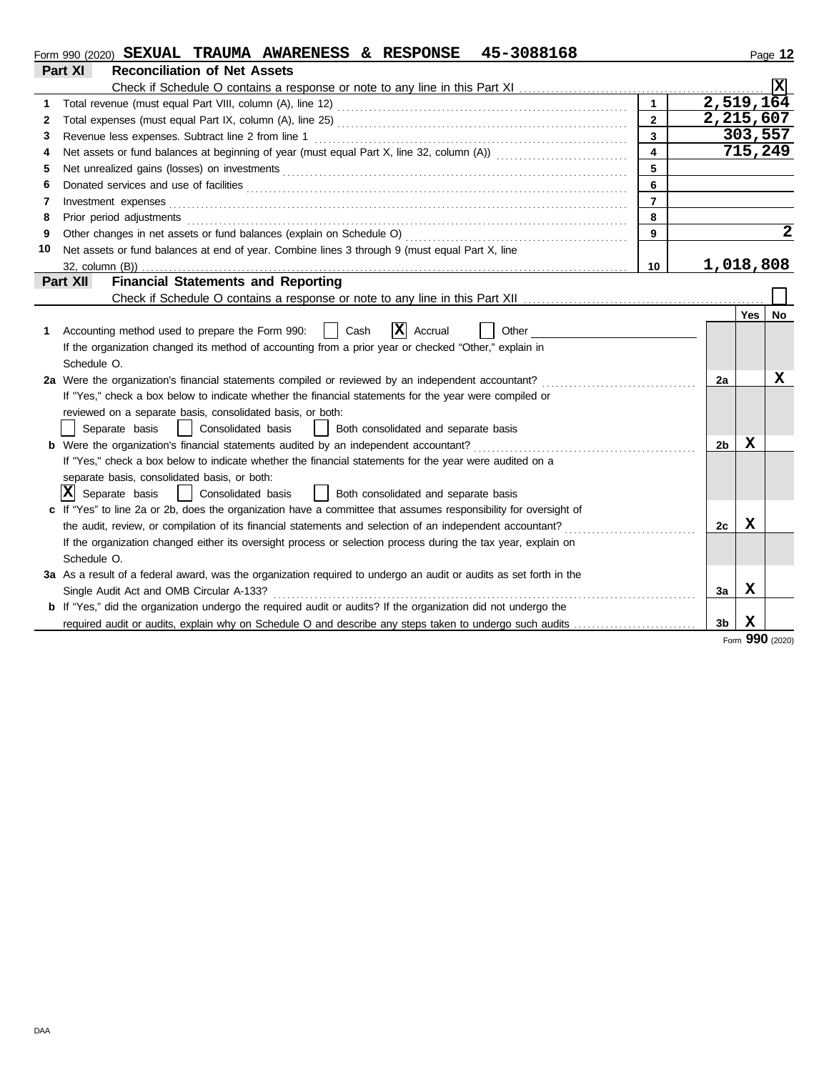Form 990 (2020) **SEXUAL TRAUMA AWARENESS & RESPONSE 45-3088168**

## Part XI Reconciliation of Net Assets

Check if Schedule O contains a response or note to any line in this Part XI .......... [X]

| | | Line | Amount |
|---|---|---|---|
| 1 | Total revenue (must equal Part VIII, column (A), line 12) | 1 | 2,519,164 |
| 2 | Total expenses (must equal Part IX, column (A), line 25) | 2 | 2,215,607 |
| 3 | Revenue less expenses. Subtract line 2 from line 1 | 3 | 303,557 |
| 4 | Net assets or fund balances at beginning of year (must equal Part X, line 32, column (A)) | 4 | 715,249 |
| 5 | Net unrealized gains (losses) on investments | 5 | |
| 6 | Donated services and use of facilities | 6 | |
| 7 | Investment expenses | 7 | |
| 8 | Prior period adjustments | 8 | |
| 9 | Other changes in net assets or fund balances (explain on Schedule O) | 9 | 2 |
| 10 | Net assets or fund balances at end of year. Combine lines 3 through 9 (must equal Part X, line 32, column (B)) | 10 | 1,018,808 |

## Part XII Financial Statements and Reporting

Check if Schedule O contains a response or note to any line in this Part XII .......... [ ]

| | | | Yes | No |
|---|---|---|---|---|
| 1 | Accounting method used to prepare the Form 990: [ ] Cash [X] Accrual [ ] Other<br>If the organization changed its method of accounting from a prior year or checked "Other," explain in Schedule O. | | | |
| 2a | Were the organization's financial statements compiled or reviewed by an independent accountant?<br>If "Yes," check a box below to indicate whether the financial statements for the year were compiled or reviewed on a separate basis, consolidated basis, or both:<br>[ ] Separate basis [ ] Consolidated basis [ ] Both consolidated and separate basis | 2a | | X |
| b | Were the organization's financial statements audited by an independent accountant?<br>If "Yes," check a box below to indicate whether the financial statements for the year were audited on a separate basis, consolidated basis, or both:<br>[X] Separate basis [ ] Consolidated basis [ ] Both consolidated and separate basis | 2b | X | |
| c | If "Yes" to line 2a or 2b, does the organization have a committee that assumes responsibility for oversight of the audit, review, or compilation of its financial statements and selection of an independent accountant?<br>If the organization changed either its oversight process or selection process during the tax year, explain on Schedule O. | 2c | X | |
| 3a | As a result of a federal award, was the organization required to undergo an audit or audits as set forth in the Single Audit Act and OMB Circular A-133? | 3a | X | |
| b | If "Yes," did the organization undergo the required audit or audits? If the organization did not undergo the required audit or audits, explain why on Schedule O and describe any steps taken to undergo such audits | 3b | X | |

Form **990** (2020)

DAA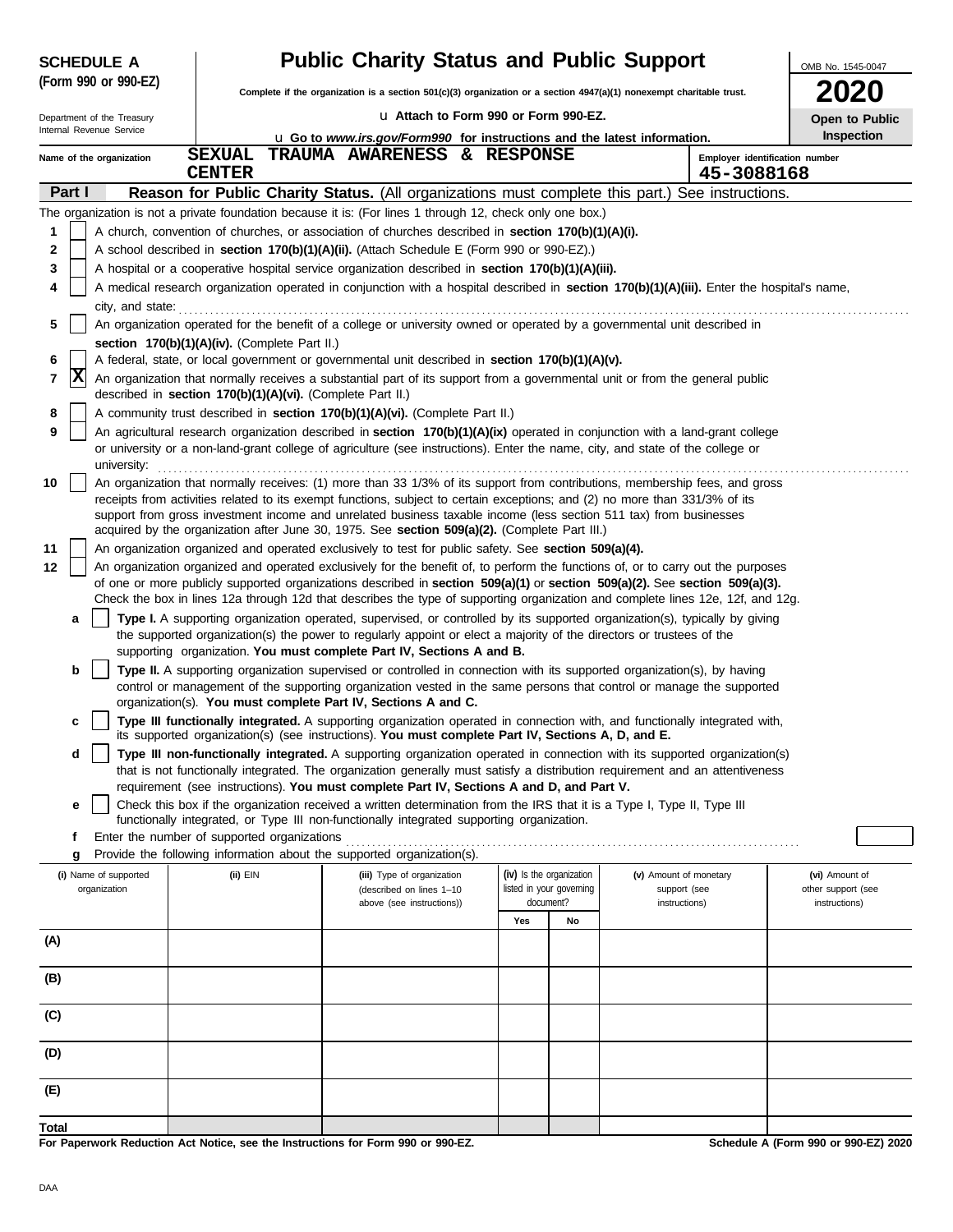**SCHEDULE A**
**(Form 990 or 990-EZ)**

Department of the Treasury
Internal Revenue Service

# Public Charity Status and Public Support

**Complete if the organization is a section 501(c)(3) organization or a section 4947(a)(1) nonexempt charitable trust.**

u **Attach to Form 990 or Form 990-EZ.**

u **Go to *www.irs.gov/Form990* for instructions and the latest information.**

OMB No. 1545-0047

**2020**

**Open to Public Inspection**

Name of the organization: **SEXUAL TRAUMA AWARENESS & RESPONSE CENTER**

Employer identification number: **45-3088168**

**Part I — Reason for Public Charity Status.** (All organizations must complete this part.) See instructions.

The organization is not a private foundation because it is: (For lines 1 through 12, check only one box.)

1. [ ] A church, convention of churches, or association of churches described in **section 170(b)(1)(A)(i).**
2. [ ] A school described in **section 170(b)(1)(A)(ii).** (Attach Schedule E (Form 990 or 990-EZ).)
3. [ ] A hospital or a cooperative hospital service organization described in **section 170(b)(1)(A)(iii).**
4. [ ] A medical research organization operated in conjunction with a hospital described in **section 170(b)(1)(A)(iii).** Enter the hospital's name, city, and state: ..........
5. [ ] An organization operated for the benefit of a college or university owned or operated by a governmental unit described in **section 170(b)(1)(A)(iv).** (Complete Part II.)
6. [ ] A federal, state, or local government or governmental unit described in **section 170(b)(1)(A)(v).**
7. [X] An organization that normally receives a substantial part of its support from a governmental unit or from the general public described in **section 170(b)(1)(A)(vi).** (Complete Part II.)
8. [ ] A community trust described in **section 170(b)(1)(A)(vi).** (Complete Part II.)
9. [ ] An agricultural research organization described in **section 170(b)(1)(A)(ix)** operated in conjunction with a land-grant college or university or a non-land-grant college of agriculture (see instructions). Enter the name, city, and state of the college or university: ..........
10. [ ] An organization that normally receives: (1) more than 33 1/3% of its support from contributions, membership fees, and gross receipts from activities related to its exempt functions, subject to certain exceptions; and (2) no more than 331/3% of its support from gross investment income and unrelated business taxable income (less section 511 tax) from businesses acquired by the organization after June 30, 1975. See **section 509(a)(2).** (Complete Part III.)
11. [ ] An organization organized and operated exclusively to test for public safety. See **section 509(a)(4).**
12. [ ] An organization organized and operated exclusively for the benefit of, to perform the functions of, or to carry out the purposes of one or more publicly supported organizations described in **section 509(a)(1)** or **section 509(a)(2).** See **section 509(a)(3).** Check the box in lines 12a through 12d that describes the type of supporting organization and complete lines 12e, 12f, and 12g.
   - **a** [ ] **Type I.** A supporting organization operated, supervised, or controlled by its supported organization(s), typically by giving the supported organization(s) the power to regularly appoint or elect a majority of the directors or trustees of the supporting organization. **You must complete Part IV, Sections A and B.**
   - **b** [ ] **Type II.** A supporting organization supervised or controlled in connection with its supported organization(s), by having control or management of the supporting organization vested in the same persons that control or manage the supported organization(s). **You must complete Part IV, Sections A and C.**
   - **c** [ ] **Type III functionally integrated.** A supporting organization operated in connection with, and functionally integrated with, its supported organization(s) (see instructions). **You must complete Part IV, Sections A, D, and E.**
   - **d** [ ] **Type III non-functionally integrated.** A supporting organization operated in connection with its supported organization(s) that is not functionally integrated. The organization generally must satisfy a distribution requirement and an attentiveness requirement (see instructions). **You must complete Part IV, Sections A and D, and Part V.**
   - **e** [ ] Check this box if the organization received a written determination from the IRS that it is a Type I, Type II, Type III functionally integrated, or Type III non-functionally integrated supporting organization.
   - **f** Enter the number of supported organizations ..........
   - **g** Provide the following information about the supported organization(s).

| (i) Name of supported organization | (ii) EIN | (iii) Type of organization (described on lines 1–10 above (see instructions)) | (iv) Is the organization listed in your governing document? | | (v) Amount of monetary support (see instructions) | (vi) Amount of other support (see instructions) |
|---|---|---|---|---|---|---|
| | | | Yes | No | | |
| (A) | | | | | | |
| (B) | | | | | | |
| (C) | | | | | | |
| (D) | | | | | | |
| (E) | | | | | | |
| Total | | | | | | |

**For Paperwork Reduction Act Notice, see the Instructions for Form 990 or 990-EZ.**

**Schedule A (Form 990 or 990-EZ) 2020**

DAA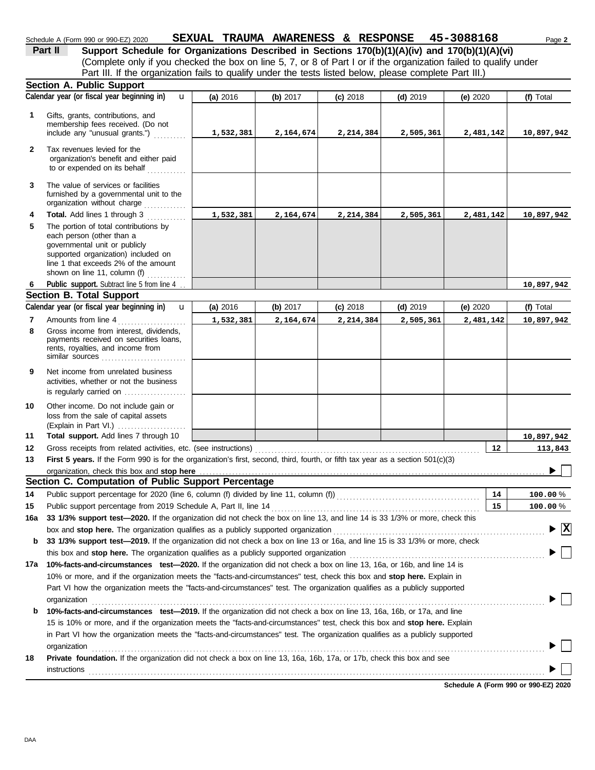Schedule A (Form 990 or 990-EZ) 2020 **SEXUAL TRAUMA AWARENESS & RESPONSE 45-3088168**

**Part II** **Support Schedule for Organizations Described in Sections 170(b)(1)(A)(iv) and 170(b)(1)(A)(vi)**
(Complete only if you checked the box on line 5, 7, or 8 of Part I or if the organization failed to qualify under Part III. If the organization fails to qualify under the tests listed below, please complete Part III.)

## Section A. Public Support

| Calendar year (or fiscal year beginning in) | (a) 2016 | (b) 2017 | (c) 2018 | (d) 2019 | (e) 2020 | (f) Total |
|---|---|---|---|---|---|---|
| **1** Gifts, grants, contributions, and membership fees received. (Do not include any "unusual grants.") | 1,532,381 | 2,164,674 | 2,214,384 | 2,505,361 | 2,481,142 | 10,897,942 |
| **2** Tax revenues levied for the organization's benefit and either paid to or expended on its behalf | | | | | | |
| **3** The value of services or facilities furnished by a governmental unit to the organization without charge | | | | | | |
| **4** **Total.** Add lines 1 through 3 | 1,532,381 | 2,164,674 | 2,214,384 | 2,505,361 | 2,481,142 | 10,897,942 |
| **5** The portion of total contributions by each person (other than a governmental unit or publicly supported organization) included on line 1 that exceeds 2% of the amount shown on line 11, column (f) | | | | | | |
| **6** **Public support.** Subtract line 5 from line 4 | | | | | | 10,897,942 |

## Section B. Total Support

| Calendar year (or fiscal year beginning in) | (a) 2016 | (b) 2017 | (c) 2018 | (d) 2019 | (e) 2020 | (f) Total |
|---|---|---|---|---|---|---|
| **7** Amounts from line 4 | 1,532,381 | 2,164,674 | 2,214,384 | 2,505,361 | 2,481,142 | 10,897,942 |
| **8** Gross income from interest, dividends, payments received on securities loans, rents, royalties, and income from similar sources | | | | | | |
| **9** Net income from unrelated business activities, whether or not the business is regularly carried on | | | | | | |
| **10** Other income. Do not include gain or loss from the sale of capital assets (Explain in Part VI.) | | | | | | |
| **11** **Total support.** Add lines 7 through 10 | | | | | | 10,897,942 |

**12** Gross receipts from related activities, etc. (see instructions) — **12** — 113,843

**13** **First 5 years.** If the Form 990 is for the organization's first, second, third, fourth, or fifth tax year as a section 501(c)(3) organization, check this box and **stop here** ☐

## Section C. Computation of Public Support Percentage

**14** Public support percentage for 2020 (line 6, column (f) divided by line 11, column (f)) — **14** — 100.00 %

**15** Public support percentage from 2019 Schedule A, Part II, line 14 — **15** — 100.00 %

**16a** **33 1/3% support test—2020.** If the organization did not check the box on line 13, and line 14 is 33 1/3% or more, check this box and **stop here.** The organization qualifies as a publicly supported organization ☒

**b** **33 1/3% support test—2019.** If the organization did not check a box on line 13 or 16a, and line 15 is 33 1/3% or more, check this box and **stop here.** The organization qualifies as a publicly supported organization ☐

**17a** **10%-facts-and-circumstances test—2020.** If the organization did not check a box on line 13, 16a, or 16b, and line 14 is 10% or more, and if the organization meets the "facts-and-circumstances" test, check this box and **stop here.** Explain in Part VI how the organization meets the "facts-and-circumstances" test. The organization qualifies as a publicly supported organization ☐

**b** **10%-facts-and-circumstances test—2019.** If the organization did not check a box on line 13, 16a, 16b, or 17a, and line 15 is 10% or more, and if the organization meets the "facts-and-circumstances" test, check this box and **stop here.** Explain in Part VI how the organization meets the "facts-and-circumstances" test. The organization qualifies as a publicly supported organization ☐

**18** **Private foundation.** If the organization did not check a box on line 13, 16a, 16b, 17a, or 17b, check this box and see instructions ☐

**Schedule A (Form 990 or 990-EZ) 2020**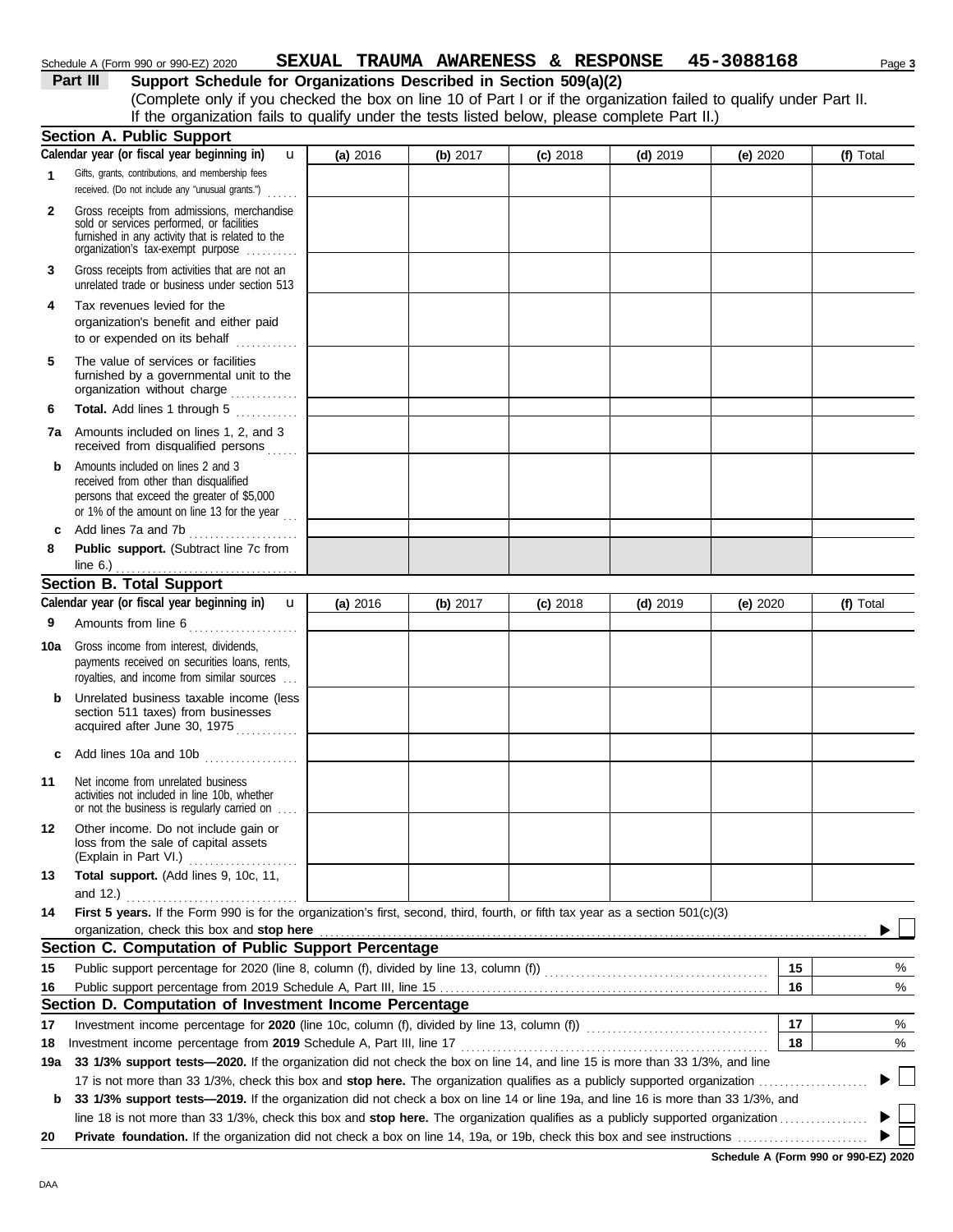Schedule A (Form 990 or 990-EZ) 2020 **SEXUAL TRAUMA AWARENESS & RESPONSE 45-3088168** Page **3**

## Part III Support Schedule for Organizations Described in Section 509(a)(2)

(Complete only if you checked the box on line 10 of Part I or if the organization failed to qualify under Part II. If the organization fails to qualify under the tests listed below, please complete Part II.)

### Section A. Public Support

| Calendar year (or fiscal year beginning in) | (a) 2016 | (b) 2017 | (c) 2018 | (d) 2019 | (e) 2020 | (f) Total |
|---|---|---|---|---|---|---|
| **1** Gifts, grants, contributions, and membership fees received. (Do not include any "unusual grants.") | | | | | | |
| **2** Gross receipts from admissions, merchandise sold or services performed, or facilities furnished in any activity that is related to the organization's tax-exempt purpose | | | | | | |
| **3** Gross receipts from activities that are not an unrelated trade or business under section 513 | | | | | | |
| **4** Tax revenues levied for the organization's benefit and either paid to or expended on its behalf | | | | | | |
| **5** The value of services or facilities furnished by a governmental unit to the organization without charge | | | | | | |
| **6** **Total.** Add lines 1 through 5 | | | | | | |
| **7a** Amounts included on lines 1, 2, and 3 received from disqualified persons | | | | | | |
| **b** Amounts included on lines 2 and 3 received from other than disqualified persons that exceed the greater of $5,000 or 1% of the amount on line 13 for the year | | | | | | |
| **c** Add lines 7a and 7b | | | | | | |
| **8** **Public support.** (Subtract line 7c from line 6.) | | | | | | |

### Section B. Total Support

| Calendar year (or fiscal year beginning in) | (a) 2016 | (b) 2017 | (c) 2018 | (d) 2019 | (e) 2020 | (f) Total |
|---|---|---|---|---|---|---|
| **9** Amounts from line 6 | | | | | | |
| **10a** Gross income from interest, dividends, payments received on securities loans, rents, royalties, and income from similar sources | | | | | | |
| **b** Unrelated business taxable income (less section 511 taxes) from businesses acquired after June 30, 1975 | | | | | | |
| **c** Add lines 10a and 10b | | | | | | |
| **11** Net income from unrelated business activities not included in line 10b, whether or not the business is regularly carried on | | | | | | |
| **12** Other income. Do not include gain or loss from the sale of capital assets (Explain in Part VI.) | | | | | | |
| **13** **Total support.** (Add lines 9, 10c, 11, and 12.) | | | | | | |

**14** **First 5 years.** If the Form 990 is for the organization's first, second, third, fourth, or fifth tax year as a section 501(c)(3) organization, check this box and **stop here** ☐

### Section C. Computation of Public Support Percentage

| | | | |
|---|---|---|---|
| **15** | Public support percentage for 2020 (line 8, column (f), divided by line 13, column (f)) | 15 | % |
| **16** | Public support percentage from 2019 Schedule A, Part III, line 15 | 16 | % |

### Section D. Computation of Investment Income Percentage

| | | | |
|---|---|---|---|
| **17** | Investment income percentage for **2020** (line 10c, column (f), divided by line 13, column (f)) | 17 | % |
| **18** | Investment income percentage from **2019** Schedule A, Part III, line 17 | 18 | % |

**19a** **33 1/3% support tests—2020.** If the organization did not check the box on line 14, and line 15 is more than 33 1/3%, and line 17 is not more than 33 1/3%, check this box and **stop here.** The organization qualifies as a publicly supported organization ☐

**b** **33 1/3% support tests—2019.** If the organization did not check a box on line 14 or line 19a, and line 16 is more than 33 1/3%, and line 18 is not more than 33 1/3%, check this box and **stop here.** The organization qualifies as a publicly supported organization ☐

**20** **Private foundation.** If the organization did not check a box on line 14, 19a, or 19b, check this box and see instructions ☐

**Schedule A (Form 990 or 990-EZ) 2020**

DAA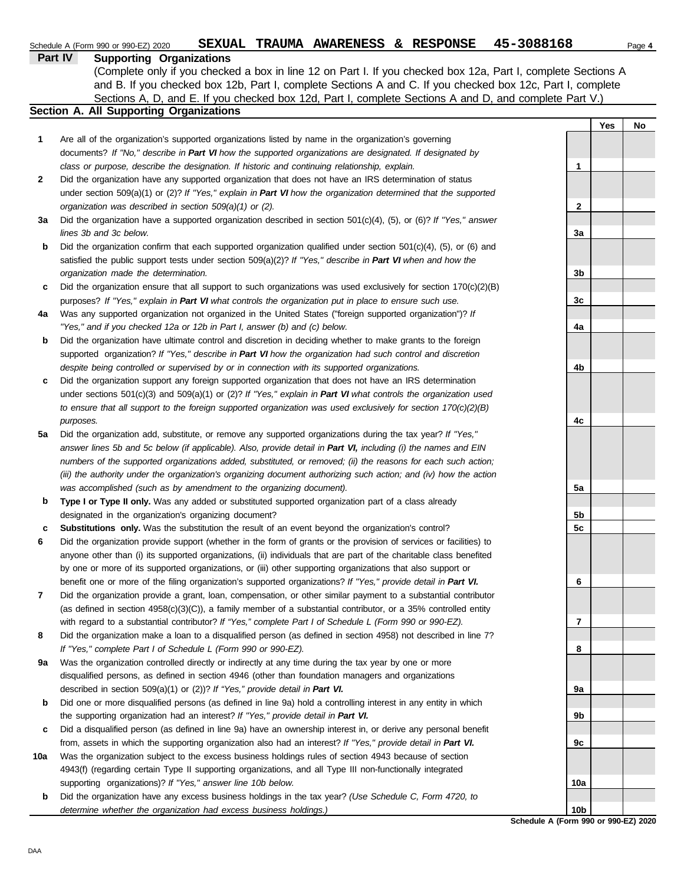Schedule A (Form 990 or 990-EZ) 2020 **SEXUAL TRAUMA AWARENESS & RESPONSE 45-3088168**

**Part IV Supporting Organizations**

(Complete only if you checked a box in line 12 on Part I. If you checked box 12a, Part I, complete Sections A and B. If you checked box 12b, Part I, complete Sections A and C. If you checked box 12c, Part I, complete Sections A, D, and E. If you checked box 12d, Part I, complete Sections A and D, and complete Part V.)

## Section A. All Supporting Organizations

| | | | Yes | No |
|---|---|---|---|---|
| **1** | Are all of the organization's supported organizations listed by name in the organization's governing documents? *If "No," describe in **Part VI** how the supported organizations are designated. If designated by class or purpose, describe the designation. If historic and continuing relationship, explain.* | 1 | | |
| **2** | Did the organization have any supported organization that does not have an IRS determination of status under section 509(a)(1) or (2)? *If "Yes," explain in **Part VI** how the organization determined that the supported organization was described in section 509(a)(1) or (2).* | 2 | | |
| **3a** | Did the organization have a supported organization described in section 501(c)(4), (5), or (6)? *If "Yes," answer lines 3b and 3c below.* | 3a | | |
| **b** | Did the organization confirm that each supported organization qualified under section 501(c)(4), (5), or (6) and satisfied the public support tests under section 509(a)(2)? *If "Yes," describe in **Part VI** when and how the organization made the determination.* | 3b | | |
| **c** | Did the organization ensure that all support to such organizations was used exclusively for section 170(c)(2)(B) purposes? *If "Yes," explain in **Part VI** what controls the organization put in place to ensure such use.* | 3c | | |
| **4a** | Was any supported organization not organized in the United States ("foreign supported organization")? *If "Yes," and if you checked 12a or 12b in Part I, answer (b) and (c) below.* | 4a | | |
| **b** | Did the organization have ultimate control and discretion in deciding whether to make grants to the foreign supported organization? *If "Yes," describe in **Part VI** how the organization had such control and discretion despite being controlled or supervised by or in connection with its supported organizations.* | 4b | | |
| **c** | Did the organization support any foreign supported organization that does not have an IRS determination under sections 501(c)(3) and 509(a)(1) or (2)? *If "Yes," explain in **Part VI** what controls the organization used to ensure that all support to the foreign supported organization was used exclusively for section 170(c)(2)(B) purposes.* | 4c | | |
| **5a** | Did the organization add, substitute, or remove any supported organizations during the tax year? *If "Yes," answer lines 5b and 5c below (if applicable). Also, provide detail in **Part VI,** including (i) the names and EIN numbers of the supported organizations added, substituted, or removed; (ii) the reasons for each such action; (iii) the authority under the organization's organizing document authorizing such action; and (iv) how the action was accomplished (such as by amendment to the organizing document).* | 5a | | |
| **b** | **Type I or Type II only.** Was any added or substituted supported organization part of a class already designated in the organization's organizing document? | 5b | | |
| **c** | **Substitutions only.** Was the substitution the result of an event beyond the organization's control? | 5c | | |
| **6** | Did the organization provide support (whether in the form of grants or the provision of services or facilities) to anyone other than (i) its supported organizations, (ii) individuals that are part of the charitable class benefited by one or more of its supported organizations, or (iii) other supporting organizations that also support or benefit one or more of the filing organization's supported organizations? *If "Yes," provide detail in **Part VI.*** | 6 | | |
| **7** | Did the organization provide a grant, loan, compensation, or other similar payment to a substantial contributor (as defined in section 4958(c)(3)(C)), a family member of a substantial contributor, or a 35% controlled entity with regard to a substantial contributor? *If "Yes," complete Part I of Schedule L (Form 990 or 990-EZ).* | 7 | | |
| **8** | Did the organization make a loan to a disqualified person (as defined in section 4958) not described in line 7? *If "Yes," complete Part I of Schedule L (Form 990 or 990-EZ).* | 8 | | |
| **9a** | Was the organization controlled directly or indirectly at any time during the tax year by one or more disqualified persons, as defined in section 4946 (other than foundation managers and organizations described in section 509(a)(1) or (2))? *If "Yes," provide detail in **Part VI.*** | 9a | | |
| **b** | Did one or more disqualified persons (as defined in line 9a) hold a controlling interest in any entity in which the supporting organization had an interest? *If "Yes," provide detail in **Part VI.*** | 9b | | |
| **c** | Did a disqualified person (as defined in line 9a) have an ownership interest in, or derive any personal benefit from, assets in which the supporting organization also had an interest? *If "Yes," provide detail in **Part VI.*** | 9c | | |
| **10a** | Was the organization subject to the excess business holdings rules of section 4943 because of section 4943(f) (regarding certain Type II supporting organizations, and all Type III non-functionally integrated supporting organizations)? *If "Yes," answer line 10b below.* | 10a | | |
| **b** | Did the organization have any excess business holdings in the tax year? *(Use Schedule C, Form 4720, to determine whether the organization had excess business holdings.)* | 10b | | |

**Schedule A (Form 990 or 990-EZ) 2020**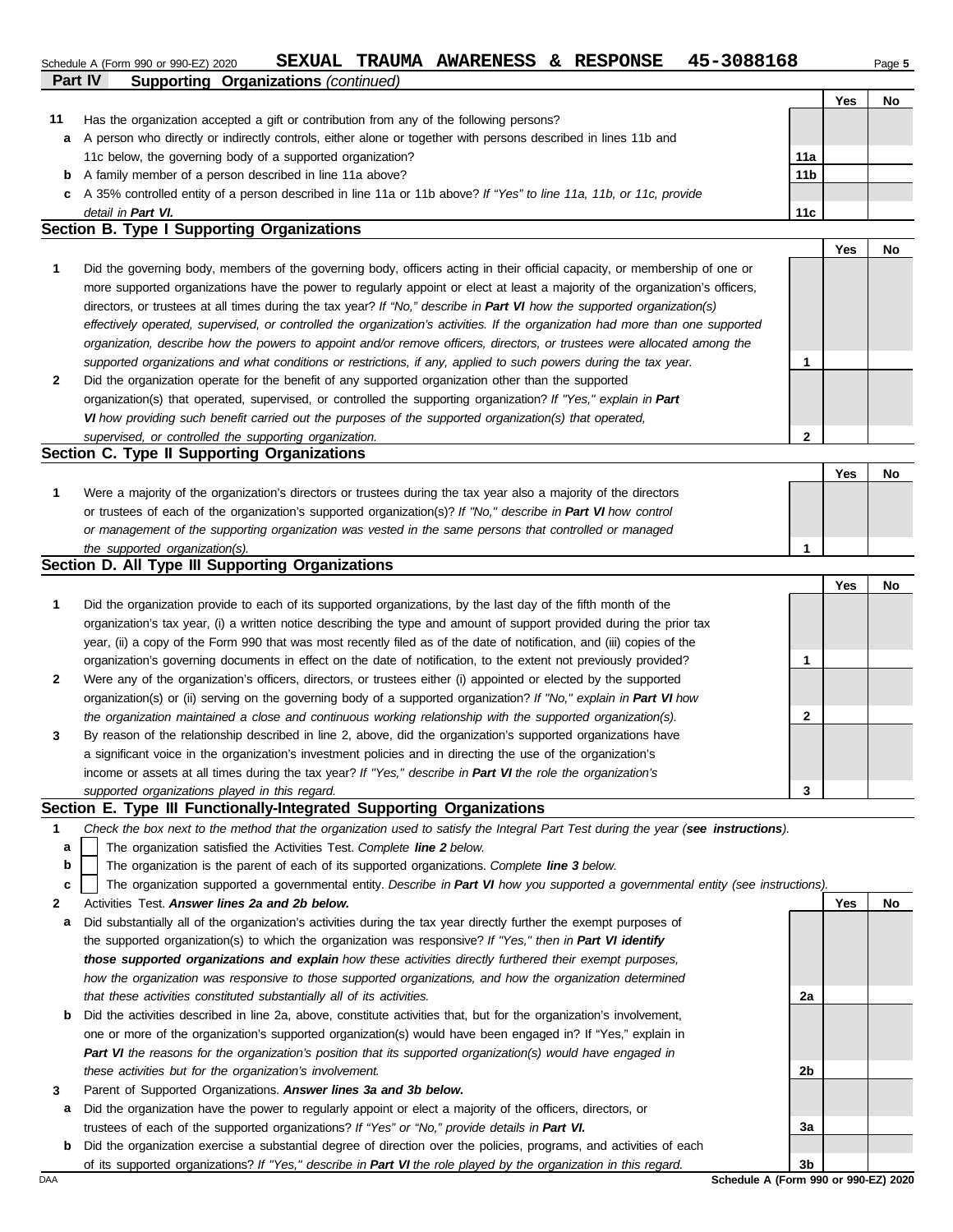Schedule A (Form 990 or 990-EZ) 2020 **SEXUAL TRAUMA AWARENESS & RESPONSE 45-3088168** Page 5

**Part IV Supporting Organizations** *(continued)*

| | | | Yes | No |
|---|---|---|---|---|
| **11** | Has the organization accepted a gift or contribution from any of the following persons? | | | |
| **a** | A person who directly or indirectly controls, either alone or together with persons described in lines 11b and 11c below, the governing body of a supported organization? | **11a** | | |
| **b** | A family member of a person described in line 11a above? | **11b** | | |
| **c** | A 35% controlled entity of a person described in line 11a or 11b above? *If "Yes" to line 11a, 11b, or 11c, provide detail in* ***Part VI.*** | **11c** | | |

## Section B. Type I Supporting Organizations

| | | | Yes | No |
|---|---|---|---|---|
| **1** | Did the governing body, members of the governing body, officers acting in their official capacity, or membership of one or more supported organizations have the power to regularly appoint or elect at least a majority of the organization's officers, directors, or trustees at all times during the tax year? *If "No," describe in* ***Part VI*** *how the supported organization(s) effectively operated, supervised, or controlled the organization's activities. If the organization had more than one supported organization, describe how the powers to appoint and/or remove officers, directors, or trustees were allocated among the supported organizations and what conditions or restrictions, if any, applied to such powers during the tax year.* | **1** | | |
| **2** | Did the organization operate for the benefit of any supported organization other than the supported organization(s) that operated, supervised, or controlled the supporting organization? *If "Yes," explain in* ***Part VI*** *how providing such benefit carried out the purposes of the supported organization(s) that operated, supervised, or controlled the supporting organization.* | **2** | | |

## Section C. Type II Supporting Organizations

| | | | Yes | No |
|---|---|---|---|---|
| **1** | Were a majority of the organization's directors or trustees during the tax year also a majority of the directors or trustees of each of the organization's supported organization(s)? *If "No," describe in* ***Part VI*** *how control or management of the supporting organization was vested in the same persons that controlled or managed the supported organization(s).* | **1** | | |

## Section D. All Type III Supporting Organizations

| | | | Yes | No |
|---|---|---|---|---|
| **1** | Did the organization provide to each of its supported organizations, by the last day of the fifth month of the organization's tax year, (i) a written notice describing the type and amount of support provided during the prior tax year, (ii) a copy of the Form 990 that was most recently filed as of the date of notification, and (iii) copies of the organization's governing documents in effect on the date of notification, to the extent not previously provided? | **1** | | |
| **2** | Were any of the organization's officers, directors, or trustees either (i) appointed or elected by the supported organization(s) or (ii) serving on the governing body of a supported organization? *If "No," explain in* ***Part VI*** *how the organization maintained a close and continuous working relationship with the supported organization(s).* | **2** | | |
| **3** | By reason of the relationship described in line 2, above, did the organization's supported organizations have a significant voice in the organization's investment policies and in directing the use of the organization's income or assets at all times during the tax year? *If "Yes," describe in* ***Part VI*** *the role the organization's supported organizations played in this regard.* | **3** | | |

## Section E. Type III Functionally-Integrated Supporting Organizations

**1** *Check the box next to the method that the organization used to satisfy the Integral Part Test during the year (****see instructions****).*

- **a** ☐ The organization satisfied the Activities Test. *Complete* ***line 2*** *below.*
- **b** ☐ The organization is the parent of each of its supported organizations. *Complete* ***line 3*** *below.*
- **c** ☐ The organization supported a governmental entity. *Describe in* ***Part VI*** *how you supported a governmental entity (see instructions).*

| | | | Yes | No |
|---|---|---|---|---|
| **2** | Activities Test. ***Answer lines 2a and 2b below.*** | | | |
| **a** | Did substantially all of the organization's activities during the tax year directly further the exempt purposes of the supported organization(s) to which the organization was responsive? *If "Yes," then in* ***Part VI identify those supported organizations and explain*** *how these activities directly furthered their exempt purposes, how the organization was responsive to those supported organizations, and how the organization determined that these activities constituted substantially all of its activities.* | **2a** | | |
| **b** | Did the activities described in line 2a, above, constitute activities that, but for the organization's involvement, one or more of the organization's supported organization(s) would have been engaged in? If "Yes," explain in ***Part VI*** *the reasons for the organization's position that its supported organization(s) would have engaged in these activities but for the organization's involvement.* | **2b** | | |
| **3** | Parent of Supported Organizations. ***Answer lines 3a and 3b below.*** | | | |
| **a** | Did the organization have the power to regularly appoint or elect a majority of the officers, directors, or trustees of each of the supported organizations? *If "Yes" or "No," provide details in* ***Part VI.*** | **3a** | | |
| **b** | Did the organization exercise a substantial degree of direction over the policies, programs, and activities of each of its supported organizations? *If "Yes," describe in* ***Part VI*** *the role played by the organization in this regard.* | **3b** | | |

DAA **Schedule A (Form 990 or 990-EZ) 2020**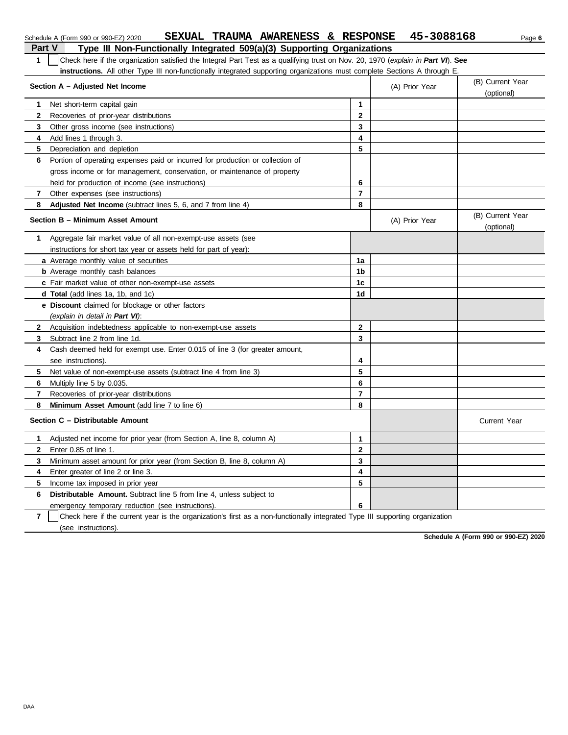Schedule A (Form 990 or 990-EZ) 2020 **SEXUAL TRAUMA AWARENESS & RESPONSE 45-3088168**

## Part V Type III Non-Functionally Integrated 509(a)(3) Supporting Organizations

**1** ☐ Check here if the organization satisfied the Integral Part Test as a qualifying trust on Nov. 20, 1970 (*explain in **Part VI***). **See instructions.** All other Type III non-functionally integrated supporting organizations must complete Sections A through E.

| Section A – Adjusted Net Income | | (A) Prior Year | (B) Current Year (optional) |
|---|---|---|---|
| **1** Net short-term capital gain | **1** | | |
| **2** Recoveries of prior-year distributions | **2** | | |
| **3** Other gross income (see instructions) | **3** | | |
| **4** Add lines 1 through 3. | **4** | | |
| **5** Depreciation and depletion | **5** | | |
| **6** Portion of operating expenses paid or incurred for production or collection of gross income or for management, conservation, or maintenance of property held for production of income (see instructions) | **6** | | |
| **7** Other expenses (see instructions) | **7** | | |
| **8** **Adjusted Net Income** (subtract lines 5, 6, and 7 from line 4) | **8** | | |

| Section B – Minimum Asset Amount | | (A) Prior Year | (B) Current Year (optional) |
|---|---|---|---|
| **1** Aggregate fair market value of all non-exempt-use assets (see instructions for short tax year or assets held for part of year): | | | |
| **a** Average monthly value of securities | **1a** | | |
| **b** Average monthly cash balances | **1b** | | |
| **c** Fair market value of other non-exempt-use assets | **1c** | | |
| **d** **Total** (add lines 1a, 1b, and 1c) | **1d** | | |
| **e** **Discount** claimed for blockage or other factors (*explain in detail in **Part VI***): | | | |
| **2** Acquisition indebtedness applicable to non-exempt-use assets | **2** | | |
| **3** Subtract line 2 from line 1d. | **3** | | |
| **4** Cash deemed held for exempt use. Enter 0.015 of line 3 (for greater amount, see instructions). | **4** | | |
| **5** Net value of non-exempt-use assets (subtract line 4 from line 3) | **5** | | |
| **6** Multiply line 5 by 0.035. | **6** | | |
| **7** Recoveries of prior-year distributions | **7** | | |
| **8** **Minimum Asset Amount** (add line 7 to line 6) | **8** | | |

| Section C – Distributable Amount | | | Current Year |
|---|---|---|---|
| **1** Adjusted net income for prior year (from Section A, line 8, column A) | **1** | | |
| **2** Enter 0.85 of line 1. | **2** | | |
| **3** Minimum asset amount for prior year (from Section B, line 8, column A) | **3** | | |
| **4** Enter greater of line 2 or line 3. | **4** | | |
| **5** Income tax imposed in prior year | **5** | | |
| **6** **Distributable Amount.** Subtract line 5 from line 4, unless subject to emergency temporary reduction (see instructions). | **6** | | |

**7** ☐ Check here if the current year is the organization's first as a non-functionally integrated Type III supporting organization (see instructions).

**Schedule A (Form 990 or 990-EZ) 2020**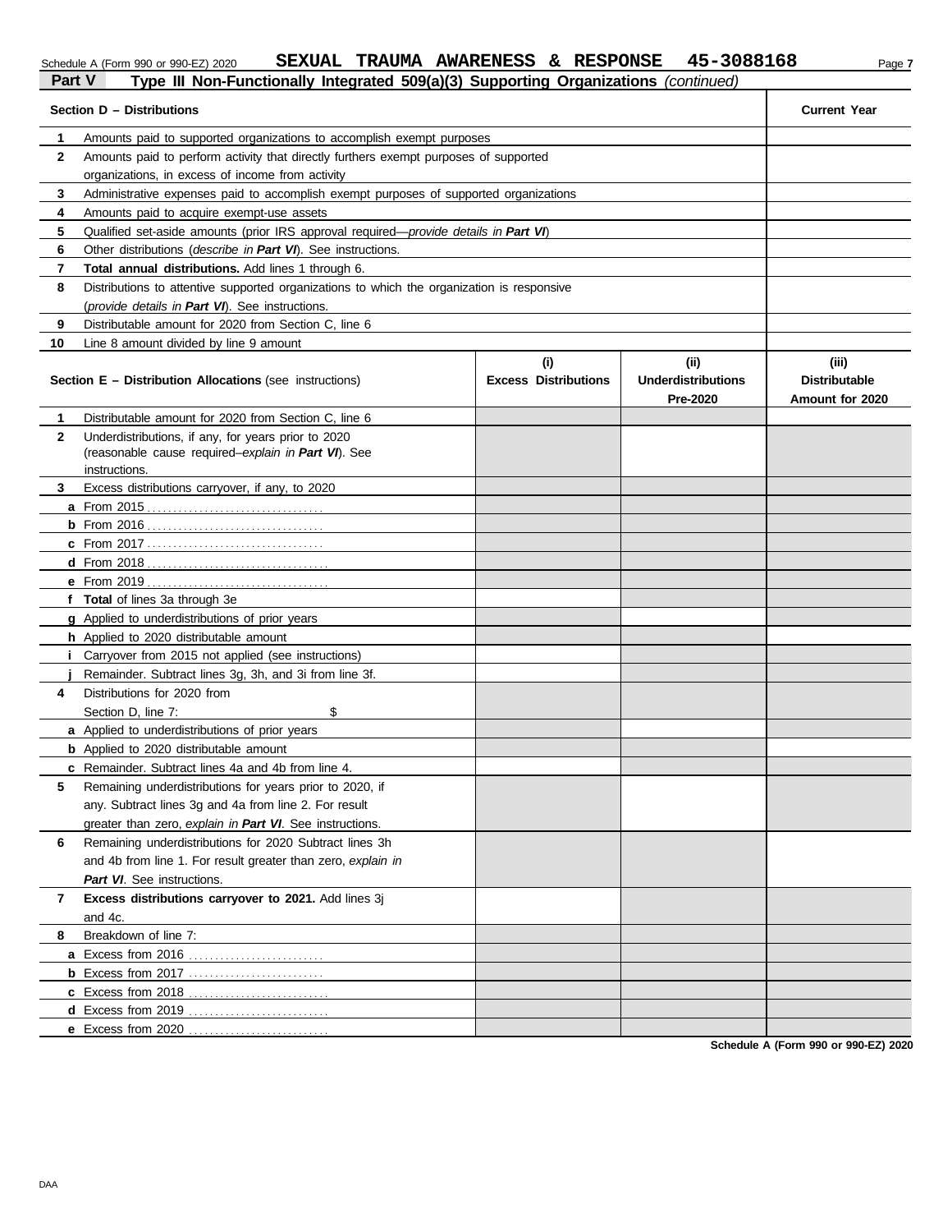Schedule A (Form 990 or 990-EZ) 2020 **SEXUAL TRAUMA AWARENESS & RESPONSE 45-3088168**

## Part V Type III Non-Functionally Integrated 509(a)(3) Supporting Organizations *(continued)*

| | **Section D – Distributions** | **Current Year** |
|---|---|---|
| **1** | Amounts paid to supported organizations to accomplish exempt purposes | |
| **2** | Amounts paid to perform activity that directly furthers exempt purposes of supported organizations, in excess of income from activity | |
| **3** | Administrative expenses paid to accomplish exempt purposes of supported organizations | |
| **4** | Amounts paid to acquire exempt-use assets | |
| **5** | Qualified set-aside amounts (prior IRS approval required—*provide details in **Part VI***) | |
| **6** | Other distributions (*describe in **Part VI***). See instructions. | |
| **7** | **Total annual distributions.** Add lines 1 through 6. | |
| **8** | Distributions to attentive supported organizations to which the organization is responsive (*provide details in **Part VI***). See instructions. | |
| **9** | Distributable amount for 2020 from Section C, line 6 | |
| **10** | Line 8 amount divided by line 9 amount | |

| | **Section E – Distribution Allocations** (see instructions) | **(i) Excess Distributions** | **(ii) Underdistributions Pre-2020** | **(iii) Distributable Amount for 2020** |
|---|---|---|---|---|
| **1** | Distributable amount for 2020 from Section C, line 6 | | | |
| **2** | Underdistributions, if any, for years prior to 2020 (reasonable cause required–*explain in **Part VI***). See instructions. | | | |
| **3** | Excess distributions carryover, if any, to 2020 | | | |
| **a** | From 2015 | | | |
| **b** | From 2016 | | | |
| **c** | From 2017 | | | |
| **d** | From 2018 | | | |
| **e** | From 2019 | | | |
| **f** | **Total** of lines 3a through 3e | | | |
| **g** | Applied to underdistributions of prior years | | | |
| **h** | Applied to 2020 distributable amount | | | |
| **i** | Carryover from 2015 not applied (see instructions) | | | |
| **j** | Remainder. Subtract lines 3g, 3h, and 3i from line 3f. | | | |
| **4** | Distributions for 2020 from Section D, line 7: $ | | | |
| **a** | Applied to underdistributions of prior years | | | |
| **b** | Applied to 2020 distributable amount | | | |
| **c** | Remainder. Subtract lines 4a and 4b from line 4. | | | |
| **5** | Remaining underdistributions for years prior to 2020, if any. Subtract lines 3g and 4a from line 2. For result greater than zero, *explain in **Part VI***. See instructions. | | | |
| **6** | Remaining underdistributions for 2020 Subtract lines 3h and 4b from line 1. For result greater than zero, *explain in **Part VI***. See instructions. | | | |
| **7** | **Excess distributions carryover to 2021.** Add lines 3j and 4c. | | | |
| **8** | Breakdown of line 7: | | | |
| **a** | Excess from 2016 | | | |
| **b** | Excess from 2017 | | | |
| **c** | Excess from 2018 | | | |
| **d** | Excess from 2019 | | | |
| **e** | Excess from 2020 | | | |

**Schedule A (Form 990 or 990-EZ) 2020**

DAA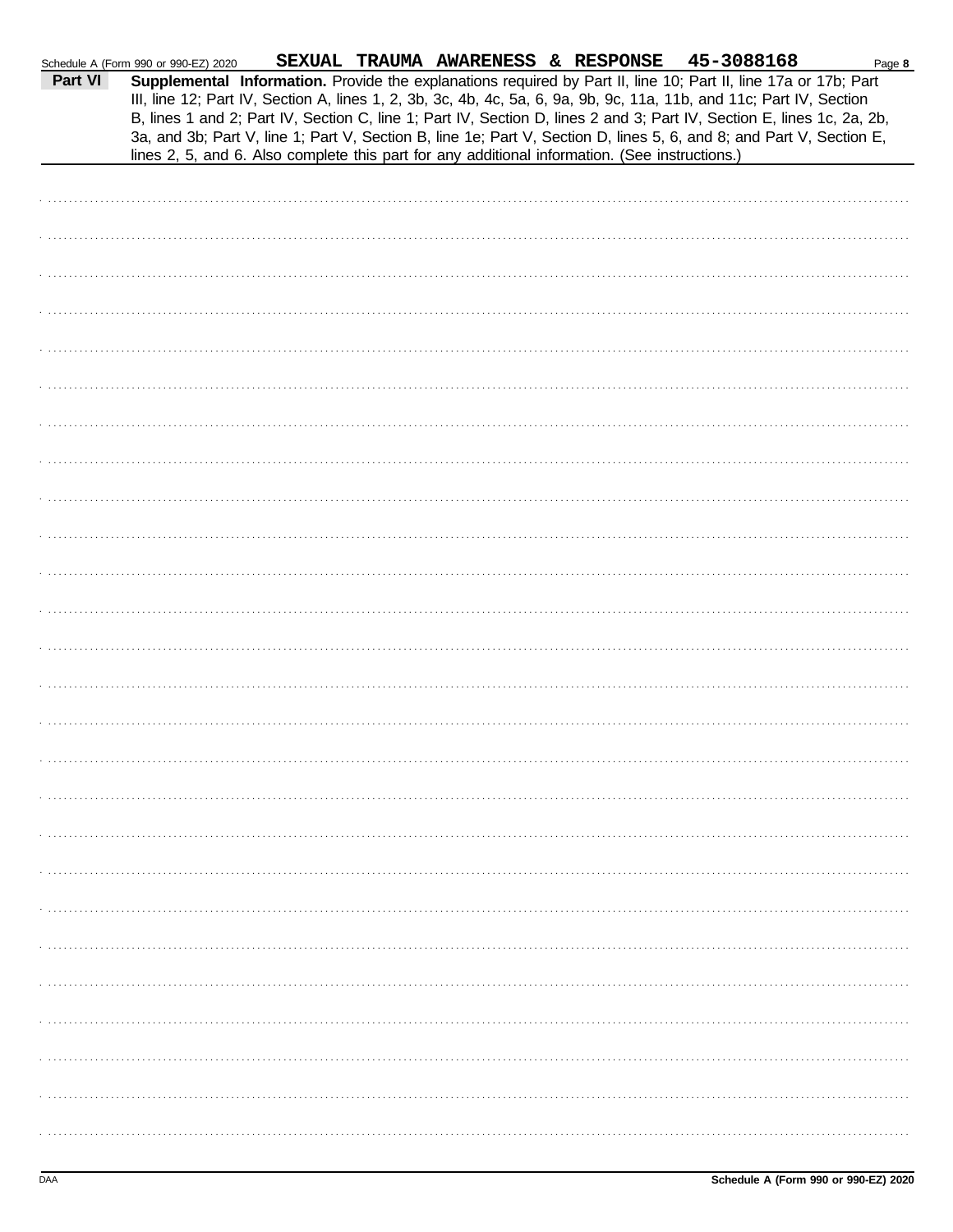SEXUAL TRAUMA AWARENESS & RESPONSE 45-3088168

**Part VI** **Supplemental Information.** Provide the explanations required by Part II, line 10; Part II, line 17a or 17b; Part III, line 12; Part IV, Section A, lines 1, 2, 3b, 3c, 4b, 4c, 5a, 6, 9a, 9b, 9c, 11a, 11b, and 11c; Part IV, Section B, lines 1 and 2; Part IV, Section C, line 1; Part IV, Section D, lines 2 and 3; Part IV, Section E, lines 1c, 2a, 2b, 3a, and 3b; Part V, line 1; Part V, Section B, line 1e; Part V, Section D, lines 5, 6, and 8; and Part V, Section E, lines 2, 5, and 6. Also complete this part for any additional information. (See instructions.)

DAA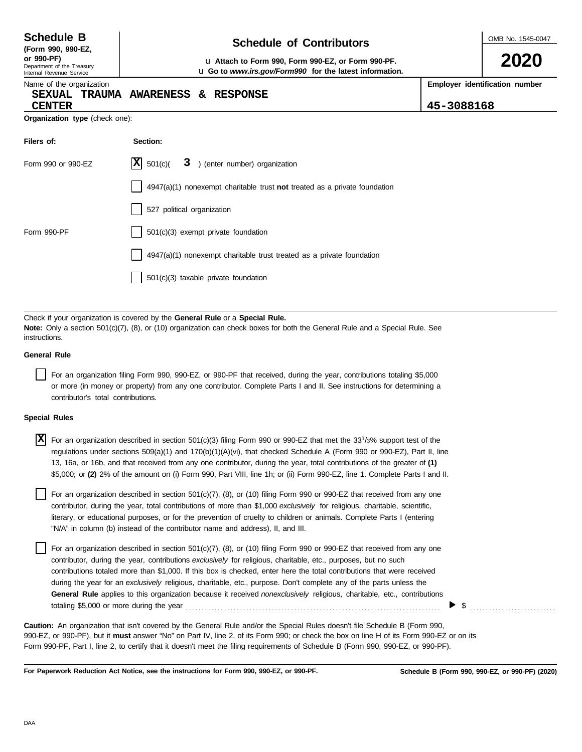**Schedule B** (Form 990, 990-EZ, or 990-PF)
Department of the Treasury
Internal Revenue Service

# Schedule of Contributors

u Attach to Form 990, Form 990-EZ, or Form 990-PF.
u Go to *www.irs.gov/Form990* for the latest information.

OMB No. 1545-0047

**2020**

Name of the organization
**SEXUAL TRAUMA AWARENESS & RESPONSE CENTER**

Employer identification number
**45-3088168**

**Organization type** (check one):

| Filers of: | Section: |
|---|---|
| Form 990 or 990-EZ | [X] 501(c)( 3 ) (enter number) organization |
| | [ ] 4947(a)(1) nonexempt charitable trust **not** treated as a private foundation |
| | [ ] 527 political organization |
| Form 990-PF | [ ] 501(c)(3) exempt private foundation |
| | [ ] 4947(a)(1) nonexempt charitable trust treated as a private foundation |
| | [ ] 501(c)(3) taxable private foundation |

Check if your organization is covered by the **General Rule** or a **Special Rule.**
**Note:** Only a section 501(c)(7), (8), or (10) organization can check boxes for both the General Rule and a Special Rule. See instructions.

**General Rule**

[ ] For an organization filing Form 990, 990-EZ, or 990-PF that received, during the year, contributions totaling $5,000 or more (in money or property) from any one contributor. Complete Parts I and II. See instructions for determining a contributor's total contributions.

**Special Rules**

[X] For an organization described in section 501(c)(3) filing Form 990 or 990-EZ that met the 33 1/3% support test of the regulations under sections 509(a)(1) and 170(b)(1)(A)(vi), that checked Schedule A (Form 990 or 990-EZ), Part II, line 13, 16a, or 16b, and that received from any one contributor, during the year, total contributions of the greater of **(1)** $5,000; or **(2)** 2% of the amount on (i) Form 990, Part VIII, line 1h; or (ii) Form 990-EZ, line 1. Complete Parts I and II.

[ ] For an organization described in section 501(c)(7), (8), or (10) filing Form 990 or 990-EZ that received from any one contributor, during the year, total contributions of more than $1,000 *exclusively* for religious, charitable, scientific, literary, or educational purposes, or for the prevention of cruelty to children or animals. Complete Parts I (entering "N/A" in column (b) instead of the contributor name and address), II, and III.

[ ] For an organization described in section 501(c)(7), (8), or (10) filing Form 990 or 990-EZ that received from any one contributor, during the year, contributions *exclusively* for religious, charitable, etc., purposes, but no such contributions totaled more than $1,000. If this box is checked, enter here the total contributions that were received during the year for an *exclusively* religious, charitable, etc., purpose. Don't complete any of the parts unless the **General Rule** applies to this organization because it received *nonexclusively* religious, charitable, etc., contributions totaling $5,000 or more during the year ▶ $

**Caution:** An organization that isn't covered by the General Rule and/or the Special Rules doesn't file Schedule B (Form 990, 990-EZ, or 990-PF), but it **must** answer "No" on Part IV, line 2, of its Form 990; or check the box on line H of its Form 990-EZ or on its Form 990-PF, Part I, line 2, to certify that it doesn't meet the filing requirements of Schedule B (Form 990, 990-EZ, or 990-PF).

**For Paperwork Reduction Act Notice, see the instructions for Form 990, 990-EZ, or 990-PF.** **Schedule B (Form 990, 990-EZ, or 990-PF) (2020)**

DAA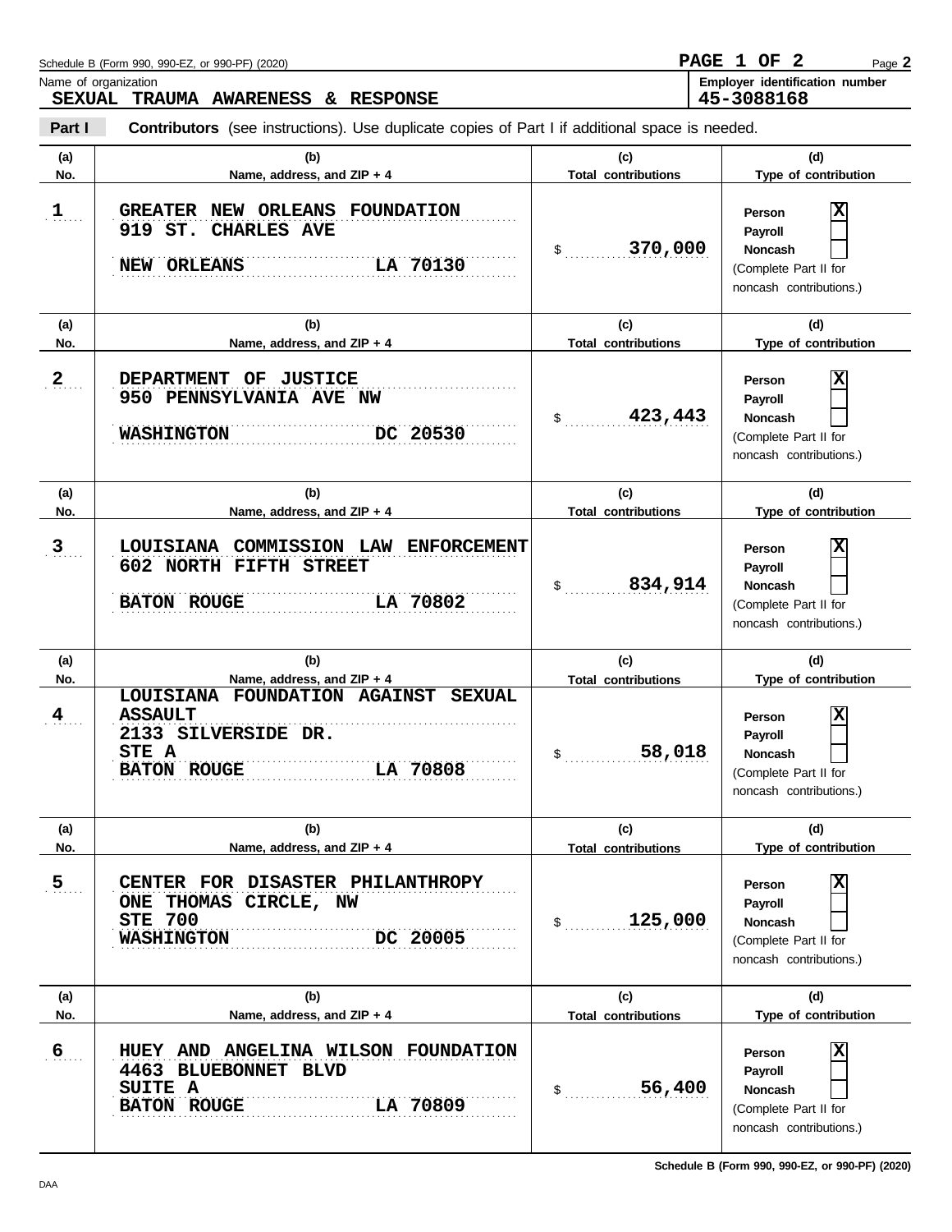Schedule B (Form 990, 990-EZ, or 990-PF) (2020)

**PAGE 1 OF 2**

Name of organization
**SEXUAL TRAUMA AWARENESS & RESPONSE**

Employer identification number
**45-3088168**

**Part I** **Contributors** (see instructions). Use duplicate copies of Part I if additional space is needed.

| (a) No. | (b) Name, address, and ZIP + 4 | (c) Total contributions | (d) Type of contribution |
|---|---|---|---|
| 1 | GREATER NEW ORLEANS FOUNDATION<br>919 ST. CHARLES AVE<br>NEW ORLEANS LA 70130 | $ 370,000 | Person [X]<br>Payroll [ ]<br>Noncash [ ]<br>(Complete Part II for noncash contributions.) |
| 2 | DEPARTMENT OF JUSTICE<br>950 PENNSYLVANIA AVE NW<br>WASHINGTON DC 20530 | $ 423,443 | Person [X]<br>Payroll [ ]<br>Noncash [ ]<br>(Complete Part II for noncash contributions.) |
| 3 | LOUISIANA COMMISSION LAW ENFORCEMENT<br>602 NORTH FIFTH STREET<br>BATON ROUGE LA 70802 | $ 834,914 | Person [X]<br>Payroll [ ]<br>Noncash [ ]<br>(Complete Part II for noncash contributions.) |
| 4 | LOUISIANA FOUNDATION AGAINST SEXUAL ASSAULT<br>2133 SILVERSIDE DR.<br>STE A<br>BATON ROUGE LA 70808 | $ 58,018 | Person [X]<br>Payroll [ ]<br>Noncash [ ]<br>(Complete Part II for noncash contributions.) |
| 5 | CENTER FOR DISASTER PHILANTHROPY<br>ONE THOMAS CIRCLE, NW<br>STE 700<br>WASHINGTON DC 20005 | $ 125,000 | Person [X]<br>Payroll [ ]<br>Noncash [ ]<br>(Complete Part II for noncash contributions.) |
| 6 | HUEY AND ANGELINA WILSON FOUNDATION<br>4463 BLUEBONNET BLVD<br>SUITE A<br>BATON ROUGE LA 70809 | $ 56,400 | Person [X]<br>Payroll [ ]<br>Noncash [ ]<br>(Complete Part II for noncash contributions.) |

DAA

Schedule B (Form 990, 990-EZ, or 990-PF) (2020)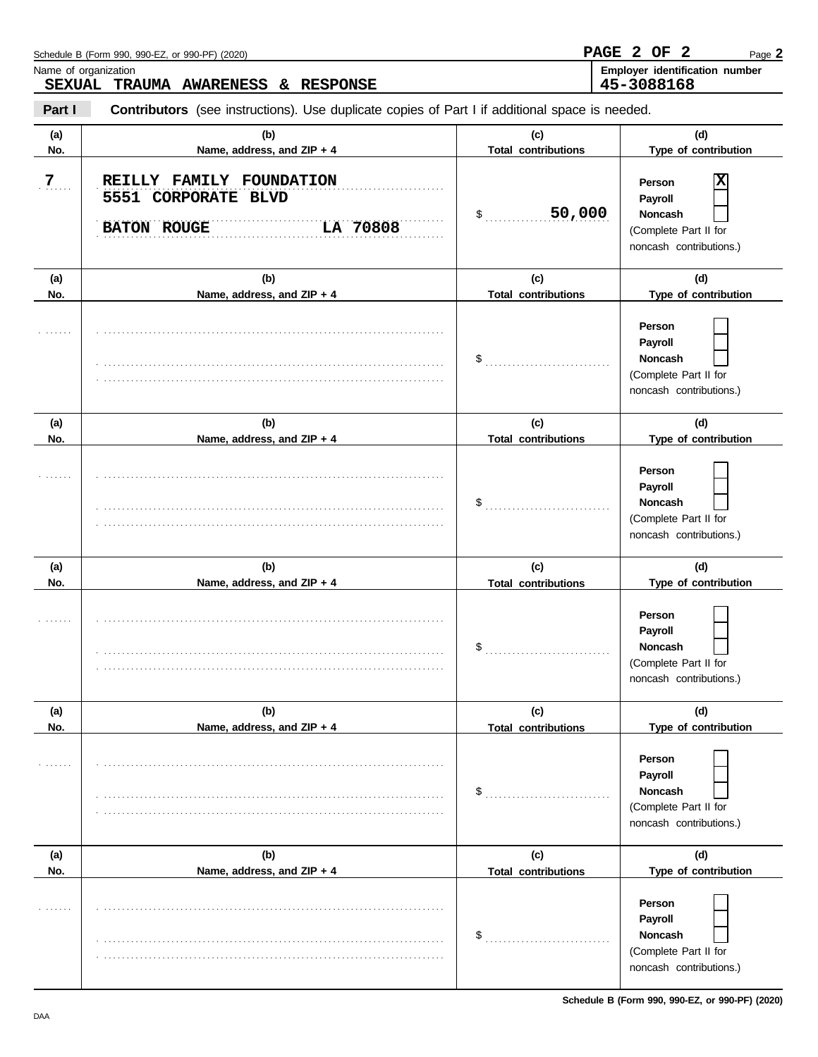Schedule B (Form 990, 990-EZ, or 990-PF) (2020)

**PAGE 2 OF 2**

Name of organization
**SEXUAL TRAUMA AWARENESS & RESPONSE**

Employer identification number
**45-3088168**

**Part I** **Contributors** (see instructions). Use duplicate copies of Part I if additional space is needed.

| (a) No. | (b) Name, address, and ZIP + 4 | (c) Total contributions | (d) Type of contribution |
|---|---|---|---|
| 7 | REILLY FAMILY FOUNDATION<br>5551 CORPORATE BLVD<br>BATON ROUGE LA 70808 | $ 50,000 | Person [X]<br>Payroll [ ]<br>Noncash [ ]<br>(Complete Part II for noncash contributions.) |
| | | $ | Person [ ]<br>Payroll [ ]<br>Noncash [ ]<br>(Complete Part II for noncash contributions.) |
| | | $ | Person [ ]<br>Payroll [ ]<br>Noncash [ ]<br>(Complete Part II for noncash contributions.) |
| | | $ | Person [ ]<br>Payroll [ ]<br>Noncash [ ]<br>(Complete Part II for noncash contributions.) |
| | | $ | Person [ ]<br>Payroll [ ]<br>Noncash [ ]<br>(Complete Part II for noncash contributions.) |
| | | $ | Person [ ]<br>Payroll [ ]<br>Noncash [ ]<br>(Complete Part II for noncash contributions.) |

DAA

**Schedule B (Form 990, 990-EZ, or 990-PF) (2020)**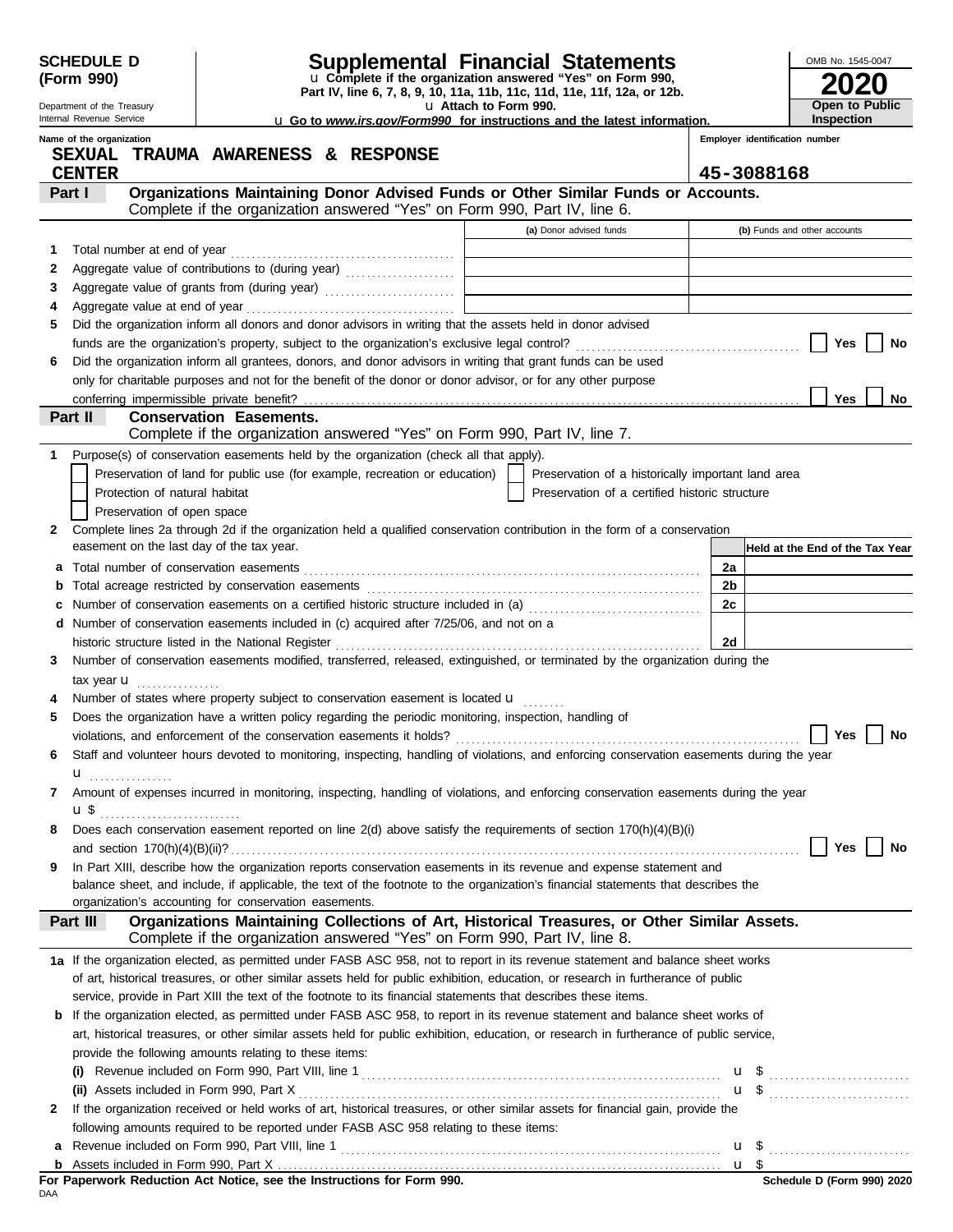**SCHEDULE D (Form 990)**

Department of the Treasury
Internal Revenue Service

# Supplemental Financial Statements

u Complete if the organization answered "Yes" on Form 990, Part IV, line 6, 7, 8, 9, 10, 11a, 11b, 11c, 11d, 11e, 11f, 12a, or 12b.
u Attach to Form 990.
u Go to *www.irs.gov/Form990* for instructions and the latest information.

OMB No. 1545-0047

**2020**

**Open to Public Inspection**

Name of the organization: **SEXUAL TRAUMA AWARENESS & RESPONSE CENTER**

Employer identification number: **45-3088168**

## Part I — Organizations Maintaining Donor Advised Funds or Other Similar Funds or Accounts.
Complete if the organization answered "Yes" on Form 990, Part IV, line 6.

| | | (a) Donor advised funds | (b) Funds and other accounts |
|---|---|---|---|
| 1 | Total number at end of year | | |
| 2 | Aggregate value of contributions to (during year) | | |
| 3 | Aggregate value of grants from (during year) | | |
| 4 | Aggregate value at end of year | | |

5 Did the organization inform all donors and donor advisors in writing that the assets held in donor advised funds are the organization's property, subject to the organization's exclusive legal control? Yes No

6 Did the organization inform all grantees, donors, and donor advisors in writing that grant funds can be used only for charitable purposes and not for the benefit of the donor or donor advisor, or for any other purpose conferring impermissible private benefit? Yes No

## Part II — Conservation Easements.
Complete if the organization answered "Yes" on Form 990, Part IV, line 7.

1 Purpose(s) of conservation easements held by the organization (check all that apply).
- Preservation of land for public use (for example, recreation or education)
- Protection of natural habitat
- Preservation of open space
- Preservation of a historically important land area
- Preservation of a certified historic structure

2 Complete lines 2a through 2d if the organization held a qualified conservation contribution in the form of a conservation easement on the last day of the tax year.

| | | | Held at the End of the Tax Year |
|---|---|---|---|
| a | Total number of conservation easements | 2a | |
| b | Total acreage restricted by conservation easements | 2b | |
| c | Number of conservation easements on a certified historic structure included in (a) | 2c | |
| d | Number of conservation easements included in (c) acquired after 7/25/06, and not on a historic structure listed in the National Register | 2d | |

3 Number of conservation easements modified, transferred, released, extinguished, or terminated by the organization during the tax year u

4 Number of states where property subject to conservation easement is located u

5 Does the organization have a written policy regarding the periodic monitoring, inspection, handling of violations, and enforcement of the conservation easements it holds? Yes No

6 Staff and volunteer hours devoted to monitoring, inspecting, handling of violations, and enforcing conservation easements during the year u

7 Amount of expenses incurred in monitoring, inspecting, handling of violations, and enforcing conservation easements during the year u $

8 Does each conservation easement reported on line 2(d) above satisfy the requirements of section 170(h)(4)(B)(i) and section 170(h)(4)(B)(ii)? Yes No

9 In Part XIII, describe how the organization reports conservation easements in its revenue and expense statement and balance sheet, and include, if applicable, the text of the footnote to the organization's financial statements that describes the organization's accounting for conservation easements.

## Part III — Organizations Maintaining Collections of Art, Historical Treasures, or Other Similar Assets.
Complete if the organization answered "Yes" on Form 990, Part IV, line 8.

1a If the organization elected, as permitted under FASB ASC 958, not to report in its revenue statement and balance sheet works of art, historical treasures, or other similar assets held for public exhibition, education, or research in furtherance of public service, provide in Part XIII the text of the footnote to its financial statements that describes these items.

b If the organization elected, as permitted under FASB ASC 958, to report in its revenue statement and balance sheet works of art, historical treasures, or other similar assets held for public exhibition, education, or research in furtherance of public service, provide the following amounts relating to these items:

(i) Revenue included on Form 990, Part VIII, line 1 u $

(ii) Assets included in Form 990, Part X u $

2 If the organization received or held works of art, historical treasures, or other similar assets for financial gain, provide the following amounts required to be reported under FASB ASC 958 relating to these items:

a Revenue included on Form 990, Part VIII, line 1 u $

b Assets included in Form 990, Part X u $

**For Paperwork Reduction Act Notice, see the Instructions for Form 990.**

DAA

**Schedule D (Form 990) 2020**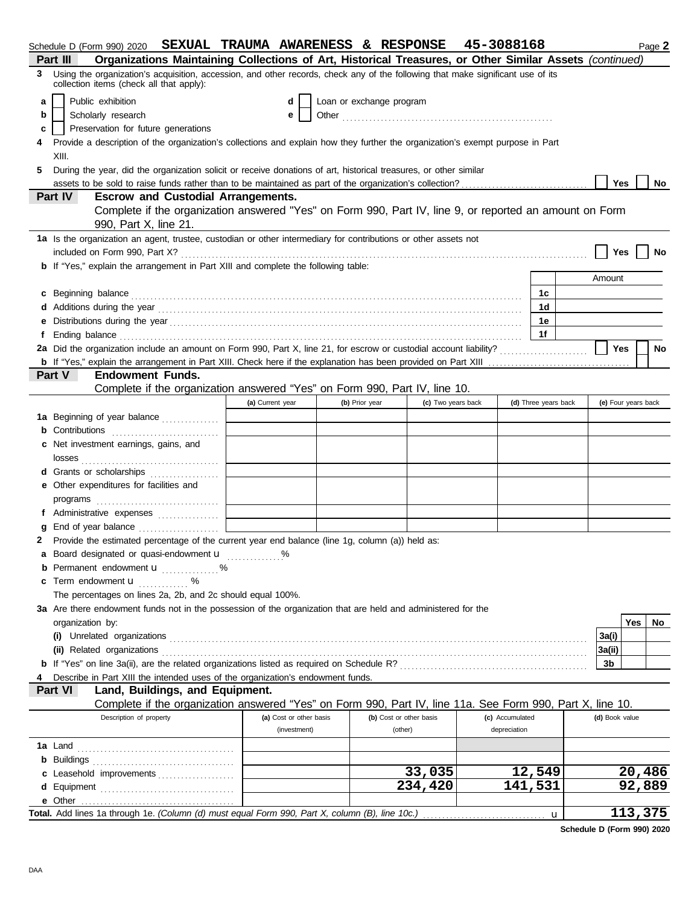Schedule D (Form 990) 2020 **SEXUAL TRAUMA AWARENESS & RESPONSE 45-3088168** Page **2**

**Part III Organizations Maintaining Collections of Art, Historical Treasures, or Other Similar Assets** *(continued)*

**3** Using the organization's acquisition, accession, and other records, check any of the following that make significant use of its collection items (check all that apply):

- **a** ☐ Public exhibition
- **b** ☐ Scholarly research
- **c** ☐ Preservation for future generations
- **d** ☐ Loan or exchange program
- **e** ☐ Other

**4** Provide a description of the organization's collections and explain how they further the organization's exempt purpose in Part XIII.

**5** During the year, did the organization solicit or receive donations of art, historical treasures, or other similar assets to be sold to raise funds rather than to be maintained as part of the organization's collection? ☐ **Yes** ☐ **No**

**Part IV Escrow and Custodial Arrangements.**

Complete if the organization answered "Yes" on Form 990, Part IV, line 9, or reported an amount on Form 990, Part X, line 21.

**1a** Is the organization an agent, trustee, custodian or other intermediary for contributions or other assets not included on Form 990, Part X? ☐ **Yes** ☐ **No**

**b** If "Yes," explain the arrangement in Part XIII and complete the following table:

| | | | Amount |
|---|---|---|---|
| **c** | Beginning balance | **1c** | |
| **d** | Additions during the year | **1d** | |
| **e** | Distributions during the year | **1e** | |
| **f** | Ending balance | **1f** | |

**2a** Did the organization include an amount on Form 990, Part X, line 21, for escrow or custodial account liability? ☐ **Yes** ☐ **No**

**b** If "Yes," explain the arrangement in Part XIII. Check here if the explanation has been provided on Part XIII ☐

**Part V Endowment Funds.**

Complete if the organization answered "Yes" on Form 990, Part IV, line 10.

| | (a) Current year | (b) Prior year | (c) Two years back | (d) Three years back | (e) Four years back |
|---|---|---|---|---|---|
| **1a** Beginning of year balance | | | | | |
| **b** Contributions | | | | | |
| **c** Net investment earnings, gains, and losses | | | | | |
| **d** Grants or scholarships | | | | | |
| **e** Other expenditures for facilities and programs | | | | | |
| **f** Administrative expenses | | | | | |
| **g** End of year balance | | | | | |

**2** Provide the estimated percentage of the current year end balance (line 1g, column (a)) held as:

- **a** Board designated or quasi-endowment u ............. %
- **b** Permanent endowment u ............. %
- **c** Term endowment u ............. %

The percentages on lines 2a, 2b, and 2c should equal 100%.

**3a** Are there endowment funds not in the possession of the organization that are held and administered for the organization by:

| | | Yes | No |
|---|---|---|---|
| **(i)** Unrelated organizations | **3a(i)** | | |
| **(ii)** Related organizations | **3a(ii)** | | |
| **b** If "Yes" on line 3a(ii), are the related organizations listed as required on Schedule R? | **3b** | | |

**4** Describe in Part XIII the intended uses of the organization's endowment funds.

**Part VI Land, Buildings, and Equipment.**

Complete if the organization answered "Yes" on Form 990, Part IV, line 11a. See Form 990, Part X, line 10.

| Description of property | (a) Cost or other basis (investment) | (b) Cost or other basis (other) | (c) Accumulated depreciation | (d) Book value |
|---|---|---|---|---|
| **1a** Land | | | | |
| **b** Buildings | | | | |
| **c** Leasehold improvements | | 33,035 | 12,549 | 20,486 |
| **d** Equipment | | 234,420 | 141,531 | 92,889 |
| **e** Other | | | | |
| **Total.** Add lines 1a through 1e. *(Column (d) must equal Form 990, Part X, column (B), line 10c.)* u | | | | 113,375 |

**Schedule D (Form 990) 2020**

DAA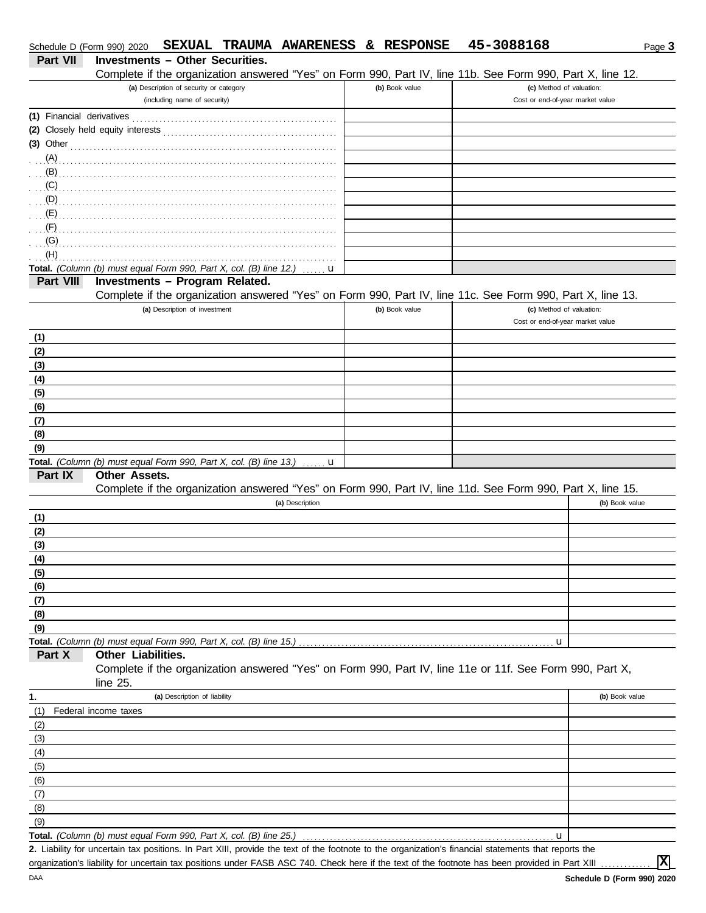Schedule D (Form 990) 2020 **SEXUAL TRAUMA AWARENESS & RESPONSE 45-3088168**

## Part VII Investments – Other Securities.

Complete if the organization answered "Yes" on Form 990, Part IV, line 11b. See Form 990, Part X, line 12.

| (a) Description of security or category (including name of security) | (b) Book value | (c) Method of valuation: Cost or end-of-year market value |
|---|---|---|
| (1) Financial derivatives | | |
| (2) Closely held equity interests | | |
| (3) Other | | |
| (A) | | |
| (B) | | |
| (C) | | |
| (D) | | |
| (E) | | |
| (F) | | |
| (G) | | |
| (H) | | |
| **Total.** *(Column (b) must equal Form 990, Part X, col. (B) line 12.)* u | | |

## Part VIII Investments – Program Related.

Complete if the organization answered "Yes" on Form 990, Part IV, line 11c. See Form 990, Part X, line 13.

| (a) Description of investment | (b) Book value | (c) Method of valuation: Cost or end-of-year market value |
|---|---|---|
| (1) | | |
| (2) | | |
| (3) | | |
| (4) | | |
| (5) | | |
| (6) | | |
| (7) | | |
| (8) | | |
| (9) | | |
| **Total.** *(Column (b) must equal Form 990, Part X, col. (B) line 13.)* u | | |

## Part IX Other Assets.

Complete if the organization answered "Yes" on Form 990, Part IV, line 11d. See Form 990, Part X, line 15.

| (a) Description | (b) Book value |
|---|---|
| (1) | |
| (2) | |
| (3) | |
| (4) | |
| (5) | |
| (6) | |
| (7) | |
| (8) | |
| (9) | |
| **Total.** *(Column (b) must equal Form 990, Part X, col. (B) line 15.)* u | |

## Part X Other Liabilities.

Complete if the organization answered "Yes" on Form 990, Part IV, line 11e or 11f. See Form 990, Part X, line 25.

| 1. (a) Description of liability | (b) Book value |
|---|---|
| (1) Federal income taxes | |
| (2) | |
| (3) | |
| (4) | |
| (5) | |
| (6) | |
| (7) | |
| (8) | |
| (9) | |
| **Total.** *(Column (b) must equal Form 990, Part X, col. (B) line 25.)* u | |

**2.** Liability for uncertain tax positions. In Part XIII, provide the text of the footnote to the organization's financial statements that reports the organization's liability for uncertain tax positions under FASB ASC 740. Check here if the text of the footnote has been provided in Part XIII ☒

DAA **Schedule D (Form 990) 2020**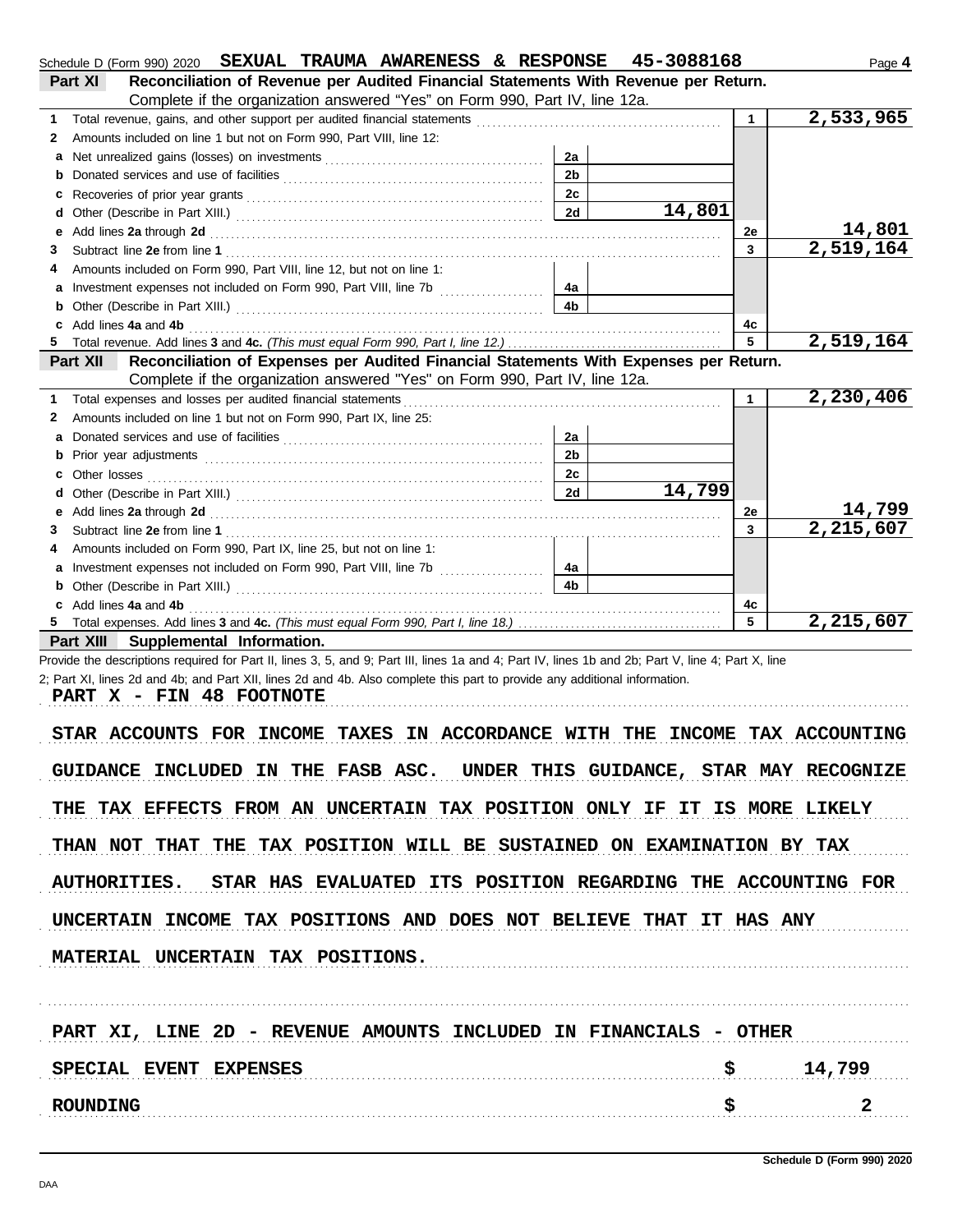Schedule D (Form 990) 2020 **SEXUAL TRAUMA AWARENESS & RESPONSE 45-3088168** Page **4**

## Part XI Reconciliation of Revenue per Audited Financial Statements With Revenue per Return.

Complete if the organization answered "Yes" on Form 990, Part IV, line 12a.

| | | | | | |
|---|---|---|---|---|---|
| **1** | Total revenue, gains, and other support per audited financial statements | | | 1 | 2,533,965 |
| **2** | Amounts included on line 1 but not on Form 990, Part VIII, line 12: | | | | |
| **a** | Net unrealized gains (losses) on investments | 2a | | | |
| **b** | Donated services and use of facilities | 2b | | | |
| **c** | Recoveries of prior year grants | 2c | | | |
| **d** | Other (Describe in Part XIII.) | 2d | 14,801 | | |
| **e** | Add lines **2a** through **2d** | | | 2e | 14,801 |
| **3** | Subtract line **2e** from line **1** | | | 3 | 2,519,164 |
| **4** | Amounts included on Form 990, Part VIII, line 12, but not on line 1: | | | | |
| **a** | Investment expenses not included on Form 990, Part VIII, line 7b | 4a | | | |
| **b** | Other (Describe in Part XIII.) | 4b | | | |
| **c** | Add lines **4a** and **4b** | | | 4c | |
| **5** | Total revenue. Add lines **3** and **4c.** *(This must equal Form 990, Part I, line 12.)* | | | 5 | 2,519,164 |

## Part XII Reconciliation of Expenses per Audited Financial Statements With Expenses per Return.

Complete if the organization answered "Yes" on Form 990, Part IV, line 12a.

| | | | | | |
|---|---|---|---|---|---|
| **1** | Total expenses and losses per audited financial statements | | | 1 | 2,230,406 |
| **2** | Amounts included on line 1 but not on Form 990, Part IX, line 25: | | | | |
| **a** | Donated services and use of facilities | 2a | | | |
| **b** | Prior year adjustments | 2b | | | |
| **c** | Other losses | 2c | | | |
| **d** | Other (Describe in Part XIII.) | 2d | 14,799 | | |
| **e** | Add lines **2a** through **2d** | | | 2e | 14,799 |
| **3** | Subtract line **2e** from line **1** | | | 3 | 2,215,607 |
| **4** | Amounts included on Form 990, Part IX, line 25, but not on line 1: | | | | |
| **a** | Investment expenses not included on Form 990, Part VIII, line 7b | 4a | | | |
| **b** | Other (Describe in Part XIII.) | 4b | | | |
| **c** | Add lines **4a** and **4b** | | | 4c | |
| **5** | Total expenses. Add lines **3** and **4c.** *(This must equal Form 990, Part I, line 18.)* | | | 5 | 2,215,607 |

## Part XIII Supplemental Information.

Provide the descriptions required for Part II, lines 3, 5, and 9; Part III, lines 1a and 4; Part IV, lines 1b and 2b; Part V, line 4; Part X, line 2; Part XI, lines 2d and 4b; and Part XII, lines 2d and 4b. Also complete this part to provide any additional information.

PART X - FIN 48 FOOTNOTE

STAR ACCOUNTS FOR INCOME TAXES IN ACCORDANCE WITH THE INCOME TAX ACCOUNTING GUIDANCE INCLUDED IN THE FASB ASC. UNDER THIS GUIDANCE, STAR MAY RECOGNIZE THE TAX EFFECTS FROM AN UNCERTAIN TAX POSITION ONLY IF IT IS MORE LIKELY THAN NOT THAT THE TAX POSITION WILL BE SUSTAINED ON EXAMINATION BY TAX AUTHORITIES. STAR HAS EVALUATED ITS POSITION REGARDING THE ACCOUNTING FOR UNCERTAIN INCOME TAX POSITIONS AND DOES NOT BELIEVE THAT IT HAS ANY MATERIAL UNCERTAIN TAX POSITIONS.

PART XI, LINE 2D - REVENUE AMOUNTS INCLUDED IN FINANCIALS - OTHER

| | | |
|---|---|---|
| SPECIAL EVENT EXPENSES | $ | 14,799 |
| ROUNDING | $ | 2 |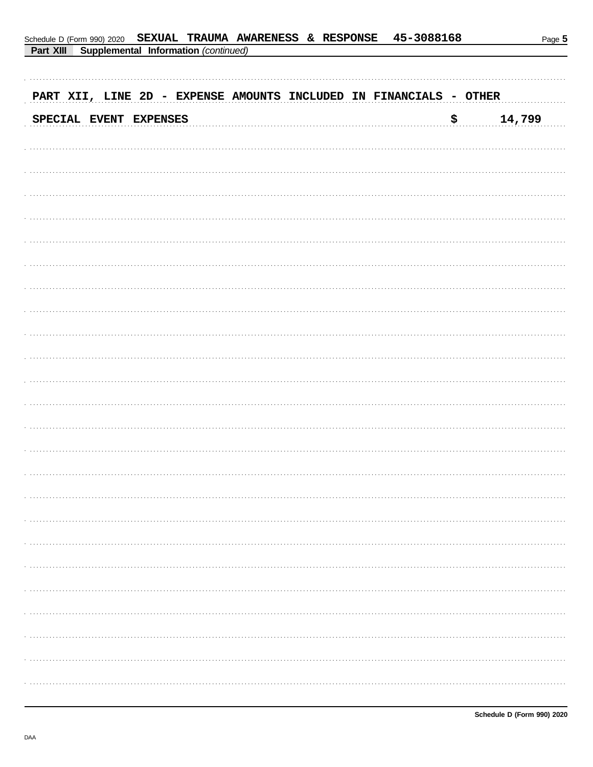Schedule D (Form 990) 2020 SEXUAL TRAUMA AWARENESS & RESPONSE 45-3088168

**Part XIII Supplemental Information** *(continued)*

PART XII, LINE 2D - EXPENSE AMOUNTS INCLUDED IN FINANCIALS - OTHER

SPECIAL EVENT EXPENSES $ 14,799

Schedule D (Form 990) 2020

DAA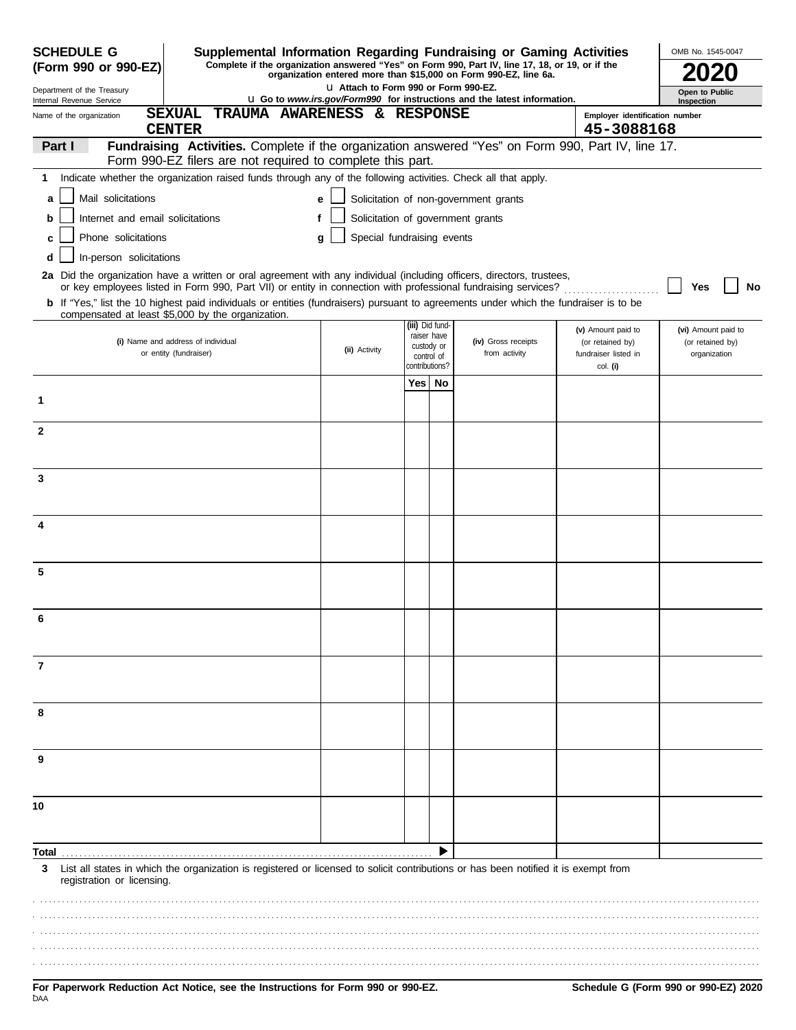**SCHEDULE G (Form 990 or 990-EZ)**

Department of the Treasury
Internal Revenue Service

# Supplemental Information Regarding Fundraising or Gaming Activities

**Complete if the organization answered "Yes" on Form 990, Part IV, line 17, 18, or 19, or if the organization entered more than $15,000 on Form 990-EZ, line 6a.**

u Attach to Form 990 or Form 990-EZ.

u Go to *www.irs.gov/Form990* for instructions and the latest information.

OMB No. 1545-0047

**2020**

**Open to Public Inspection**

Name of the organization: **SEXUAL TRAUMA AWARENESS & RESPONSE CENTER**

Employer identification number: **45-3088168**

**Part I** **Fundraising Activities.** Complete if the organization answered "Yes" on Form 990, Part IV, line 17. Form 990-EZ filers are not required to complete this part.

**1** Indicate whether the organization raised funds through any of the following activities. Check all that apply.

- **a** ☐ Mail solicitations
- **b** ☐ Internet and email solicitations
- **c** ☐ Phone solicitations
- **d** ☐ In-person solicitations
- **e** ☐ Solicitation of non-government grants
- **f** ☐ Solicitation of government grants
- **g** ☐ Special fundraising events

**2a** Did the organization have a written or oral agreement with any individual (including officers, directors, trustees, or key employees listed in Form 990, Part VII) or entity in connection with professional fundraising services? ☐ **Yes** ☐ **No**

**b** If "Yes," list the 10 highest paid individuals or entities (fundraisers) pursuant to agreements under which the fundraiser is to be compensated at least $5,000 by the organization.

| | (i) Name and address of individual or entity (fundraiser) | (ii) Activity | (iii) Did fund-raiser have custody or control of contributions? | | (iv) Gross receipts from activity | (v) Amount paid to (or retained by) fundraiser listed in col. (i) | (vi) Amount paid to (or retained by) organization |
|---|---|---|---|---|---|---|---|
| | | | Yes | No | | | |
| 1 | | | | | | | |
| 2 | | | | | | | |
| 3 | | | | | | | |
| 4 | | | | | | | |
| 5 | | | | | | | |
| 6 | | | | | | | |
| 7 | | | | | | | |
| 8 | | | | | | | |
| 9 | | | | | | | |
| 10 | | | | | | | |
| **Total** | | | | ▶ | | | |

**3** List all states in which the organization is registered or licensed to solicit contributions or has been notified it is exempt from registration or licensing.

**For Paperwork Reduction Act Notice, see the Instructions for Form 990 or 990-EZ.**

**Schedule G (Form 990 or 990-EZ) 2020**

DAA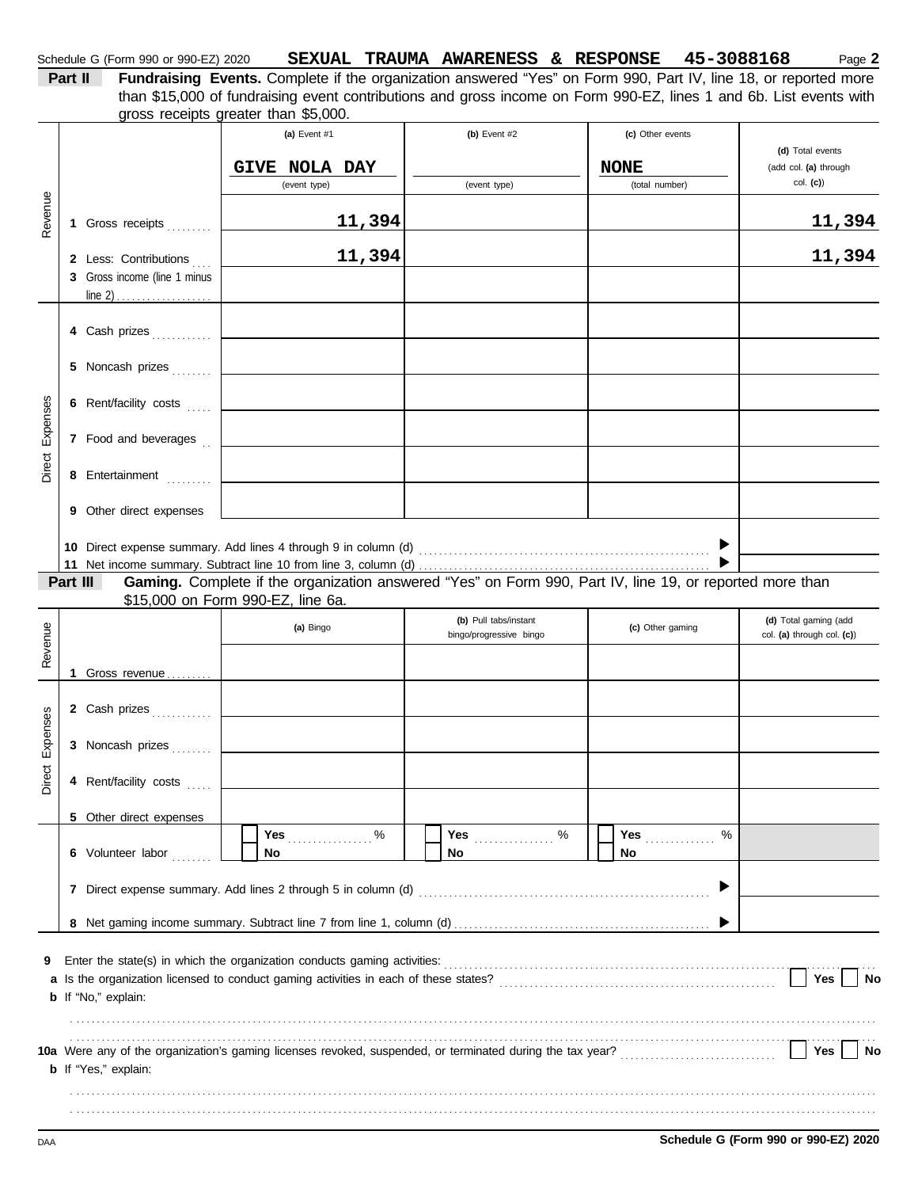Schedule G (Form 990 or 990-EZ) 2020 **SEXUAL TRAUMA AWARENESS & RESPONSE 45-3088168** Page **2**

**Part II** **Fundraising Events.** Complete if the organization answered "Yes" on Form 990, Part IV, line 18, or reported more than $15,000 of fundraising event contributions and gross income on Form 990-EZ, lines 1 and 6b. List events with gross receipts greater than $5,000.

| | | (a) Event #1 | (b) Event #2 | (c) Other events | (d) Total events (add col. (a) through col. (c)) |
|---|---|---|---|---|---|
| | | GIVE NOLA DAY (event type) | (event type) | NONE (total number) | |
| Revenue | 1 Gross receipts | 11,394 | | | 11,394 |
| | 2 Less: Contributions | 11,394 | | | 11,394 |
| | 3 Gross income (line 1 minus line 2) | | | | |
| Direct Expenses | 4 Cash prizes | | | | |
| | 5 Noncash prizes | | | | |
| | 6 Rent/facility costs | | | | |
| | 7 Food and beverages | | | | |
| | 8 Entertainment | | | | |
| | 9 Other direct expenses | | | | |
| | 10 Direct expense summary. Add lines 4 through 9 in column (d) | | | | |
| | 11 Net income summary. Subtract line 10 from line 3, column (d) | | | | |

**Part III** **Gaming.** Complete if the organization answered "Yes" on Form 990, Part IV, line 19, or reported more than $15,000 on Form 990-EZ, line 6a.

| | | (a) Bingo | (b) Pull tabs/instant bingo/progressive bingo | (c) Other gaming | (d) Total gaming (add col. (a) through col. (c)) |
|---|---|---|---|---|---|
| Revenue | 1 Gross revenue | | | | |
| Direct Expenses | 2 Cash prizes | | | | |
| | 3 Noncash prizes | | | | |
| | 4 Rent/facility costs | | | | |
| | 5 Other direct expenses | | | | |
| | 6 Volunteer labor | Yes ____ % No | Yes ____ % No | Yes ____ % No | |
| | 7 Direct expense summary. Add lines 2 through 5 in column (d) | | | | |
| | 8 Net gaming income summary. Subtract line 7 from line 1, column (d) | | | | |

**9** Enter the state(s) in which the organization conducts gaming activities:

**a** Is the organization licensed to conduct gaming activities in each of these states? Yes No

**b** If "No," explain:

**10a** Were any of the organization's gaming licenses revoked, suspended, or terminated during the tax year? Yes No

**b** If "Yes," explain:

DAA **Schedule G (Form 990 or 990-EZ) 2020**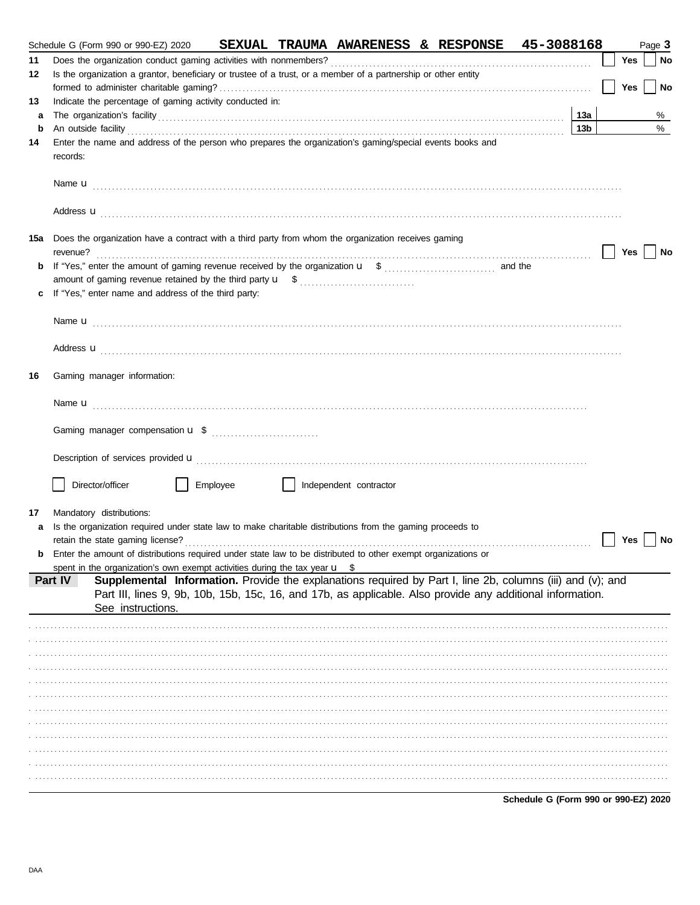Schedule G (Form 990 or 990-EZ) 2020 SEXUAL TRAUMA AWARENESS & RESPONSE 45-3088168 Page **3**

**11** Does the organization conduct gaming activities with nonmembers? ☐ Yes ☐ No

**12** Is the organization a grantor, beneficiary or trustee of a trust, or a member of a partnership or other entity formed to administer charitable gaming? ☐ Yes ☐ No

**13** Indicate the percentage of gaming activity conducted in:

**a** The organization's facility **13a** %

**b** An outside facility **13b** %

**14** Enter the name and address of the person who prepares the organization's gaming/special events books and records:

Name u

Address u

**15a** Does the organization have a contract with a third party from whom the organization receives gaming revenue? ☐ Yes ☐ No

**b** If "Yes," enter the amount of gaming revenue received by the organization u $ and the amount of gaming revenue retained by the third party u $

**c** If "Yes," enter name and address of the third party:

Name u

Address u

**16** Gaming manager information:

Name u

Gaming manager compensation u $

Description of services provided u

☐ Director/officer ☐ Employee ☐ Independent contractor

**17** Mandatory distributions:

**a** Is the organization required under state law to make charitable distributions from the gaming proceeds to retain the state gaming license? ☐ Yes ☐ No

**b** Enter the amount of distributions required under state law to be distributed to other exempt organizations or spent in the organization's own exempt activities during the tax year u $

**Part IV** **Supplemental Information.** Provide the explanations required by Part I, line 2b, columns (iii) and (v); and Part III, lines 9, 9b, 10b, 15b, 15c, 16, and 17b, as applicable. Also provide any additional information. See instructions.

**Schedule G (Form 990 or 990-EZ) 2020**

DAA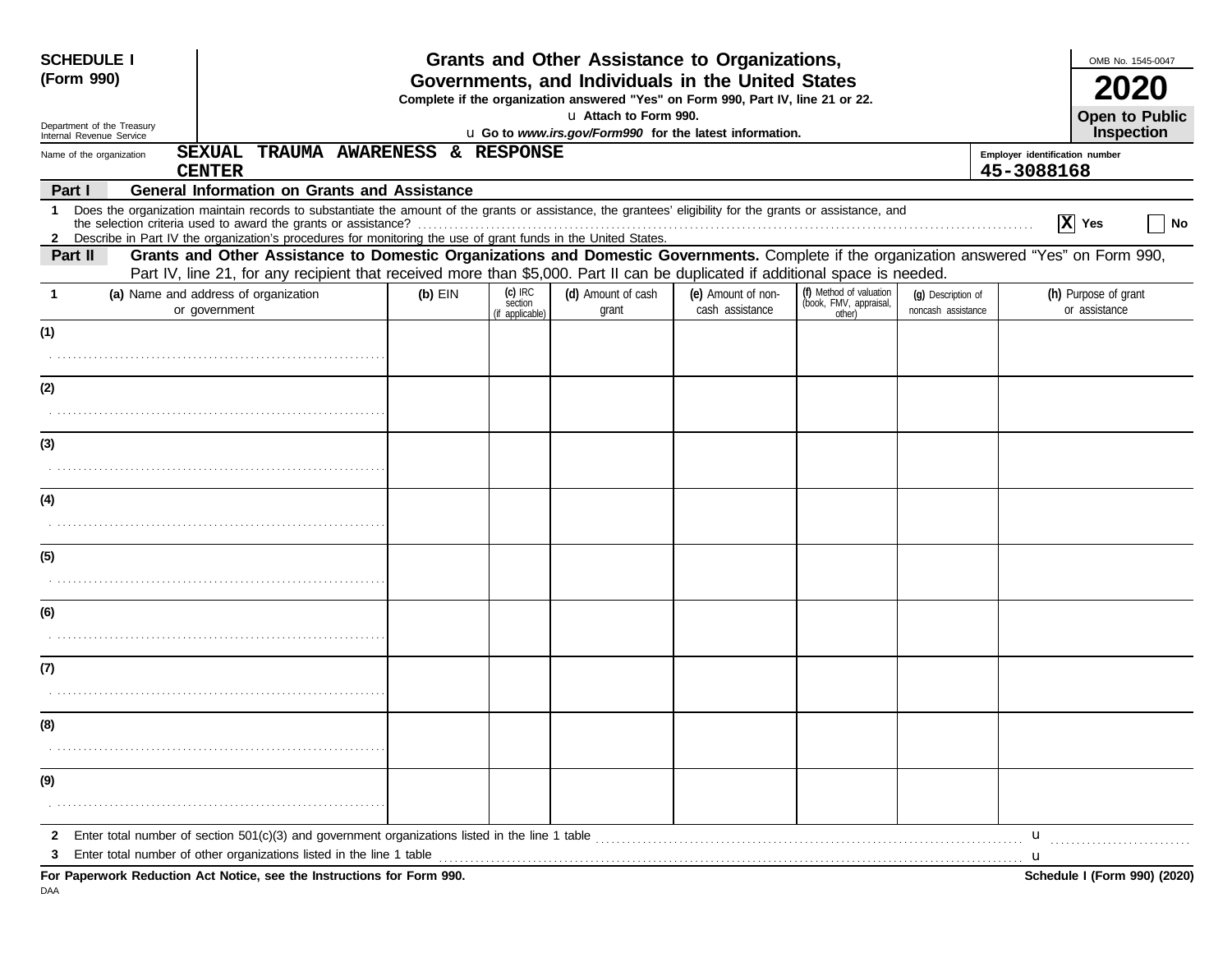**SCHEDULE I**
**(Form 990)**

Department of the Treasury
Internal Revenue Service

# Grants and Other Assistance to Organizations, Governments, and Individuals in the United States

**Complete if the organization answered "Yes" on Form 990, Part IV, line 21 or 22.**

u **Attach to Form 990.**

u **Go to *www.irs.gov/Form990* for the latest information.**

OMB No. 1545-0047

**2020**

**Open to Public Inspection**

Name of the organization: **SEXUAL TRAUMA AWARENESS & RESPONSE CENTER**

Employer identification number: **45-3088168**

## Part I — General Information on Grants and Assistance

1 Does the organization maintain records to substantiate the amount of the grants or assistance, the grantees' eligibility for the grants or assistance, and the selection criteria used to award the grants or assistance? ..... [X] Yes [ ] No

2 Describe in Part IV the organization's procedures for monitoring the use of grant funds in the United States.

## Part II — Grants and Other Assistance to Domestic Organizations and Domestic Governments.

Complete if the organization answered "Yes" on Form 990, Part IV, line 21, for any recipient that received more than $5,000. Part II can be duplicated if additional space is needed.

| 1 | (a) Name and address of organization or government | (b) EIN | (c) IRC section (if applicable) | (d) Amount of cash grant | (e) Amount of non-cash assistance | (f) Method of valuation (book, FMV, appraisal, other) | (g) Description of noncash assistance | (h) Purpose of grant or assistance |
|---|---|---|---|---|---|---|---|---|
| (1) | | | | | | | | |
| (2) | | | | | | | | |
| (3) | | | | | | | | |
| (4) | | | | | | | | |
| (5) | | | | | | | | |
| (6) | | | | | | | | |
| (7) | | | | | | | | |
| (8) | | | | | | | | |
| (9) | | | | | | | | |

2 Enter total number of section 501(c)(3) and government organizations listed in the line 1 table ..... u

3 Enter total number of other organizations listed in the line 1 table ..... u

**For Paperwork Reduction Act Notice, see the Instructions for Form 990.**

**Schedule I (Form 990) (2020)**

DAA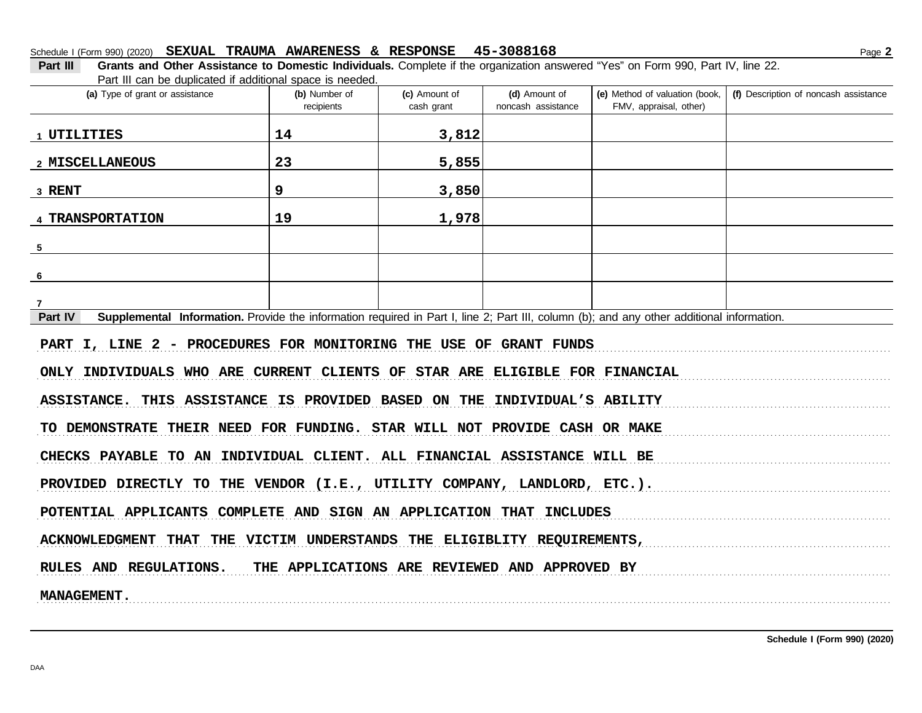Schedule I (Form 990) (2020) **SEXUAL TRAUMA AWARENESS & RESPONSE 45-3088168**

**Part III** **Grants and Other Assistance to Domestic Individuals.** Complete if the organization answered "Yes" on Form 990, Part IV, line 22. Part III can be duplicated if additional space is needed.

| (a) Type of grant or assistance | (b) Number of recipients | (c) Amount of cash grant | (d) Amount of noncash assistance | (e) Method of valuation (book, FMV, appraisal, other) | (f) Description of noncash assistance |
|---|---|---|---|---|---|
| 1 UTILITIES | 14 | 3,812 | | | |
| 2 MISCELLANEOUS | 23 | 5,855 | | | |
| 3 RENT | 9 | 3,850 | | | |
| 4 TRANSPORTATION | 19 | 1,978 | | | |
| 5 | | | | | |
| 6 | | | | | |
| 7 | | | | | |

**Part IV** **Supplemental Information.** Provide the information required in Part I, line 2; Part III, column (b); and any other additional information.

PART I, LINE 2 - PROCEDURES FOR MONITORING THE USE OF GRANT FUNDS

ONLY INDIVIDUALS WHO ARE CURRENT CLIENTS OF STAR ARE ELIGIBLE FOR FINANCIAL ASSISTANCE. THIS ASSISTANCE IS PROVIDED BASED ON THE INDIVIDUAL'S ABILITY TO DEMONSTRATE THEIR NEED FOR FUNDING. STAR WILL NOT PROVIDE CASH OR MAKE CHECKS PAYABLE TO AN INDIVIDUAL CLIENT. ALL FINANCIAL ASSISTANCE WILL BE PROVIDED DIRECTLY TO THE VENDOR (I.E., UTILITY COMPANY, LANDLORD, ETC.). POTENTIAL APPLICANTS COMPLETE AND SIGN AN APPLICATION THAT INCLUDES ACKNOWLEDGMENT THAT THE VICTIM UNDERSTANDS THE ELIGIBLITY REQUIREMENTS, RULES AND REGULATIONS. THE APPLICATIONS ARE REVIEWED AND APPROVED BY MANAGEMENT.

Schedule I (Form 990) (2020)

DAA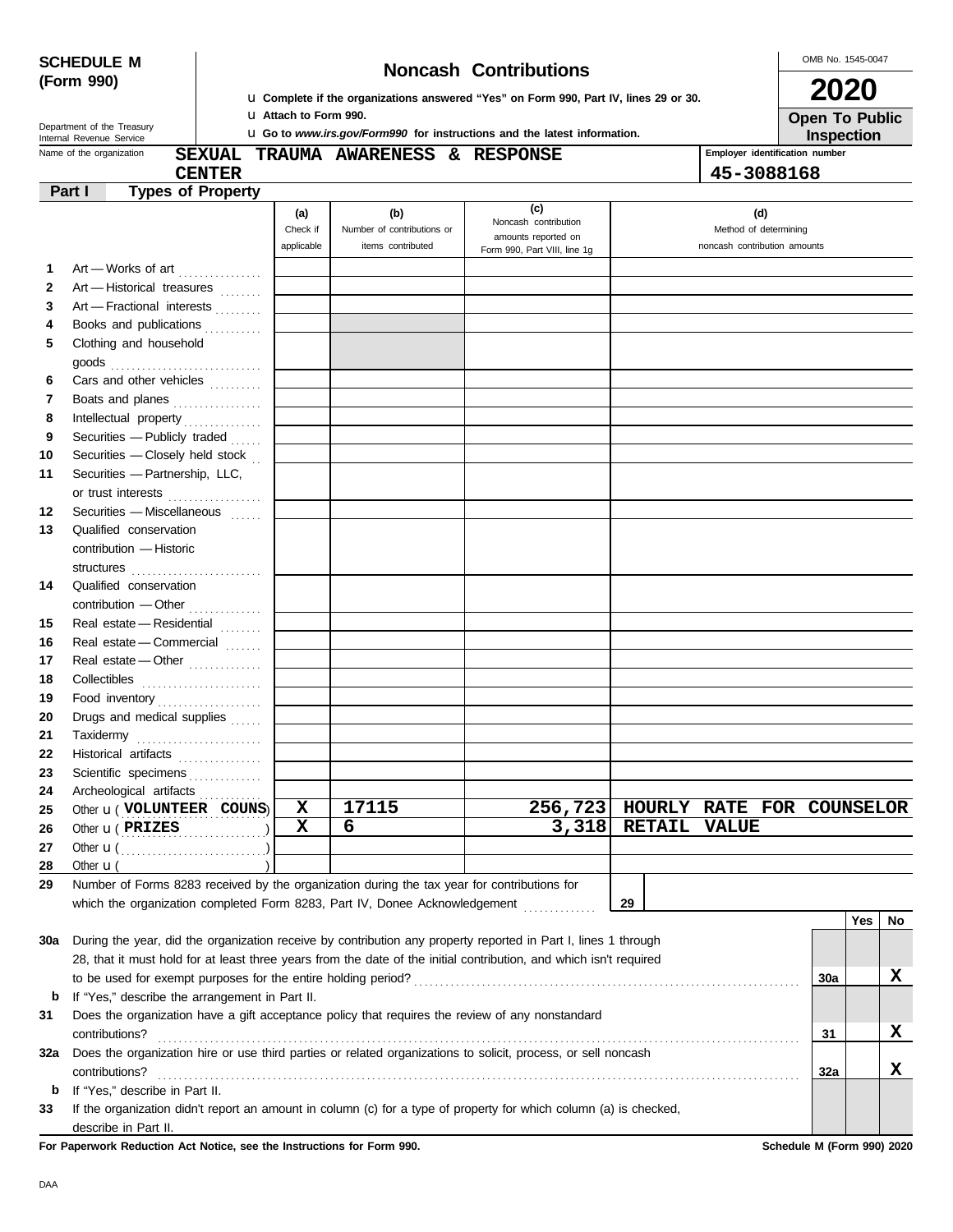**SCHEDULE M (Form 990)**

Department of the Treasury
Internal Revenue Service

# Noncash Contributions

u Complete if the organizations answered "Yes" on Form 990, Part IV, lines 29 or 30.
u Attach to Form 990.
u Go to *www.irs.gov/Form990* for instructions and the latest information.

OMB No. 1545-0047

**2020**

**Open To Public Inspection**

Name of the organization: **SEXUAL TRAUMA AWARENESS & RESPONSE CENTER**

Employer identification number: **45-3088168**

## Part I — Types of Property

| | | (a) Check if applicable | (b) Number of contributions or items contributed | (c) Noncash contribution amounts reported on Form 990, Part VIII, line 1g | (d) Method of determining noncash contribution amounts |
|---|---|---|---|---|---|
| 1 | Art — Works of art | | | | |
| 2 | Art — Historical treasures | | | | |
| 3 | Art — Fractional interests | | | | |
| 4 | Books and publications | | | | |
| 5 | Clothing and household goods | | | | |
| 6 | Cars and other vehicles | | | | |
| 7 | Boats and planes | | | | |
| 8 | Intellectual property | | | | |
| 9 | Securities — Publicly traded | | | | |
| 10 | Securities — Closely held stock | | | | |
| 11 | Securities — Partnership, LLC, or trust interests | | | | |
| 12 | Securities — Miscellaneous | | | | |
| 13 | Qualified conservation contribution — Historic structures | | | | |
| 14 | Qualified conservation contribution — Other | | | | |
| 15 | Real estate — Residential | | | | |
| 16 | Real estate — Commercial | | | | |
| 17 | Real estate — Other | | | | |
| 18 | Collectibles | | | | |
| 19 | Food inventory | | | | |
| 20 | Drugs and medical supplies | | | | |
| 21 | Taxidermy | | | | |
| 22 | Historical artifacts | | | | |
| 23 | Scientific specimens | | | | |
| 24 | Archeological artifacts | | | | |
| 25 | Other u ( VOLUNTEER COUNS ) | X | 17115 | 256,723 | HOURLY RATE FOR COUNSELOR |
| 26 | Other u ( PRIZES ) | X | 6 | 3,318 | RETAIL VALUE |
| 27 | Other u ( ) | | | | |
| 28 | Other u ( ) | | | | |

**29** Number of Forms 8283 received by the organization during the tax year for contributions for which the organization completed Form 8283, Part IV, Donee Acknowledgement . . . . . **29**

| | | | Yes | No |
|---|---|---|---|---|
| **30a** | During the year, did the organization receive by contribution any property reported in Part I, lines 1 through 28, that it must hold for at least three years from the date of the initial contribution, and which isn't required to be used for exempt purposes for the entire holding period? | 30a | | X |
| **b** | If "Yes," describe the arrangement in Part II. | | | |
| **31** | Does the organization have a gift acceptance policy that requires the review of any nonstandard contributions? | 31 | | X |
| **32a** | Does the organization hire or use third parties or related organizations to solicit, process, or sell noncash contributions? | 32a | | X |
| **b** | If "Yes," describe in Part II. | | | |
| **33** | If the organization didn't report an amount in column (c) for a type of property for which column (a) is checked, describe in Part II. | | | |

**For Paperwork Reduction Act Notice, see the Instructions for Form 990.** **Schedule M (Form 990) 2020**

DAA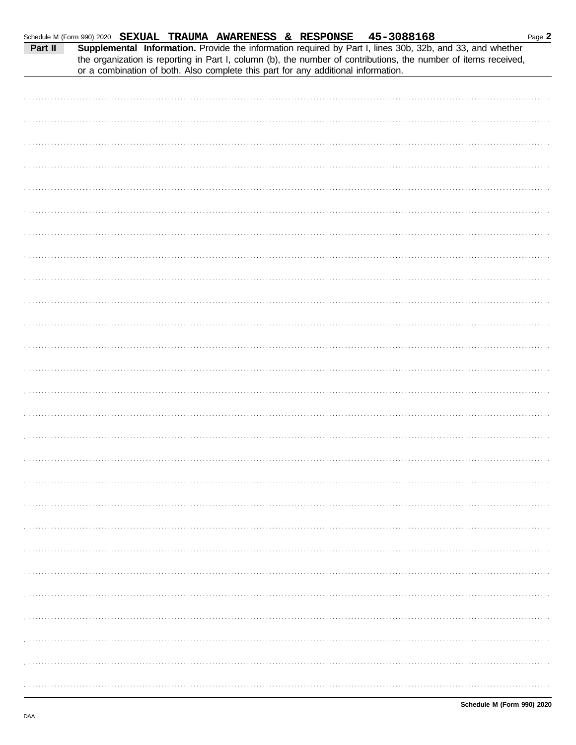Schedule M (Form 990) 2020 **SEXUAL TRAUMA AWARENESS & RESPONSE 45-3088168**

**Part II** **Supplemental Information.** Provide the information required by Part I, lines 30b, 32b, and 33, and whether the organization is reporting in Part I, column (b), the number of contributions, the number of items received, or a combination of both. Also complete this part for any additional information.

**Schedule M (Form 990) 2020**

DAA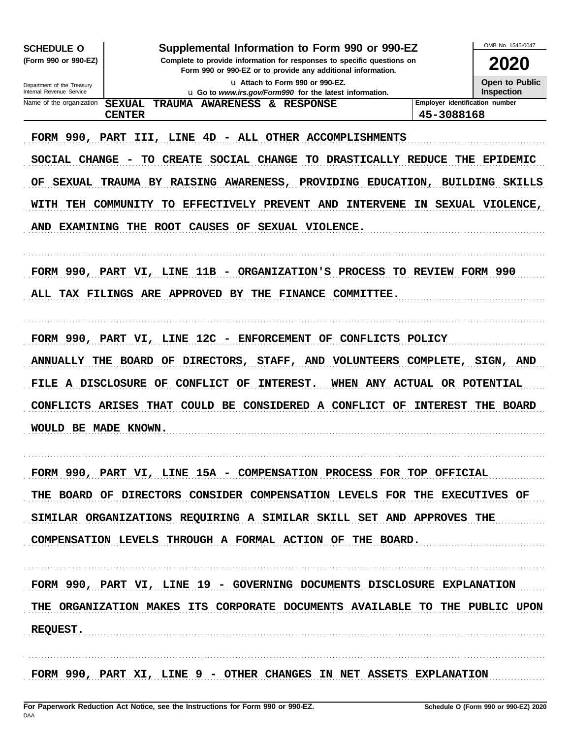**SCHEDULE O** (Form 990 or 990-EZ)

Department of the Treasury
Internal Revenue Service

# Supplemental Information to Form 990 or 990-EZ

**Complete to provide information for responses to specific questions on Form 990 or 990-EZ or to provide any additional information.**

u Attach to Form 990 or 990-EZ.

u Go to *www.irs.gov/Form990* for the latest information.

OMB No. 1545-0047

**2020**

**Open to Public Inspection**

| Name of the organization | Employer identification number |
|---|---|
| SEXUAL TRAUMA AWARENESS & RESPONSE CENTER | 45-3088168 |

FORM 990, PART III, LINE 4D - ALL OTHER ACCOMPLISHMENTS

SOCIAL CHANGE - TO CREATE SOCIAL CHANGE TO DRASTICALLY REDUCE THE EPIDEMIC OF SEXUAL TRAUMA BY RAISING AWARENESS, PROVIDING EDUCATION, BUILDING SKILLS WITH TEH COMMUNITY TO EFFECTIVELY PREVENT AND INTERVENE IN SEXUAL VIOLENCE, AND EXAMINING THE ROOT CAUSES OF SEXUAL VIOLENCE.

FORM 990, PART VI, LINE 11B - ORGANIZATION'S PROCESS TO REVIEW FORM 990

ALL TAX FILINGS ARE APPROVED BY THE FINANCE COMMITTEE.

FORM 990, PART VI, LINE 12C - ENFORCEMENT OF CONFLICTS POLICY

ANNUALLY THE BOARD OF DIRECTORS, STAFF, AND VOLUNTEERS COMPLETE, SIGN, AND FILE A DISCLOSURE OF CONFLICT OF INTEREST. WHEN ANY ACTUAL OR POTENTIAL CONFLICTS ARISES THAT COULD BE CONSIDERED A CONFLICT OF INTEREST THE BOARD WOULD BE MADE KNOWN.

FORM 990, PART VI, LINE 15A - COMPENSATION PROCESS FOR TOP OFFICIAL

THE BOARD OF DIRECTORS CONSIDER COMPENSATION LEVELS FOR THE EXECUTIVES OF SIMILAR ORGANIZATIONS REQUIRING A SIMILAR SKILL SET AND APPROVES THE COMPENSATION LEVELS THROUGH A FORMAL ACTION OF THE BOARD.

FORM 990, PART VI, LINE 19 - GOVERNING DOCUMENTS DISCLOSURE EXPLANATION

THE ORGANIZATION MAKES ITS CORPORATE DOCUMENTS AVAILABLE TO THE PUBLIC UPON REQUEST.

FORM 990, PART XI, LINE 9 - OTHER CHANGES IN NET ASSETS EXPLANATION

**For Paperwork Reduction Act Notice, see the Instructions for Form 990 or 990-EZ.** **Schedule O (Form 990 or 990-EZ) 2020**

DAA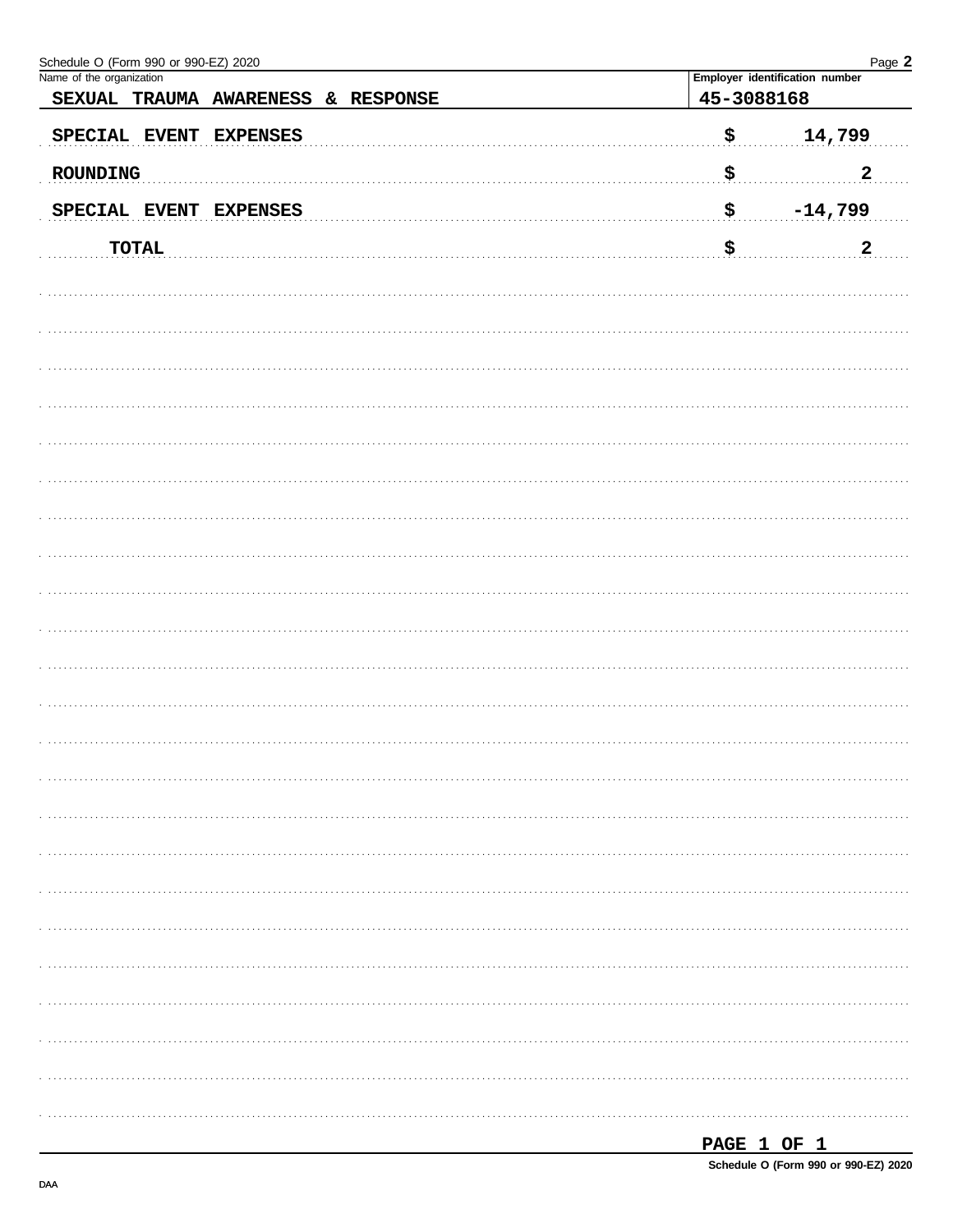Name of the organization: SEXUAL TRAUMA AWARENESS & RESPONSE

Employer identification number: 45-3088168

| | | |
|---|---|---|
| SPECIAL EVENT EXPENSES | $ | 14,799 |
| ROUNDING | $ | 2 |
| SPECIAL EVENT EXPENSES | $ | -14,799 |
| TOTAL | $ | 2 |

PAGE 1 OF 1

Schedule O (Form 990 or 990-EZ) 2020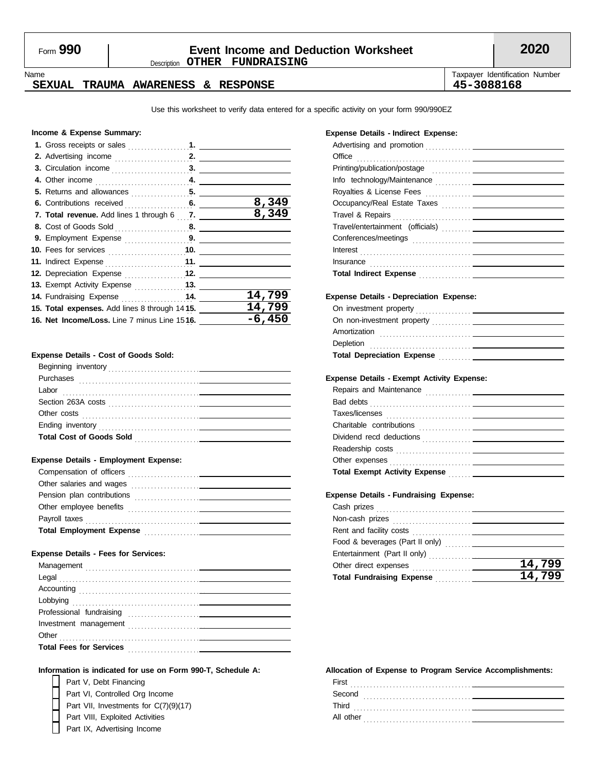Form **990**

# Event Income and Deduction Worksheet

Description **OTHER FUNDRAISING**

**2020**

Name: **SEXUAL TRAUMA AWARENESS & RESPONSE**

Taxpayer Identification Number: **45-3088168**

Use this worksheet to verify data entered for a specific activity on your form 990/990EZ

**Income & Expense Summary:**

| | | |
|---|---|---|
| 1. Gross receipts or sales | 1. | |
| 2. Advertising income | 2. | |
| 3. Circulation income | 3. | |
| 4. Other income | 4. | |
| 5. Returns and allowances | 5. | |
| 6. Contributions received | 6. | 8,349 |
| **7. Total revenue.** Add lines 1 through 6 | 7. | 8,349 |
| 8. Cost of Goods Sold | 8. | |
| 9. Employment Expense | 9. | |
| 10. Fees for services | 10. | |
| 11. Indirect Expense | 11. | |
| 12. Depreciation Expense | 12. | |
| 13. Exempt Activity Expense | 13. | |
| 14. Fundraising Expense | 14. | 14,799 |
| **15. Total expenses.** Add lines 8 through 14 | 15. | 14,799 |
| **16. Net Income/Loss.** Line 7 minus Line 15 | 16. | -6,450 |

**Expense Details - Cost of Goods Sold:**

| | |
|---|---|
| Beginning inventory | |
| Purchases | |
| Labor | |
| Section 263A costs | |
| Other costs | |
| Ending inventory | |
| **Total Cost of Goods Sold** | |

**Expense Details - Employment Expense:**

| | |
|---|---|
| Compensation of officers | |
| Other salaries and wages | |
| Pension plan contributions | |
| Other employee benefits | |
| Payroll taxes | |
| **Total Employment Expense** | |

**Expense Details - Fees for Services:**

| | |
|---|---|
| Management | |
| Legal | |
| Accounting | |
| Lobbying | |
| Professional fundraising | |
| Investment management | |
| Other | |
| **Total Fees for Services** | |

**Expense Details - Indirect Expense:**

| | |
|---|---|
| Advertising and promotion | |
| Office | |
| Printing/publication/postage | |
| Info technology/Maintenance | |
| Royalties & License Fees | |
| Occupancy/Real Estate Taxes | |
| Travel & Repairs | |
| Travel/entertainment (officials) | |
| Conferences/meetings | |
| Interest | |
| Insurance | |
| **Total Indirect Expense** | |

**Expense Details - Depreciation Expense:**

| | |
|---|---|
| On investment property | |
| On non-investment property | |
| Amortization | |
| Depletion | |
| **Total Depreciation Expense** | |

**Expense Details - Exempt Activity Expense:**

| | |
|---|---|
| Repairs and Maintenance | |
| Bad debts | |
| Taxes/licenses | |
| Charitable contributions | |
| Dividend recd deductions | |
| Readership costs | |
| Other expenses | |
| **Total Exempt Activity Expense** | |

**Expense Details - Fundraising Expense:**

| | |
|---|---|
| Cash prizes | |
| Non-cash prizes | |
| Rent and facility costs | |
| Food & beverages (Part II only) | |
| Entertainment (Part II only) | |
| Other direct expenses | 14,799 |
| **Total Fundraising Expense** | 14,799 |

**Information is indicated for use on Form 990-T, Schedule A:**

- [ ] Part V, Debt Financing
- [ ] Part VI, Controlled Org Income
- [ ] Part VII, Investments for C(7)(9)(17)
- [ ] Part VIII, Exploited Activities
- [ ] Part IX, Advertising Income

**Allocation of Expense to Program Service Accomplishments:**

| | |
|---|---|
| First | |
| Second | |
| Third | |
| All other | |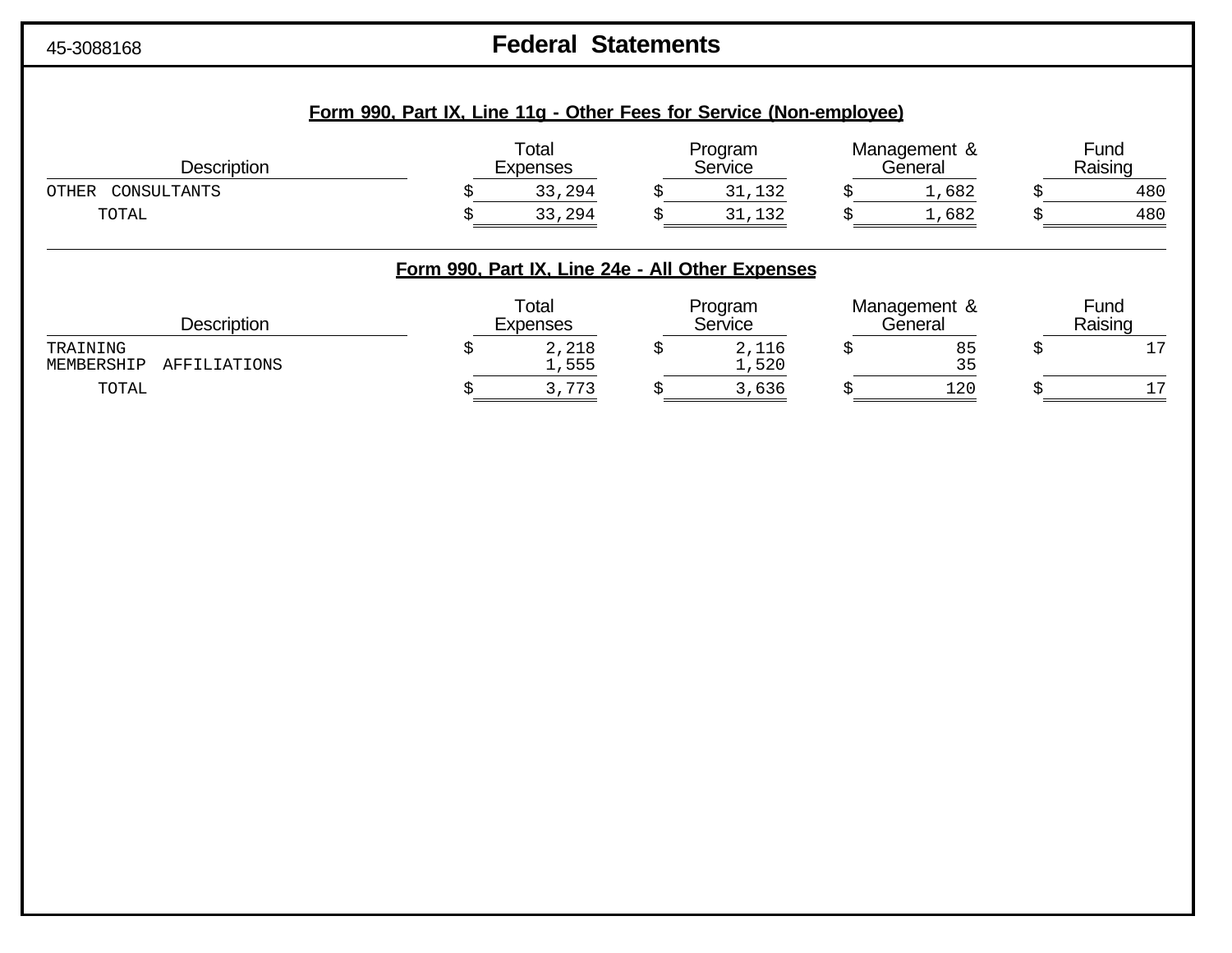45-3088168

# Federal Statements

## Form 990, Part IX, Line 11g - Other Fees for Service (Non-employee)

| Description | Total Expenses | Program Service | Management & General | Fund Raising |
|---|---|---|---|---|
| OTHER CONSULTANTS | $ 33,294 | $ 31,132 | $ 1,682 | $ 480 |
| TOTAL | $ 33,294 | $ 31,132 | $ 1,682 | $ 480 |

## Form 990, Part IX, Line 24e - All Other Expenses

| Description | Total Expenses | Program Service | Management & General | Fund Raising |
|---|---|---|---|---|
| TRAINING | $ 2,218 | $ 2,116 | $ 85 | $ 17 |
| MEMBERSHIP AFFILIATIONS | 1,555 | 1,520 | 35 | |
| TOTAL | $ 3,773 | $ 3,636 | $ 120 | $ 17 |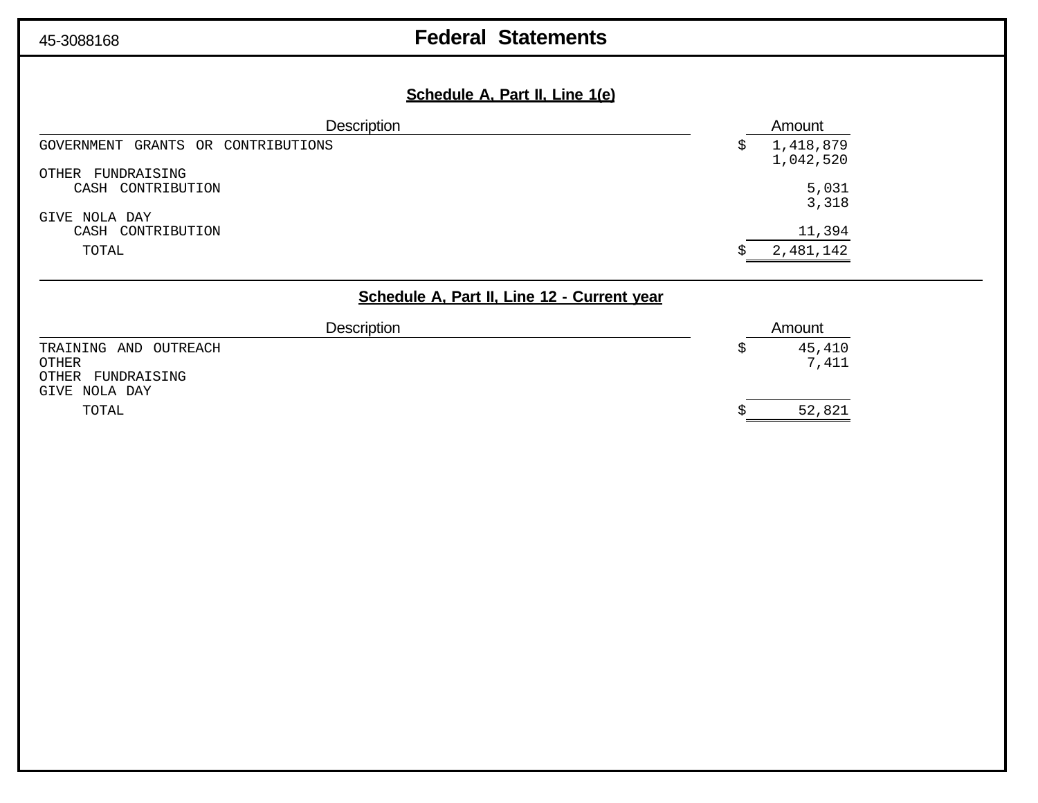45-3088168

# Federal Statements

## Schedule A, Part II, Line 1(e)

| Description | Amount |
|---|---|
| GOVERNMENT GRANTS OR CONTRIBUTIONS | $ 1,418,879 |
| | 1,042,520 |
| OTHER FUNDRAISING | |
| CASH CONTRIBUTION | 5,031 |
| | 3,318 |
| GIVE NOLA DAY | |
| CASH CONTRIBUTION | 11,394 |
| TOTAL | $ 2,481,142 |

## Schedule A, Part II, Line 12 - Current year

| Description | Amount |
|---|---|
| TRAINING AND OUTREACH | $ 45,410 |
| OTHER | 7,411 |
| OTHER FUNDRAISING | |
| GIVE NOLA DAY | |
| TOTAL | $ 52,821 |